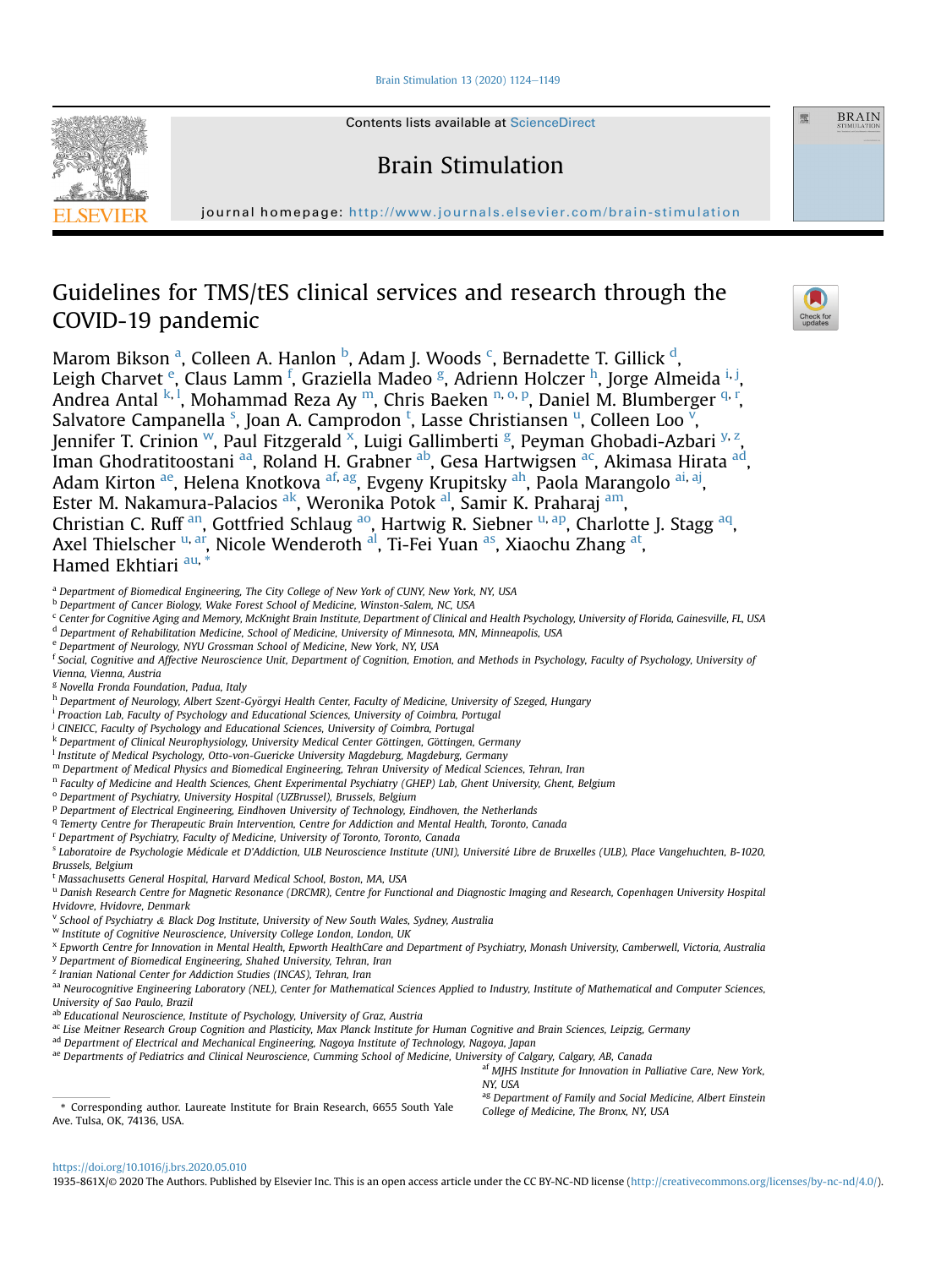Contents lists available at ScienceDirect

# Brain Stimulation

journal homepage: http://www.journals.elsevier.com/brain-stimulation

# Guidelines for TMS/tES clinical services and research through the COVID-19 pandemic

Marom Bikson [a], Colleen A. Hanlon [b], Adam J. Woods [c], Bernadette T. Gillick [d], Leigh Charvet [e], Claus Lamm [f], Graziella Madeo [g], Adrienn Holczer [h], Jorge Almeida [i,j], Andrea Antal [k,l], Mohammad Reza Ay [m], Chris Baeken [n,o,p], Daniel M. Blumberger [q,r], Salvatore Campanella [s], Joan A. Camprodon [t], Lasse Christiansen [u], Colleen Loo [v], Jennifer T. Crinion [w], Paul Fitzgerald [x], Luigi Gallimberti [g], Peyman Ghobadi-Azbari [y,z], Iman Ghodratitoostani [aa], Roland H. Grabner [ab], Gesa Hartwigsen [ac], Akimasa Hirata [ad], Adam Kirton [ae], Helena Knotkova [af,ag], Evgeny Krupitsky [ah], Paola Marangolo [ai,aj], Ester M. Nakamura-Palacios [ak], Weronika Potok [al], Samir K. Praharaj [am], Christian C. Ruff [an], Gottfried Schlaug [ao], Hartwig R. Siebner [u,ap], Charlotte J. Stagg [aq], Axel Thielscher [u,ar], Nicole Wenderoth [al], Ti-Fei Yuan [as], Xiaochu Zhang [at], Hamed Ekhtiari [au,*]

[a] Department of Biomedical Engineering, The City College of New York of CUNY, New York, NY, USA
[b] Department of Cancer Biology, Wake Forest School of Medicine, Winston-Salem, NC, USA
[c] Center for Cognitive Aging and Memory, McKnight Brain Institute, Department of Clinical and Health Psychology, University of Florida, Gainesville, FL, USA
[d] Department of Rehabilitation Medicine, School of Medicine, University of Minnesota, MN, Minneapolis, USA
[e] Department of Neurology, NYU Grossman School of Medicine, New York, NY, USA
[f] Social, Cognitive and Affective Neuroscience Unit, Department of Cognition, Emotion, and Methods in Psychology, Faculty of Psychology, University of Vienna, Vienna, Austria
[g] Novella Fronda Foundation, Padua, Italy
[h] Department of Neurology, Albert Szent-Györgyi Health Center, Faculty of Medicine, University of Szeged, Hungary
[i] Proaction Lab, Faculty of Psychology and Educational Sciences, University of Coimbra, Portugal
[j] CINEICC, Faculty of Psychology and Educational Sciences, University of Coimbra, Portugal
[k] Department of Clinical Neurophysiology, University Medical Center Göttingen, Göttingen, Germany
[l] Institute of Medical Psychology, Otto-von-Guericke University Magdeburg, Magdeburg, Germany
[m] Department of Medical Physics and Biomedical Engineering, Tehran University of Medical Sciences, Tehran, Iran
[n] Faculty of Medicine and Health Sciences, Ghent Experimental Psychiatry (GHEP) Lab, Ghent University, Ghent, Belgium
[o] Department of Psychiatry, University Hospital (UZBrussel), Brussels, Belgium
[p] Department of Electrical Engineering, Eindhoven University of Technology, Eindhoven, the Netherlands
[q] Temerty Centre for Therapeutic Brain Intervention, Centre for Addiction and Mental Health, Toronto, Canada
[r] Department of Psychiatry, Faculty of Medicine, University of Toronto, Toronto, Canada
[s] Laboratoire de Psychologie Médicale et D'Addiction, ULB Neuroscience Institute (UNI), Université Libre de Bruxelles (ULB), Place Vangehuchten, B-1020, Brussels, Belgium
[t] Massachusetts General Hospital, Harvard Medical School, Boston, MA, USA
[u] Danish Research Centre for Magnetic Resonance (DRCMR), Centre for Functional and Diagnostic Imaging and Research, Copenhagen University Hospital Hvidovre, Hvidovre, Denmark
[v] School of Psychiatry & Black Dog Institute, University of New South Wales, Sydney, Australia
[w] Institute of Cognitive Neuroscience, University College London, London, UK
[x] Epworth Centre for Innovation in Mental Health, Epworth HealthCare and Department of Psychiatry, Monash University, Camberwell, Victoria, Australia
[y] Department of Biomedical Engineering, Shahed University, Tehran, Iran
[z] Iranian National Center for Addiction Studies (INCAS), Tehran, Iran
[aa] Neurocognitive Engineering Laboratory (NEL), Center for Mathematical Sciences Applied to Industry, Institute of Mathematical and Computer Sciences, University of Sao Paulo, Brazil
[ab] Educational Neuroscience, Institute of Psychology, University of Graz, Austria
[ac] Lise Meitner Research Group Cognition and Plasticity, Max Planck Institute for Human Cognitive and Brain Sciences, Leipzig, Germany
[ad] Department of Electrical and Mechanical Engineering, Nagoya Institute of Technology, Nagoya, Japan
[ae] Departments of Pediatrics and Clinical Neuroscience, Cumming School of Medicine, University of Calgary, Calgary, AB, Canada
[af] MJHS Institute for Innovation in Palliative Care, New York, NY, USA
[ag] Department of Family and Social Medicine, Albert Einstein College of Medicine, The Bronx, NY, USA

* Corresponding author. Laureate Institute for Brain Research, 6655 South Yale Ave. Tulsa, OK, 74136, USA.

https://doi.org/10.1016/j.brs.2020.05.010
1935-861X/© 2020 The Authors. Published by Elsevier Inc. This is an open access article under the CC BY-NC-ND license (http://creativecommons.org/licenses/by-nc-nd/4.0/).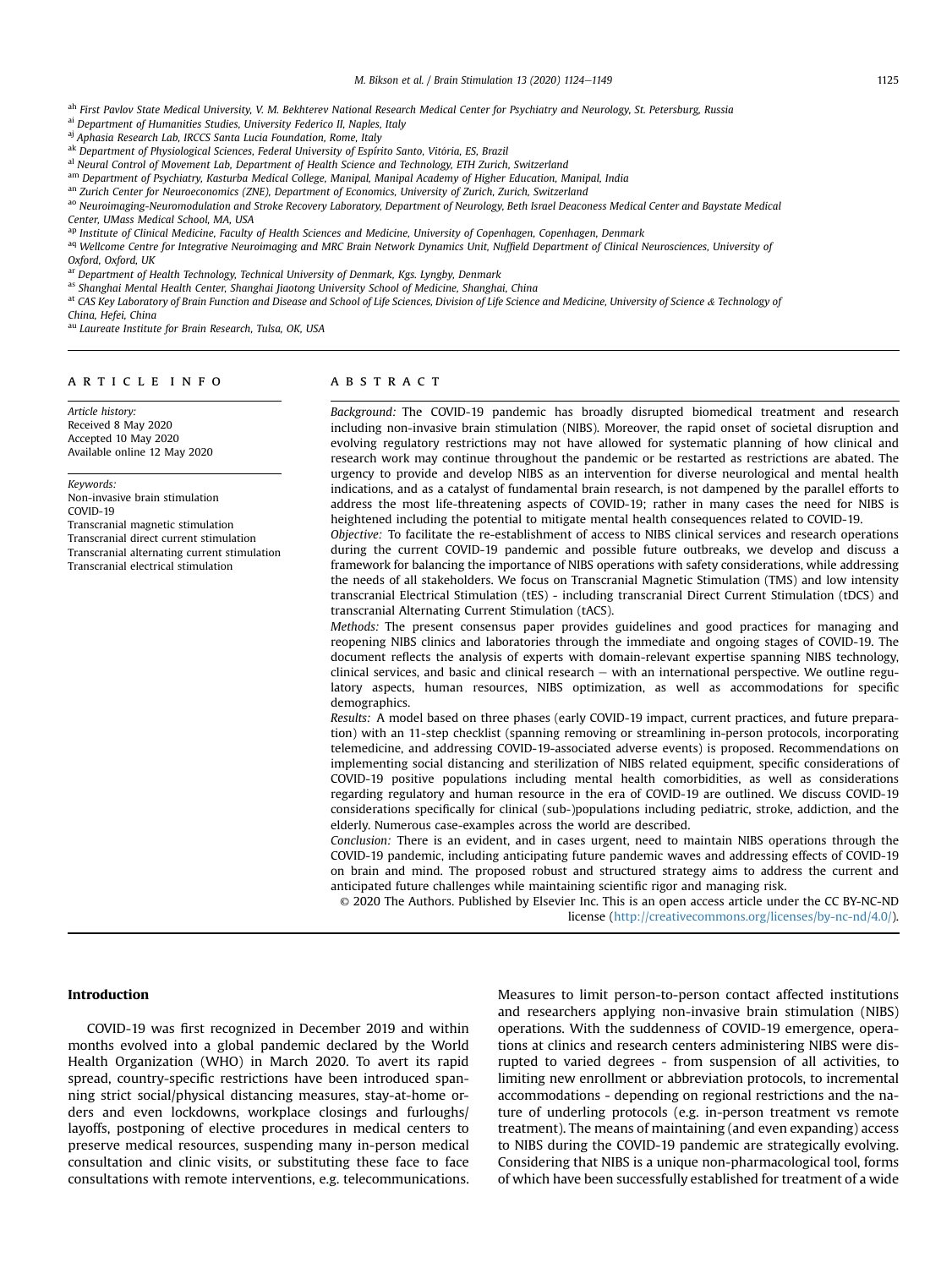[ah] First Pavlov State Medical University, V. M. Bekhterev National Research Medical Center for Psychiatry and Neurology, St. Petersburg, Russia
[ai] Department of Humanities Studies, University Federico II, Naples, Italy
[aj] Aphasia Research Lab, IRCCS Santa Lucia Foundation, Rome, Italy
[ak] Department of Physiological Sciences, Federal University of Espírito Santo, Vitória, ES, Brazil
[al] Neural Control of Movement Lab, Department of Health Science and Technology, ETH Zurich, Switzerland
[am] Department of Psychiatry, Kasturba Medical College, Manipal, Manipal Academy of Higher Education, Manipal, India
[an] Zurich Center for Neuroeconomics (ZNE), Department of Economics, University of Zurich, Zurich, Switzerland
[ao] Neuroimaging-Neuromodulation and Stroke Recovery Laboratory, Department of Neurology, Beth Israel Deaconess Medical Center and Baystate Medical Center, UMass Medical School, MA, USA
[ap] Institute of Clinical Medicine, Faculty of Health Sciences and Medicine, University of Copenhagen, Copenhagen, Denmark
[aq] Wellcome Centre for Integrative Neuroimaging and MRC Brain Network Dynamics Unit, Nuffield Department of Clinical Neurosciences, University of Oxford, Oxford, UK
[ar] Department of Health Technology, Technical University of Denmark, Kgs. Lyngby, Denmark
[as] Shanghai Mental Health Center, Shanghai Jiaotong University School of Medicine, Shanghai, China
[at] CAS Key Laboratory of Brain Function and Disease and School of Life Sciences, Division of Life Science and Medicine, University of Science & Technology of China, Hefei, China
[au] Laureate Institute for Brain Research, Tulsa, OK, USA

**ARTICLE INFO**

*Article history:*
Received 8 May 2020
Accepted 10 May 2020
Available online 12 May 2020

*Keywords:*
Non-invasive brain stimulation
COVID-19
Transcranial magnetic stimulation
Transcranial direct current stimulation
Transcranial alternating current stimulation
Transcranial electrical stimulation

**ABSTRACT**

*Background:* The COVID-19 pandemic has broadly disrupted biomedical treatment and research including non-invasive brain stimulation (NIBS). Moreover, the rapid onset of societal disruption and evolving regulatory restrictions may not have allowed for systematic planning of how clinical and research work may continue throughout the pandemic or be restarted as restrictions are abated. The urgency to provide and develop NIBS as an intervention for diverse neurological and mental health indications, and as a catalyst of fundamental brain research, is not dampened by the parallel efforts to address the most life-threatening aspects of COVID-19; rather in many cases the need for NIBS is heightened including the potential to mitigate mental health consequences related to COVID-19.

*Objective:* To facilitate the re-establishment of access to NIBS clinical services and research operations during the current COVID-19 pandemic and possible future outbreaks, we develop and discuss a framework for balancing the importance of NIBS operations with safety considerations, while addressing the needs of all stakeholders. We focus on Transcranial Magnetic Stimulation (TMS) and low intensity transcranial Electrical Stimulation (tES) - including transcranial Direct Current Stimulation (tDCS) and transcranial Alternating Current Stimulation (tACS).

*Methods:* The present consensus paper provides guidelines and good practices for managing and reopening NIBS clinics and laboratories through the immediate and ongoing stages of COVID-19. The document reflects the analysis of experts with domain-relevant expertise spanning NIBS technology, clinical services, and basic and clinical research – with an international perspective. We outline regulatory aspects, human resources, NIBS optimization, as well as accommodations for specific demographics.

*Results:* A model based on three phases (early COVID-19 impact, current practices, and future preparation) with an 11-step checklist (spanning removing or streamlining in-person protocols, incorporating telemedicine, and addressing COVID-19-associated adverse events) is proposed. Recommendations on implementing social distancing and sterilization of NIBS related equipment, specific considerations of COVID-19 positive populations including mental health comorbidities, as well as considerations regarding regulatory and human resource in the era of COVID-19 are outlined. We discuss COVID-19 considerations specifically for clinical (sub-)populations including pediatric, stroke, addiction, and the elderly. Numerous case-examples across the world are described.

*Conclusion:* There is an evident, and in cases urgent, need to maintain NIBS operations through the COVID-19 pandemic, including anticipating future pandemic waves and addressing effects of COVID-19 on brain and mind. The proposed robust and structured strategy aims to address the current and anticipated future challenges while maintaining scientific rigor and managing risk.

© 2020 The Authors. Published by Elsevier Inc. This is an open access article under the CC BY-NC-ND license (http://creativecommons.org/licenses/by-nc-nd/4.0/).

## Introduction

COVID-19 was first recognized in December 2019 and within months evolved into a global pandemic declared by the World Health Organization (WHO) in March 2020. To avert its rapid spread, country-specific restrictions have been introduced spanning strict social/physical distancing measures, stay-at-home orders and even lockdowns, workplace closings and furloughs/layoffs, postponing of elective procedures in medical centers to preserve medical resources, suspending many in-person medical consultation and clinic visits, or substituting these face to face consultations with remote interventions, e.g. telecommunications. Measures to limit person-to-person contact affected institutions and researchers applying non-invasive brain stimulation (NIBS) operations. With the suddenness of COVID-19 emergence, operations at clinics and research centers administering NIBS were disrupted to varied degrees - from suspension of all activities, to limiting new enrollment or abbreviation protocols, to incremental accommodations - depending on regional restrictions and the nature of underling protocols (e.g. in-person treatment vs remote treatment). The means of maintaining (and even expanding) access to NIBS during the COVID-19 pandemic are strategically evolving. Considering that NIBS is a unique non-pharmacological tool, forms of which have been successfully established for treatment of a wide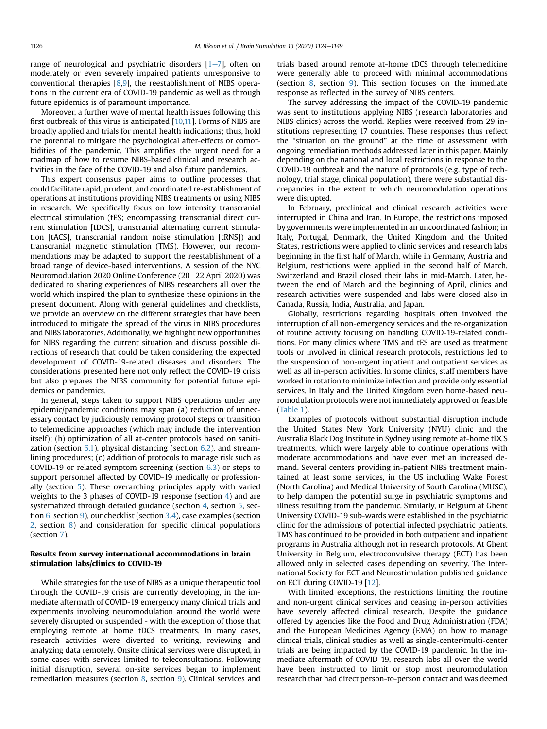range of neurological and psychiatric disorders [1–7], often on moderately or even severely impaired patients unresponsive to conventional therapies [8,9], the reestablishment of NIBS operations in the current era of COVID-19 pandemic as well as through future epidemics is of paramount importance.

Moreover, a further wave of mental health issues following this first outbreak of this virus is anticipated [10,11]. Forms of NIBS are broadly applied and trials for mental health indications; thus, hold the potential to mitigate the psychological after-effects or comorbidities of the pandemic. This amplifies the urgent need for a roadmap of how to resume NIBS-based clinical and research activities in the face of the COVID-19 and also future pandemics.

This expert consensus paper aims to outline processes that could facilitate rapid, prudent, and coordinated re-establishment of operations at institutions providing NIBS treatments or using NIBS in research. We specifically focus on low intensity transcranial electrical stimulation (tES; encompassing transcranial direct current stimulation [tDCS], transcranial alternating current stimulation [tACS], transcranial random noise stimulation [tRNS]) and transcranial magnetic stimulation (TMS). However, our recommendations may be adapted to support the reestablishment of a broad range of device-based interventions. A session of the NYC Neuromodulation 2020 Online Conference (20–22 April 2020) was dedicated to sharing experiences of NIBS researchers all over the world which inspired the plan to synthesize these opinions in the present document. Along with general guidelines and checklists, we provide an overview on the different strategies that have been introduced to mitigate the spread of the virus in NIBS procedures and NIBS laboratories. Additionally, we highlight new opportunities for NIBS regarding the current situation and discuss possible directions of research that could be taken considering the expected development of COVID-19-related diseases and disorders. The considerations presented here not only reflect the COVID-19 crisis but also prepares the NIBS community for potential future epidemics or pandemics.

In general, steps taken to support NIBS operations under any epidemic/pandemic conditions may span (a) reduction of unnecessary contact by judiciously removing protocol steps or transition to telemedicine approaches (which may include the intervention itself); (b) optimization of all at-center protocols based on sanitization (section 6.1), physical distancing (section 6.2), and streamlining procedures; (c) addition of protocols to manage risk such as COVID-19 or related symptom screening (section 6.3) or steps to support personnel affected by COVID-19 medically or professionally (section 5). These overarching principles apply with varied weights to the 3 phases of COVID-19 response (section 4) and are systematized through detailed guidance (section 4, section 5, section 6, section 9), our checklist (section 3.4), case examples (section 2, section 8) and consideration for specific clinical populations (section 7).

## Results from survey international accommodations in brain stimulation labs/clinics to COVID-19

While strategies for the use of NIBS as a unique therapeutic tool through the COVID-19 crisis are currently developing, in the immediate aftermath of COVID-19 emergency many clinical trials and experiments involving neuromodulation around the world were severely disrupted or suspended - with the exception of those that employing remote at home tDCS treatments. In many cases, research activities were diverted to writing, reviewing and analyzing data remotely. Onsite clinical services were disrupted, in some cases with services limited to teleconsultations. Following initial disruption, several on-site services began to implement remediation measures (section 8, section 9). Clinical services and trials based around remote at-home tDCS through telemedicine were generally able to proceed with minimal accommodations (section 8, section 9). This section focuses on the immediate response as reflected in the survey of NIBS centers.

The survey addressing the impact of the COVID-19 pandemic was sent to institutions applying NIBS (research laboratories and NIBS clinics) across the world. Replies were received from 29 institutions representing 17 countries. These responses thus reflect the "situation on the ground" at the time of assessment with ongoing remediation methods addressed later in this paper. Mainly depending on the national and local restrictions in response to the COVID-19 outbreak and the nature of protocols (e.g. type of technology, trial stage, clinical population), there were substantial discrepancies in the extent to which neuromodulation operations were disrupted.

In February, preclinical and clinical research activities were interrupted in China and Iran. In Europe, the restrictions imposed by governments were implemented in an uncoordinated fashion; in Italy, Portugal, Denmark, the United Kingdom and the United States, restrictions were applied to clinic services and research labs beginning in the first half of March, while in Germany, Austria and Belgium, restrictions were applied in the second half of March. Switzerland and Brazil closed their labs in mid-March. Later, between the end of March and the beginning of April, clinics and research activities were suspended and labs were closed also in Canada, Russia, India, Australia, and Japan.

Globally, restrictions regarding hospitals often involved the interruption of all non-emergency services and the re-organization of routine activity focusing on handling COVID-19-related conditions. For many clinics where TMS and tES are used as treatment tools or involved in clinical research protocols, restrictions led to the suspension of non-urgent inpatient and outpatient services as well as all in-person activities. In some clinics, staff members have worked in rotation to minimize infection and provide only essential services. In Italy and the United Kingdom even home-based neuromodulation protocols were not immediately approved or feasible (Table 1).

Examples of protocols without substantial disruption include the United States New York University (NYU) clinic and the Australia Black Dog Institute in Sydney using remote at-home tDCS treatments, which were largely able to continue operations with moderate accommodations and have even met an increased demand. Several centers providing in-patient NIBS treatment maintained at least some services, in the US including Wake Forest (North Carolina) and Medical University of South Carolina (MUSC), to help dampen the potential surge in psychiatric symptoms and illness resulting from the pandemic. Similarly, in Belgium at Ghent University COVID-19 sub-wards were established in the psychiatric clinic for the admissions of potential infected psychiatric patients. TMS has continued to be provided in both outpatient and inpatient programs in Australia although not in research protocols. At Ghent University in Belgium, electroconvulsive therapy (ECT) has been allowed only in selected cases depending on severity. The International Society for ECT and Neurostimulation published guidance on ECT during COVID-19 [12].

With limited exceptions, the restrictions limiting the routine and non-urgent clinical services and ceasing in-person activities have severely affected clinical research. Despite the guidance offered by agencies like the Food and Drug Administration (FDA) and the European Medicines Agency (EMA) on how to manage clinical trials, clinical studies as well as single-center/multi-center trials are being impacted by the COVID-19 pandemic. In the immediate aftermath of COVID-19, research labs all over the world have been instructed to limit or stop most neuromodulation research that had direct person-to-person contact and was deemed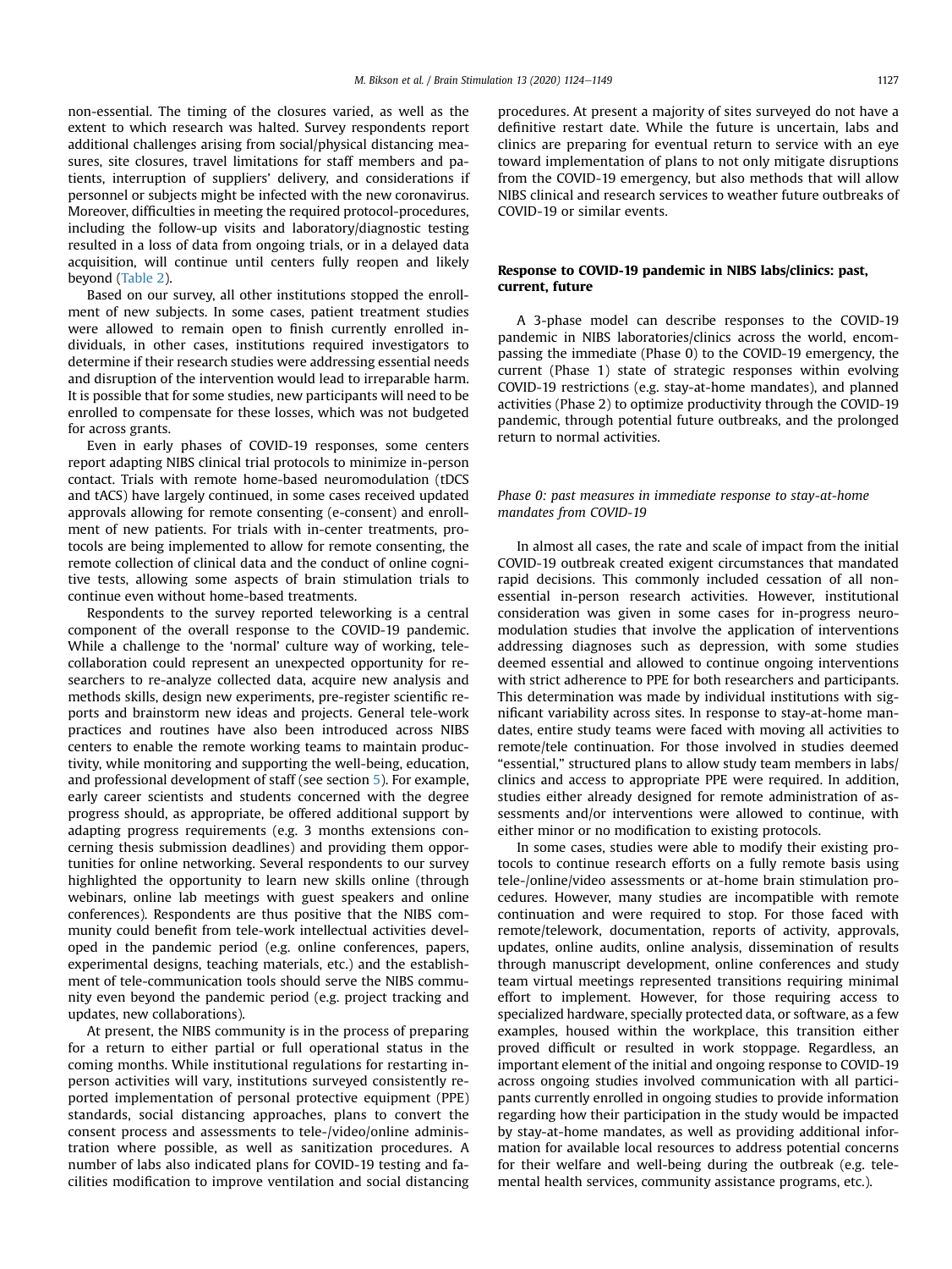non-essential. The timing of the closures varied, as well as the extent to which research was halted. Survey respondents report additional challenges arising from social/physical distancing measures, site closures, travel limitations for staff members and patients, interruption of suppliers' delivery, and considerations if personnel or subjects might be infected with the new coronavirus. Moreover, difficulties in meeting the required protocol-procedures, including the follow-up visits and laboratory/diagnostic testing resulted in a loss of data from ongoing trials, or in a delayed data acquisition, will continue until centers fully reopen and likely beyond (Table 2).

Based on our survey, all other institutions stopped the enrollment of new subjects. In some cases, patient treatment studies were allowed to remain open to finish currently enrolled individuals, in other cases, institutions required investigators to determine if their research studies were addressing essential needs and disruption of the intervention would lead to irreparable harm. It is possible that for some studies, new participants will need to be enrolled to compensate for these losses, which was not budgeted for across grants.

Even in early phases of COVID-19 responses, some centers report adapting NIBS clinical trial protocols to minimize in-person contact. Trials with remote home-based neuromodulation (tDCS and tACS) have largely continued, in some cases received updated approvals allowing for remote consenting (e-consent) and enrollment of new patients. For trials with in-center treatments, protocols are being implemented to allow for remote consenting, the remote collection of clinical data and the conduct of online cognitive tests, allowing some aspects of brain stimulation trials to continue even without home-based treatments.

Respondents to the survey reported teleworking is a central component of the overall response to the COVID-19 pandemic. While a challenge to the 'normal' culture way of working, tele-collaboration could represent an unexpected opportunity for researchers to re-analyze collected data, acquire new analysis and methods skills, design new experiments, pre-register scientific reports and brainstorm new ideas and projects. General tele-work practices and routines have also been introduced across NIBS centers to enable the remote working teams to maintain productivity, while monitoring and supporting the well-being, education, and professional development of staff (see section 5). For example, early career scientists and students concerned with the degree progress should, as appropriate, be offered additional support by adapting progress requirements (e.g. 3 months extensions concerning thesis submission deadlines) and providing them opportunities for online networking. Several respondents to our survey highlighted the opportunity to learn new skills online (through webinars, online lab meetings with guest speakers and online conferences). Respondents are thus positive that the NIBS community could benefit from tele-work intellectual activities developed in the pandemic period (e.g. online conferences, papers, experimental designs, teaching materials, etc.) and the establishment of tele-communication tools should serve the NIBS community even beyond the pandemic period (e.g. project tracking and updates, new collaborations).

At present, the NIBS community is in the process of preparing for a return to either partial or full operational status in the coming months. While institutional regulations for restarting in-person activities will vary, institutions surveyed consistently reported implementation of personal protective equipment (PPE) standards, social distancing approaches, plans to convert the consent process and assessments to tele-/video/online administration where possible, as well as sanitization procedures. A number of labs also indicated plans for COVID-19 testing and facilities modification to improve ventilation and social distancing procedures. At present a majority of sites surveyed do not have a definitive restart date. While the future is uncertain, labs and clinics are preparing for eventual return to service with an eye toward implementation of plans to not only mitigate disruptions from the COVID-19 emergency, but also methods that will allow NIBS clinical and research services to weather future outbreaks of COVID-19 or similar events.

## Response to COVID-19 pandemic in NIBS labs/clinics: past, current, future

A 3-phase model can describe responses to the COVID-19 pandemic in NIBS laboratories/clinics across the world, encompassing the immediate (Phase 0) to the COVID-19 emergency, the current (Phase 1) state of strategic responses within evolving COVID-19 restrictions (e.g. stay-at-home mandates), and planned activities (Phase 2) to optimize productivity through the COVID-19 pandemic, through potential future outbreaks, and the prolonged return to normal activities.

### *Phase 0: past measures in immediate response to stay-at-home mandates from COVID-19*

In almost all cases, the rate and scale of impact from the initial COVID-19 outbreak created exigent circumstances that mandated rapid decisions. This commonly included cessation of all non-essential in-person research activities. However, institutional consideration was given in some cases for in-progress neuromodulation studies that involve the application of interventions addressing diagnoses such as depression, with some studies deemed essential and allowed to continue ongoing interventions with strict adherence to PPE for both researchers and participants. This determination was made by individual institutions with significant variability across sites. In response to stay-at-home mandates, entire study teams were faced with moving all activities to remote/tele continuation. For those involved in studies deemed "essential," structured plans to allow study team members in labs/clinics and access to appropriate PPE were required. In addition, studies either already designed for remote administration of assessments and/or interventions were allowed to continue, with either minor or no modification to existing protocols.

In some cases, studies were able to modify their existing protocols to continue research efforts on a fully remote basis using tele-/online/video assessments or at-home brain stimulation procedures. However, many studies are incompatible with remote continuation and were required to stop. For those faced with remote/telework, documentation, reports of activity, approvals, updates, online audits, online analysis, dissemination of results through manuscript development, online conferences and study team virtual meetings represented transitions requiring minimal effort to implement. However, for those requiring access to specialized hardware, specially protected data, or software, as a few examples, housed within the workplace, this transition either proved difficult or resulted in work stoppage. Regardless, an important element of the initial and ongoing response to COVID-19 across ongoing studies involved communication with all participants currently enrolled in ongoing studies to provide information regarding how their participation in the study would be impacted by stay-at-home mandates, as well as providing additional information for available local resources to address potential concerns for their welfare and well-being during the outbreak (e.g. tele-mental health services, community assistance programs, etc.).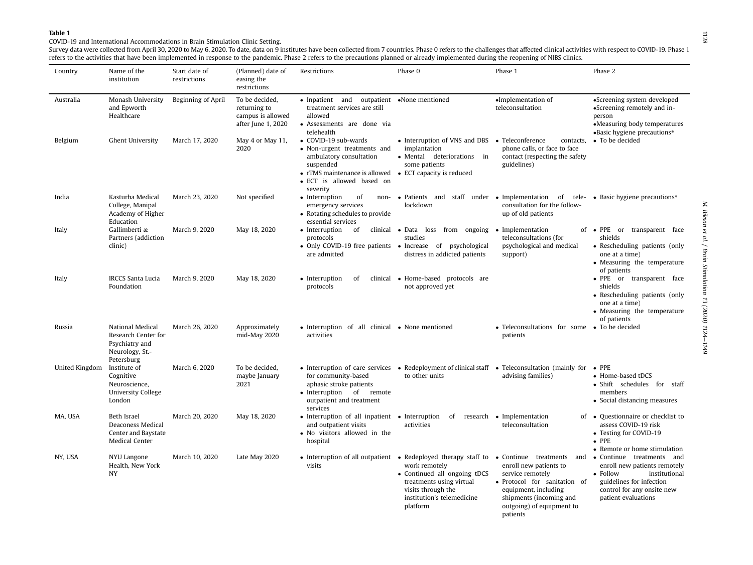**Table 1**

COVID-19 and International Accommodations in Brain Stimulation Clinic Setting.

Survey data were collected from April 30, 2020 to May 6, 2020. To date, data on 9 institutes have been collected from 7 countries. Phase 0 refers to the challenges that affected clinical activities with respect to COVID-19. Phase 1 refers to the activities that have been implemented in response to the pandemic. Phase 2 refers to the precautions planned or already implemented during the reopening of NIBS clinics.

| Country | Name of the institution | Start date of restrictions | (Planned) date of easing the restrictions | Restrictions | Phase 0 | Phase 1 | Phase 2 |
|---|---|---|---|---|---|---|---|
| Australia | Monash University and Epworth Healthcare | Beginning of April | To be decided, returning to campus is allowed after June 1, 2020 | • Inpatient and outpatient treatment services are still allowed<br>• Assessments are done via telehealth | •None mentioned | •Implementation of teleconsultation | •Screening system developed<br>•Screening remotely and in-person<br>•Measuring body temperatures<br>•Basic hygiene precautions* |
| Belgium | Ghent University | March 17, 2020 | May 4 or May 11, 2020 | • COVID-19 sub-wards<br>• Non-urgent treatments and ambulatory consultation suspended<br>• rTMS maintenance is allowed<br>• ECT is allowed based on severity | • Interruption of VNS and DBS implantation<br>• Mental deteriorations in some patients<br>• ECT capacity is reduced | • Teleconference contacts, phone calls, or face to face contact (respecting the safety guidelines) | • To be decided |
| India | Kasturba Medical College, Manipal Academy of Higher Education | March 23, 2020 | Not specified | • Interruption of non-emergency services<br>• Rotating schedules to provide essential services | • Patients and staff under lockdown | • Implementation of tele-consultation for the follow-up of old patients | • Basic hygiene precautions* |
| Italy | Gallimberti & Partners (addiction clinic) | March 9, 2020 | May 18, 2020 | • Interruption of clinical protocols<br>• Only COVID-19 free patients are admitted | • Data loss from ongoing studies<br>• Increase of psychological distress in addicted patients | • Implementation of teleconsultations (for psychological and medical support) | • PPE or transparent face shields<br>• Rescheduling patients (only one at a time)<br>• Measuring the temperature of patients |
| Italy | IRCCS Santa Lucia Foundation | March 9, 2020 | May 18, 2020 | • Interruption of clinical protocols | • Home-based protocols are not approved yet | | • PPE or transparent face shields<br>• Rescheduling patients (only one at a time)<br>• Measuring the temperature of patients |
| Russia | National Medical Research Center for Psychiatry and Neurology, St.-Petersburg | March 26, 2020 | Approximately mid-May 2020 | • Interruption of all clinical activities | • None mentioned | • Teleconsultations for some patients | • To be decided |
| United Kingdom | Institute of Cognitive Neuroscience, University College London | March 6, 2020 | To be decided, maybe January 2021 | • Interruption of care services for community-based aphasic stroke patients<br>• Interruption of remote outpatient and treatment services | • Redeployment of clinical staff to other units | • Teleconsultation (mainly for advising families) | • PPE<br>• Home-based tDCS<br>• Shift schedules for staff members<br>• Social distancing measures |
| MA, USA | Beth Israel Deaconess Medical Center and Baystate Medical Center | March 20, 2020 | May 18, 2020 | • Interruption of all inpatient and outpatient visits<br>• No visitors allowed in the hospital | • Interruption of research activities | • Implementation of teleconsultation | • Questionnaire or checklist to assess COVID-19 risk<br>• Testing for COVID-19<br>• PPE<br>• Remote or home stimulation |
| NY, USA | NYU Langone Health, New York NY | March 10, 2020 | Late May 2020 | • Interruption of all outpatient visits | • Redeployed therapy staff to work remotely<br>• Continued all ongoing tDCS treatments using virtual visits through the institution's telemedicine platform | • Continue treatments and enroll new patients to service remotely<br>• Protocol for sanitation of equipment, including shipments (incoming and outgoing) of equipment to patients | • Continue treatments and enroll new patients remotely<br>• Follow institutional guidelines for infection control for any onsite new patient evaluations |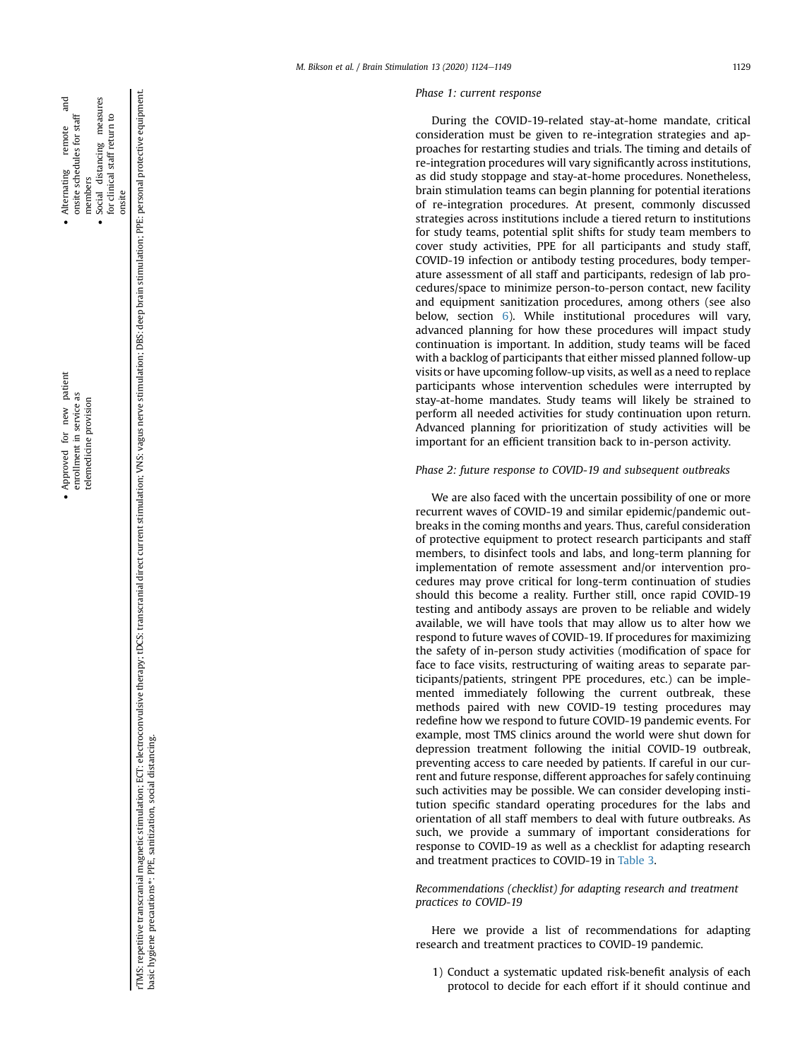- Approved for new patient enrollment in service as telemedicine provision

- Alternating remote and onsite schedules for staff members
- Social distancing measures for clinical staff return to onsite

rTMS: repetitive transcranial magnetic stimulation; ECT: electroconvulsive therapy; tDCS: transcranial direct current stimulation; VNS: vagus nerve stimulation; DBS: deep brain stimulation; PPE: personal protective equipment. basic hygiene precautions*: PPE, sanitization, social distancing.

*Phase 1: current response*

During the COVID-19-related stay-at-home mandate, critical consideration must be given to re-integration strategies and approaches for restarting studies and trials. The timing and details of re-integration procedures will vary significantly across institutions, as did study stoppage and stay-at-home procedures. Nonetheless, brain stimulation teams can begin planning for potential iterations of re-integration procedures. At present, commonly discussed strategies across institutions include a tiered return to institutions for study teams, potential split shifts for study team members to cover study activities, PPE for all participants and study staff, COVID-19 infection or antibody testing procedures, body temperature assessment of all staff and participants, redesign of lab procedures/space to minimize person-to-person contact, new facility and equipment sanitization procedures, among others (see also below, section 6). While institutional procedures will vary, advanced planning for how these procedures will impact study continuation is important. In addition, study teams will be faced with a backlog of participants that either missed planned follow-up visits or have upcoming follow-up visits, as well as a need to replace participants whose intervention schedules were interrupted by stay-at-home mandates. Study teams will likely be strained to perform all needed activities for study continuation upon return. Advanced planning for prioritization of study activities will be important for an efficient transition back to in-person activity.

*Phase 2: future response to COVID-19 and subsequent outbreaks*

We are also faced with the uncertain possibility of one or more recurrent waves of COVID-19 and similar epidemic/pandemic outbreaks in the coming months and years. Thus, careful consideration of protective equipment to protect research participants and staff members, to disinfect tools and labs, and long-term planning for implementation of remote assessment and/or intervention procedures may prove critical for long-term continuation of studies should this become a reality. Further still, once rapid COVID-19 testing and antibody assays are proven to be reliable and widely available, we will have tools that may allow us to alter how we respond to future waves of COVID-19. If procedures for maximizing the safety of in-person study activities (modification of space for face to face visits, restructuring of waiting areas to separate participants/patients, stringent PPE procedures, etc.) can be implemented immediately following the current outbreak, these methods paired with new COVID-19 testing procedures may redefine how we respond to future COVID-19 pandemic events. For example, most TMS clinics around the world were shut down for depression treatment following the initial COVID-19 outbreak, preventing access to care needed by patients. If careful in our current and future response, different approaches for safely continuing such activities may be possible. We can consider developing institution specific standard operating procedures for the labs and orientation of all staff members to deal with future outbreaks. As such, we provide a summary of important considerations for response to COVID-19 as well as a checklist for adapting research and treatment practices to COVID-19 in Table 3.

*Recommendations (checklist) for adapting research and treatment practices to COVID-19*

Here we provide a list of recommendations for adapting research and treatment practices to COVID-19 pandemic.

1) Conduct a systematic updated risk-benefit analysis of each protocol to decide for each effort if it should continue and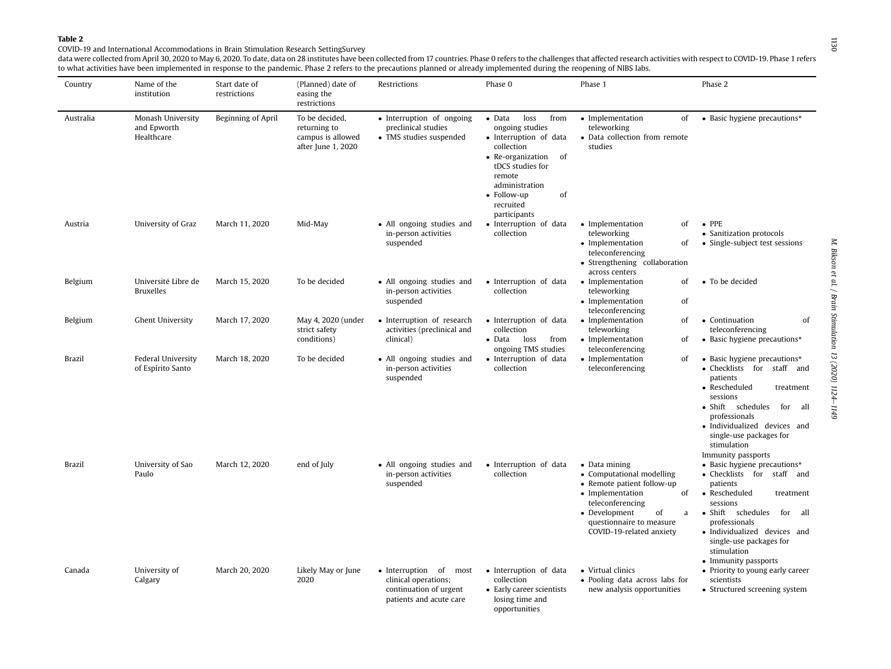**Table 2**

COVID-19 and International Accommodations in Brain Stimulation Research SettingSurvey data were collected from April 30, 2020 to May 6, 2020. To date, data on 28 institutes have been collected from 17 countries. Phase 0 refers to the challenges that affected research activities with respect to COVID-19. Phase 1 refers to what activities have been implemented in response to the pandemic. Phase 2 refers to the precautions planned or already implemented during the reopening of NIBS labs.

| Country | Name of the institution | Start date of restrictions | (Planned) date of easing the restrictions | Restrictions | Phase 0 | Phase 1 | Phase 2 |
|---|---|---|---|---|---|---|---|
| Australia | Monash University and Epworth Healthcare | Beginning of April | To be decided, returning to campus is allowed after June 1, 2020 | • Interruption of ongoing preclinical studies<br>• TMS studies suspended | • Data loss from ongoing studies<br>• Interruption of data collection<br>• Re-organization of tDCS studies for remote administration<br>• Follow-up of recruited participants | • Implementation of teleworking<br>• Data collection from remote studies | • Basic hygiene precautions* |
| Austria | University of Graz | March 11, 2020 | Mid-May | • All ongoing studies and in-person activities suspended | • Interruption of data collection | • Implementation of teleworking<br>• Implementation of teleconferencing<br>• Strengthening collaboration across centers | • PPE<br>• Sanitization protocols<br>• Single-subject test sessions |
| Belgium | Université Libre de Bruxelles | March 15, 2020 | To be decided | • All ongoing studies and in-person activities suspended | • Interruption of data collection | • Implementation of teleworking<br>• Implementation of teleconferencing | • To be decided |
| Belgium | Ghent University | March 17, 2020 | May 4, 2020 (under strict safety conditions) | • Interruption of research activities (preclinical and clinical) | • Interruption of data collection<br>• Data loss from ongoing TMS studies | • Implementation of teleworking<br>• Implementation of teleconferencing | • Continuation of teleconferencing<br>• Basic hygiene precautions* |
| Brazil | Federal University of Espírito Santo | March 18, 2020 | To be decided | • All ongoing studies and in-person activities suspended | • Interruption of data collection | • Implementation of teleconferencing | • Basic hygiene precautions*<br>• Checklists for staff and patients<br>• Rescheduled treatment sessions<br>• Shift schedules for all professionals<br>• Individualized devices and single-use packages for stimulation<br>Immunity passports |
| Brazil | University of Sao Paulo | March 12, 2020 | end of July | • All ongoing studies and in-person activities suspended | • Interruption of data collection | • Data mining<br>• Computational modelling<br>• Remote patient follow-up<br>• Implementation of teleconferencing<br>• Development of a questionnaire to measure COVID-19-related anxiety | • Basic hygiene precautions*<br>• Checklists for staff and patients<br>• Rescheduled treatment sessions<br>• Shift schedules for all professionals<br>• Individualized devices and single-use packages for stimulation<br>• Immunity passports |
| Canada | University of Calgary | March 20, 2020 | Likely May or June 2020 | • Interruption of most clinical operations; continuation of urgent patients and acute care | • Interruption of data collection<br>• Early career scientists losing time and opportunities | • Virtual clinics<br>• Pooling data across labs for new analysis opportunities | • Priority to young early career scientists<br>• Structured screening system |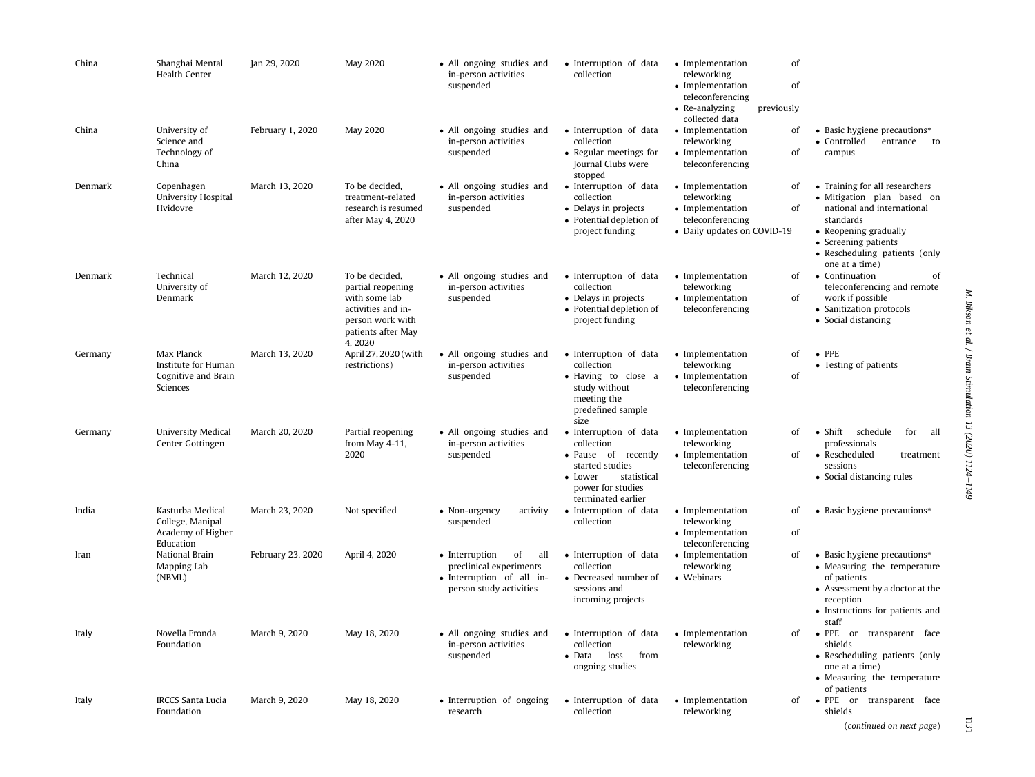| | | | | | | | |
|---|---|---|---|---|---|---|---|
| China | Shanghai Mental Health Center | Jan 29, 2020 | May 2020 | • All ongoing studies and in-person activities suspended | • Interruption of data collection | • Implementation of teleworking<br>• Implementation of teleconferencing<br>• Re-analyzing previously collected data | |
| China | University of Science and Technology of China | February 1, 2020 | May 2020 | • All ongoing studies and in-person activities suspended | • Interruption of data collection<br>• Regular meetings for Journal Clubs were stopped | • Implementation of teleworking<br>• Implementation of teleconferencing | • Basic hygiene precautions*<br>• Controlled entrance to campus |
| Denmark | Copenhagen University Hospital Hvidovre | March 13, 2020 | To be decided, treatment-related research is resumed after May 4, 2020 | • All ongoing studies and in-person activities suspended | • Interruption of data collection<br>• Delays in projects<br>• Potential depletion of project funding | • Implementation of teleworking<br>• Implementation of teleconferencing<br>• Daily updates on COVID-19 | • Training for all researchers<br>• Mitigation plan based on national and international standards<br>• Reopening gradually<br>• Screening patients<br>• Rescheduling patients (only one at a time) |
| Denmark | Technical University of Denmark | March 12, 2020 | To be decided, partial reopening with some lab activities and in-person work with patients after May 4, 2020 | • All ongoing studies and in-person activities suspended | • Interruption of data collection<br>• Delays in projects<br>• Potential depletion of project funding | • Implementation of teleworking<br>• Implementation of teleconferencing | • Continuation of teleconferencing and remote work if possible<br>• Sanitization protocols<br>• Social distancing |
| Germany | Max Planck Institute for Human Cognitive and Brain Sciences | March 13, 2020 | April 27, 2020 (with restrictions) | • All ongoing studies and in-person activities suspended | • Interruption of data collection<br>• Having to close a study without meeting the predefined sample size | • Implementation of teleworking<br>• Implementation of teleconferencing | • PPE<br>• Testing of patients |
| Germany | University Medical Center Göttingen | March 20, 2020 | Partial reopening from May 4-11, 2020 | • All ongoing studies and in-person activities suspended | • Interruption of data collection<br>• Pause of recently started studies<br>• Lower statistical power for studies terminated earlier | • Implementation of teleworking<br>• Implementation of teleconferencing | • Shift schedule for all professionals<br>• Rescheduled treatment sessions<br>• Social distancing rules |
| India | Kasturba Medical College, Manipal Academy of Higher Education | March 23, 2020 | Not specified | • Non-urgency activity suspended | • Interruption of data collection | • Implementation of teleworking<br>• Implementation of teleconferencing | • Basic hygiene precautions* |
| Iran | National Brain Mapping Lab (NBML) | February 23, 2020 | April 4, 2020 | • Interruption of all preclinical experiments<br>• Interruption of all in-person study activities | • Interruption of data collection<br>• Decreased number of sessions and incoming projects | • Implementation of teleworking<br>• Webinars | • Basic hygiene precautions*<br>• Measuring the temperature of patients<br>• Assessment by a doctor at the reception<br>• Instructions for patients and staff |
| Italy | Novella Fronda Foundation | March 9, 2020 | May 18, 2020 | • All ongoing studies and in-person activities suspended | • Interruption of data collection<br>• Data loss from ongoing studies | • Implementation of teleworking | • PPE or transparent face shields<br>• Rescheduling patients (only one at a time)<br>• Measuring the temperature of patients |
| Italy | IRCCS Santa Lucia Foundation | March 9, 2020 | May 18, 2020 | • Interruption of ongoing research | • Interruption of data collection | • Implementation of teleworking | • PPE or transparent face shields |

(*continued on next page*)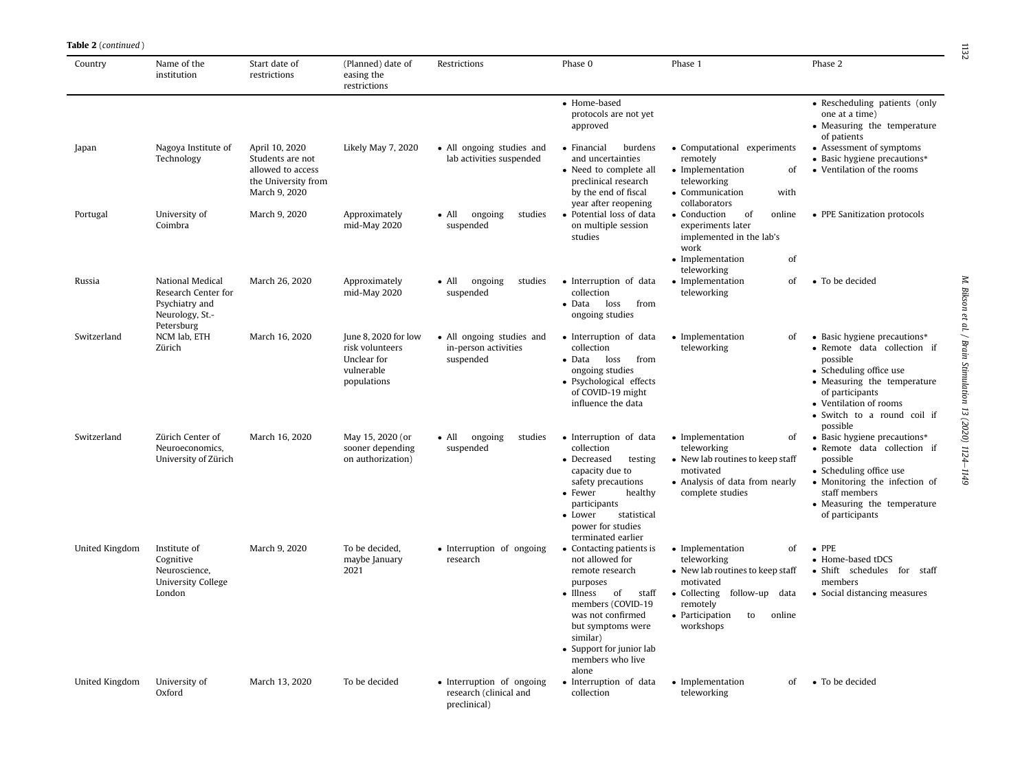**Table 2** (*continued*)

| Country | Name of the institution | Start date of restrictions | (Planned) date of easing the restrictions | Restrictions | Phase 0 | Phase 1 | Phase 2 |
|---|---|---|---|---|---|---|---|
| | | | | | • Home-based protocols are not yet approved | | • Rescheduling patients (only one at a time)<br>• Measuring the temperature of patients |
| Japan | Nagoya Institute of Technology | April 10, 2020 Students are not allowed to access the University from March 9, 2020 | Likely May 7, 2020 | • All ongoing studies and lab activities suspended | • Financial burdens and uncertainties<br>• Need to complete all preclinical research by the end of fiscal year after reopening | • Computational experiments remotely<br>• Implementation of teleworking<br>• Communication with collaborators | • Assessment of symptoms<br>• Basic hygiene precautions*<br>• Ventilation of the rooms |
| Portugal | University of Coimbra | March 9, 2020 | Approximately mid-May 2020 | • All ongoing studies suspended | • Potential loss of data on multiple session studies | • Conduction of online experiments later implemented in the lab's work<br>• Implementation of teleworking | • PPE Sanitization protocols |
| Russia | National Medical Research Center for Psychiatry and Neurology, St.-Petersburg | March 26, 2020 | Approximately mid-May 2020 | • All ongoing studies suspended | • Interruption of data collection<br>• Data loss from ongoing studies | • Implementation of teleworking | • To be decided |
| Switzerland | NCM lab, ETH Zürich | March 16, 2020 | June 8, 2020 for low risk volunteers Unclear for vulnerable populations | • All ongoing studies and in-person activities suspended | • Interruption of data collection<br>• Data loss from ongoing studies<br>• Psychological effects of COVID-19 might influence the data | • Implementation of teleworking | • Basic hygiene precautions*<br>• Remote data collection if possible<br>• Scheduling office use<br>• Measuring the temperature of participants<br>• Ventilation of rooms<br>• Switch to a round coil if possible |
| Switzerland | Zürich Center of Neuroeconomics, University of Zürich | March 16, 2020 | May 15, 2020 (or sooner depending on authorization) | • All ongoing studies suspended | • Interruption of data collection<br>• Decreased testing capacity due to safety precautions<br>• Fewer healthy participants<br>• Lower statistical power for studies terminated earlier | • Implementation of teleworking<br>• New lab routines to keep staff motivated<br>• Analysis of data from nearly complete studies | • Basic hygiene precautions*<br>• Remote data collection if possible<br>• Scheduling office use<br>• Monitoring the infection of staff members<br>• Measuring the temperature of participants |
| United Kingdom | Institute of Cognitive Neuroscience, University College London | March 9, 2020 | To be decided, maybe January 2021 | • Interruption of ongoing research | • Contacting patients is not allowed for remote research purposes<br>• Illness of staff members (COVID-19 was not confirmed but symptoms were similar)<br>• Support for junior lab members who live alone | • Implementation of teleworking<br>• New lab routines to keep staff motivated<br>• Collecting follow-up data remotely<br>• Participation to online workshops | • PPE<br>• Home-based tDCS<br>• Shift schedules for staff members<br>• Social distancing measures |
| United Kingdom | University of Oxford | March 13, 2020 | To be decided | • Interruption of ongoing research (clinical and preclinical) | • Interruption of data collection | • Implementation of teleworking | • To be decided |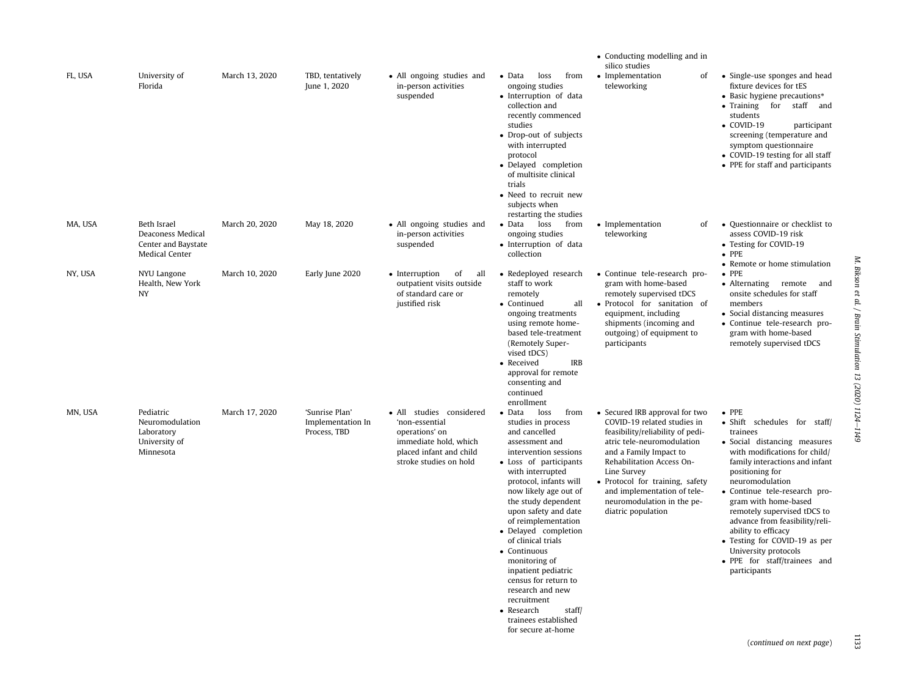| | | | | | | |
|---|---|---|---|---|---|---|
| | | | | | • Conducting modelling and in silico studies | |
| FL, USA | University of Florida | March 13, 2020 | TBD, tentatively June 1, 2020 | • All ongoing studies and in-person activities suspended | • Data loss from ongoing studies<br>• Interruption of data collection and recently commenced studies<br>• Drop-out of subjects with interrupted protocol<br>• Delayed completion of multisite clinical trials<br>• Need to recruit new subjects when restarting the studies | • Implementation of teleworking | • Single-use sponges and head fixture devices for tES<br>• Basic hygiene precautions*<br>• Training for staff and students<br>• COVID-19 participant screening (temperature and symptom questionnaire<br>• COVID-19 testing for all staff<br>• PPE for staff and participants |
| MA, USA | Beth Israel Deaconess Medical Center and Baystate Medical Center | March 20, 2020 | May 18, 2020 | • All ongoing studies and in-person activities suspended | • Data loss from ongoing studies<br>• Interruption of data collection | • Implementation of teleworking | • Questionnaire or checklist to assess COVID-19 risk<br>• Testing for COVID-19<br>• PPE<br>• Remote or home stimulation |
| NY, USA | NYU Langone Health, New York NY | March 10, 2020 | Early June 2020 | • Interruption of all outpatient visits outside of standard care or justified risk | • Redeployed research staff to work remotely<br>• Continued all ongoing treatments using remote home-based tele-treatment (Remotely Supervised tDCS)<br>• Received IRB approval for remote consenting and continued enrollment | • Continue tele-research program with home-based remotely supervised tDCS<br>• Protocol for sanitation of equipment, including shipments (incoming and outgoing) of equipment to participants | • PPE<br>• Alternating remote and onsite schedules for staff members<br>• Social distancing measures<br>• Continue tele-research program with home-based remotely supervised tDCS |
| MN, USA | Pediatric Neuromodulation Laboratory University of Minnesota | March 17, 2020 | 'Sunrise Plan' Implementation In Process, TBD | • All studies considered 'non-essential operations' on immediate hold, which placed infant and child stroke studies on hold | • Data loss from studies in process and cancelled assessment and intervention sessions<br>• Loss of participants with interrupted protocol, infants will now likely age out of the study dependent upon safety and date of reimplementation<br>• Delayed completion of clinical trials<br>• Continuous monitoring of inpatient pediatric census for return to research and new recruitment<br>• Research staff/ trainees established for secure at-home | • Secured IRB approval for two COVID-19 related studies in feasibility/reliability of pediatric tele-neuromodulation and a Family Impact to Rehabilitation Access On-Line Survey<br>• Protocol for training, safety and implementation of tele-neuromodulation in the pediatric population | • PPE<br>• Shift schedules for staff/ trainees<br>• Social distancing measures with modifications for child/ family interactions and infant positioning for neuromodulation<br>• Continue tele-research program with home-based remotely supervised tDCS to advance from feasibility/reliability to efficacy<br>• Testing for COVID-19 as per University protocols<br>• PPE for staff/trainees and participants |

(*continued on next page*)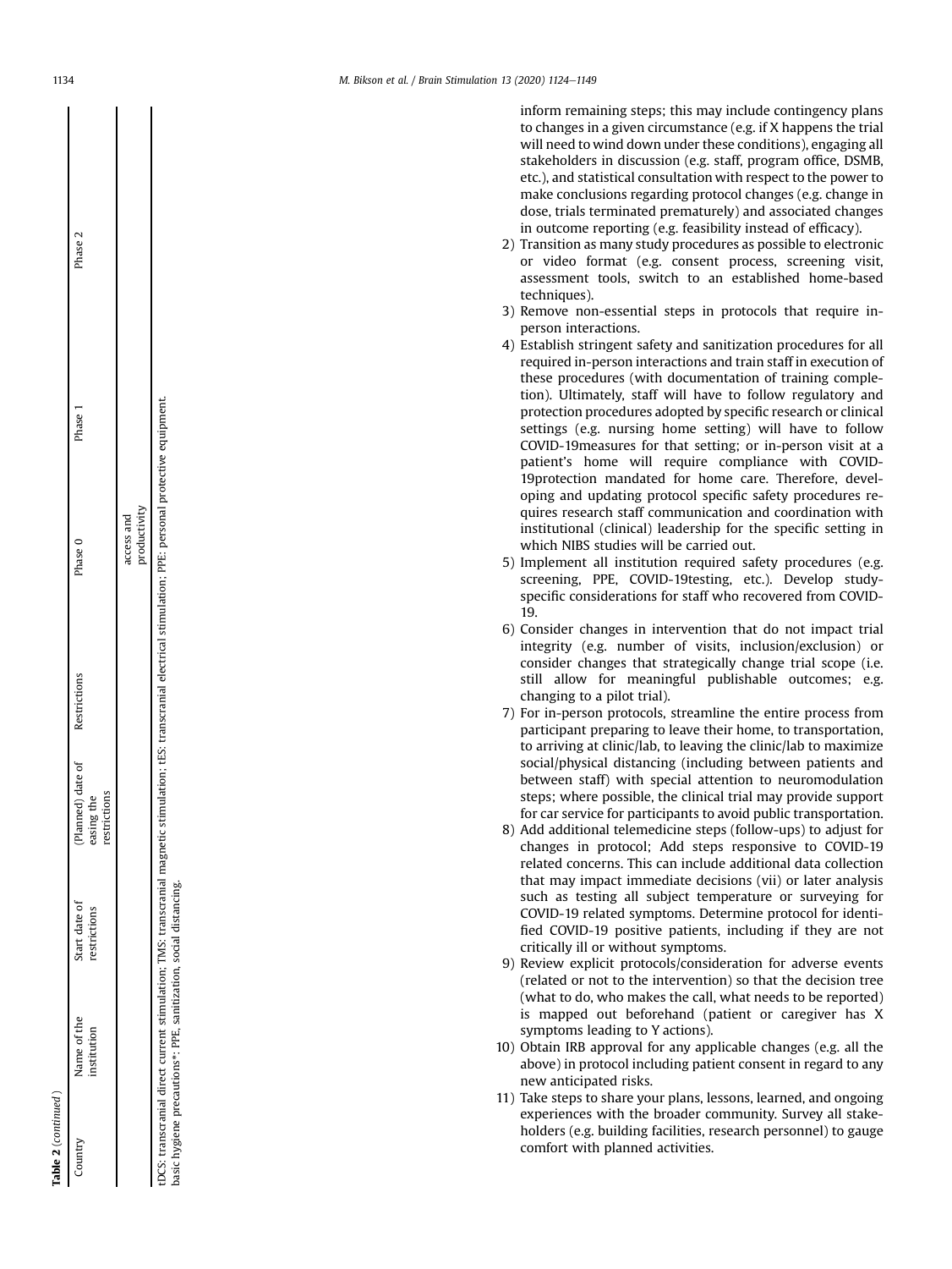**Table 2** (*continued*)

| Country | Name of the institution | Start date of restrictions | (Planned) date of easing the restrictions | Restrictions | Phase 0 | Phase 1 | Phase 2 |
|---|---|---|---|---|---|---|---|
| | | | | | access and productivity | | |

tDCS: transcranial direct current stimulation; TMS: transcranial magnetic stimulation; tES: transcranial electrical stimulation; PPE: personal protective equipment.
basic hygiene precautions*: PPE, sanitization, social distancing.

inform remaining steps; this may include contingency plans to changes in a given circumstance (e.g. if X happens the trial will need to wind down under these conditions), engaging all stakeholders in discussion (e.g. staff, program office, DSMB, etc.), and statistical consultation with respect to the power to make conclusions regarding protocol changes (e.g. change in dose, trials terminated prematurely) and associated changes in outcome reporting (e.g. feasibility instead of efficacy).

2) Transition as many study procedures as possible to electronic or video format (e.g. consent process, screening visit, assessment tools, switch to an established home-based techniques).
3) Remove non-essential steps in protocols that require in-person interactions.
4) Establish stringent safety and sanitization procedures for all required in-person interactions and train staff in execution of these procedures (with documentation of training completion). Ultimately, staff will have to follow regulatory and protection procedures adopted by specific research or clinical settings (e.g. nursing home setting) will have to follow COVID-19measures for that setting; or in-person visit at a patient's home will require compliance with COVID-19protection mandated for home care. Therefore, developing and updating protocol specific safety procedures requires research staff communication and coordination with institutional (clinical) leadership for the specific setting in which NIBS studies will be carried out.
5) Implement all institution required safety procedures (e.g. screening, PPE, COVID-19testing, etc.). Develop study-specific considerations for staff who recovered from COVID-19.
6) Consider changes in intervention that do not impact trial integrity (e.g. number of visits, inclusion/exclusion) or consider changes that strategically change trial scope (i.e. still allow for meaningful publishable outcomes; e.g. changing to a pilot trial).
7) For in-person protocols, streamline the entire process from participant preparing to leave their home, to transportation, to arriving at clinic/lab, to leaving the clinic/lab to maximize social/physical distancing (including between patients and between staff) with special attention to neuromodulation steps; where possible, the clinical trial may provide support for car service for participants to avoid public transportation.
8) Add additional telemedicine steps (follow-ups) to adjust for changes in protocol; Add steps responsive to COVID-19 related concerns. This can include additional data collection that may impact immediate decisions (vii) or later analysis such as testing all subject temperature or surveying for COVID-19 related symptoms. Determine protocol for identified COVID-19 positive patients, including if they are not critically ill or without symptoms.
9) Review explicit protocols/consideration for adverse events (related or not to the intervention) so that the decision tree (what to do, who makes the call, what needs to be reported) is mapped out beforehand (patient or caregiver has X symptoms leading to Y actions).
10) Obtain IRB approval for any applicable changes (e.g. all the above) in protocol including patient consent in regard to any new anticipated risks.
11) Take steps to share your plans, lessons, learned, and ongoing experiences with the broader community. Survey all stakeholders (e.g. building facilities, research personnel) to gauge comfort with planned activities.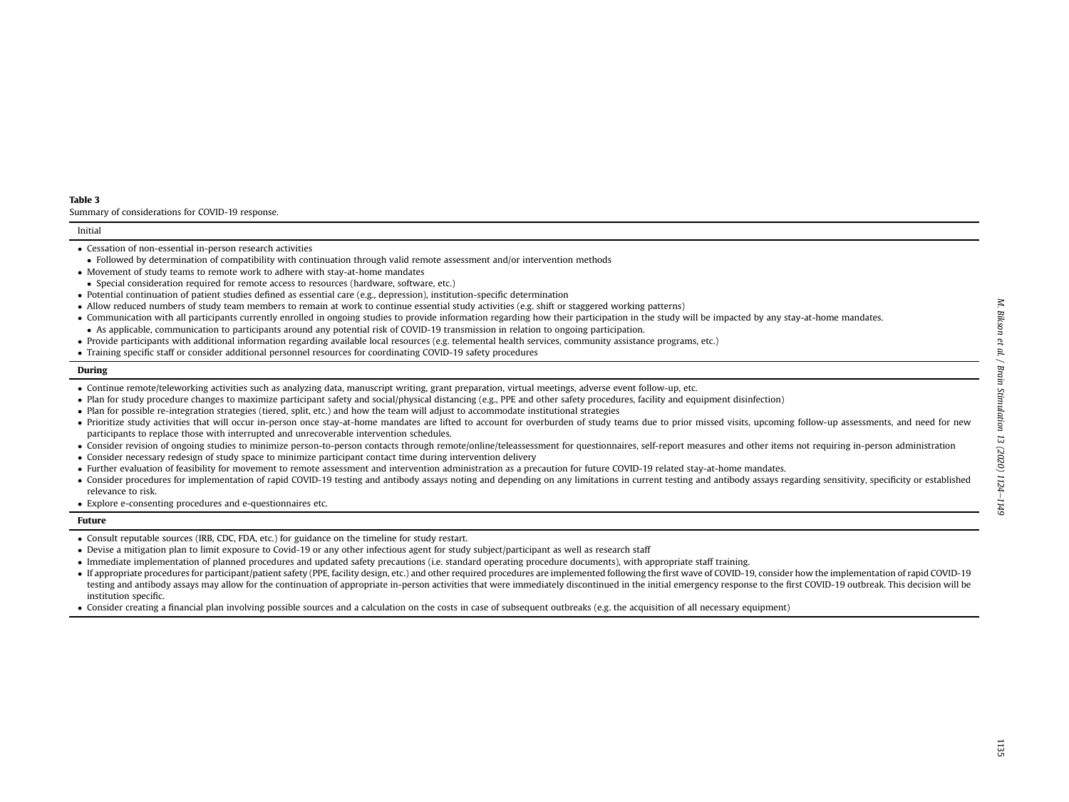**Table 3**
Summary of considerations for COVID-19 response.

| Initial |
| --- |
| • Cessation of non-essential in-person research activities<br>  ◦ Followed by determination of compatibility with continuation through valid remote assessment and/or intervention methods<br>• Movement of study teams to remote work to adhere with stay-at-home mandates<br>  ◦ Special consideration required for remote access to resources (hardware, software, etc.)<br>• Potential continuation of patient studies defined as essential care (e.g., depression), institution-specific determination<br>• Allow reduced numbers of study team members to remain at work to continue essential study activities (e.g. shift or staggered working patterns)<br>• Communication with all participants currently enrolled in ongoing studies to provide information regarding how their participation in the study will be impacted by any stay-at-home mandates.<br>  ◦ As applicable, communication to participants around any potential risk of COVID-19 transmission in relation to ongoing participation.<br>• Provide participants with additional information regarding available local resources (e.g. telemental health services, community assistance programs, etc.)<br>• Training specific staff or consider additional personnel resources for coordinating COVID-19 safety procedures |
| **During** |
| • Continue remote/teleworking activities such as analyzing data, manuscript writing, grant preparation, virtual meetings, adverse event follow-up, etc.<br>• Plan for study procedure changes to maximize participant safety and social/physical distancing (e.g., PPE and other safety procedures, facility and equipment disinfection)<br>• Plan for possible re-integration strategies (tiered, split, etc.) and how the team will adjust to accommodate institutional strategies<br>• Prioritize study activities that will occur in-person once stay-at-home mandates are lifted to account for overburden of study teams due to prior missed visits, upcoming follow-up assessments, and need for new participants to replace those with interrupted and unrecoverable intervention schedules.<br>• Consider revision of ongoing studies to minimize person-to-person contacts through remote/online/teleassessment for questionnaires, self-report measures and other items not requiring in-person administration<br>• Consider necessary redesign of study space to minimize participant contact time during intervention delivery<br>• Further evaluation of feasibility for movement to remote assessment and intervention administration as a precaution for future COVID-19 related stay-at-home mandates.<br>• Consider procedures for implementation of rapid COVID-19 testing and antibody assays noting and depending on any limitations in current testing and antibody assays regarding sensitivity, specificity or established relevance to risk.<br>• Explore e-consenting procedures and e-questionnaires etc. |
| **Future** |
| • Consult reputable sources (IRB, CDC, FDA, etc.) for guidance on the timeline for study restart.<br>• Devise a mitigation plan to limit exposure to Covid-19 or any other infectious agent for study subject/participant as well as research staff<br>• Immediate implementation of planned procedures and updated safety precautions (i.e. standard operating procedure documents), with appropriate staff training.<br>• If appropriate procedures for participant/patient safety (PPE, facility design, etc.) and other required procedures are implemented following the first wave of COVID-19, consider how the implementation of rapid COVID-19 testing and antibody assays may allow for the continuation of appropriate in-person activities that were immediately discontinued in the initial emergency response to the first COVID-19 outbreak. This decision will be institution specific.<br>• Consider creating a financial plan involving possible sources and a calculation on the costs in case of subsequent outbreaks (e.g. the acquisition of all necessary equipment) |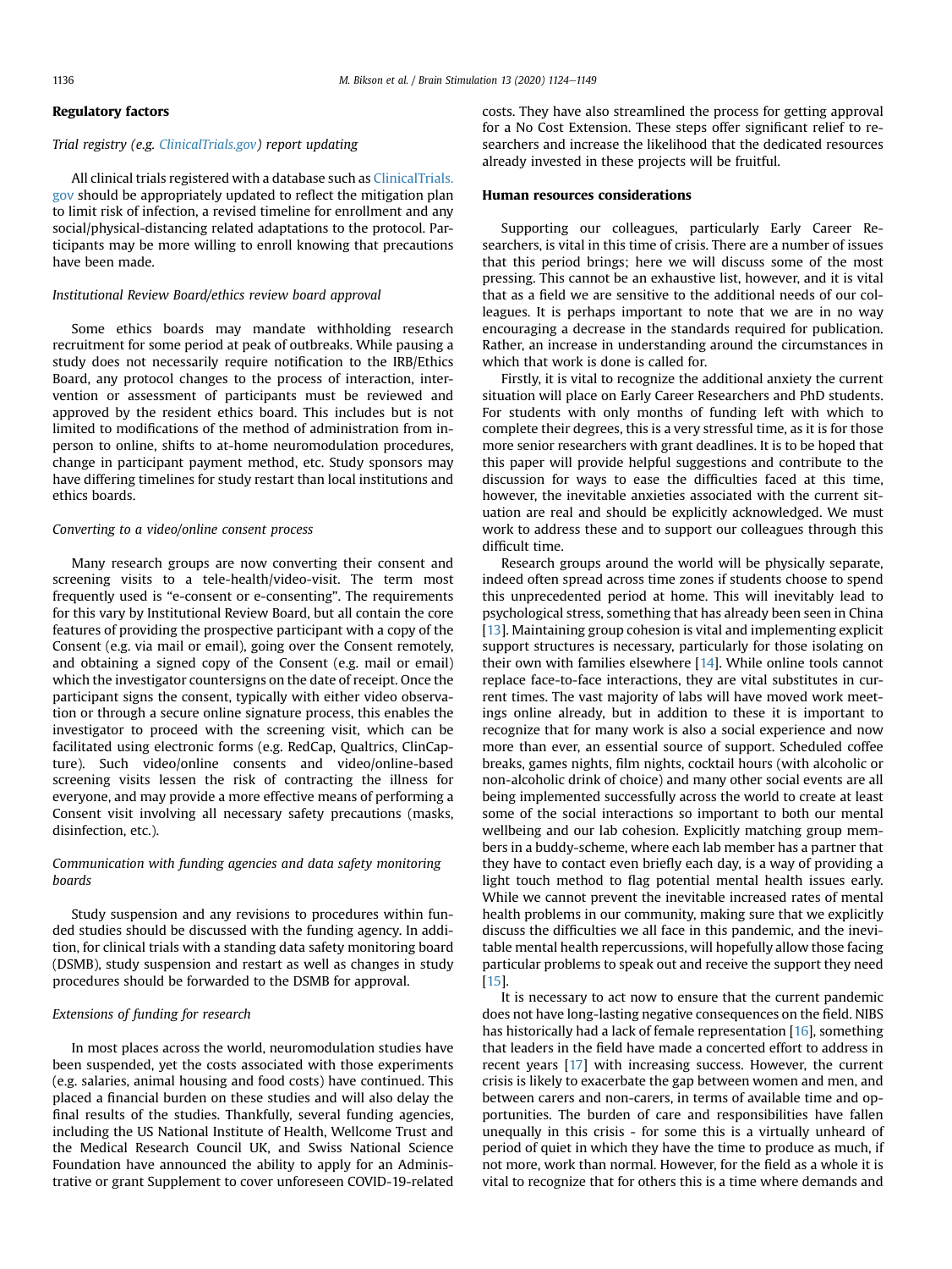## Regulatory factors

### *Trial registry (e.g. ClinicalTrials.gov) report updating*

All clinical trials registered with a database such as ClinicalTrials.gov should be appropriately updated to reflect the mitigation plan to limit risk of infection, a revised timeline for enrollment and any social/physical-distancing related adaptations to the protocol. Participants may be more willing to enroll knowing that precautions have been made.

### *Institutional Review Board/ethics review board approval*

Some ethics boards may mandate withholding research recruitment for some period at peak of outbreaks. While pausing a study does not necessarily require notification to the IRB/Ethics Board, any protocol changes to the process of interaction, intervention or assessment of participants must be reviewed and approved by the resident ethics board. This includes but is not limited to modifications of the method of administration from in-person to online, shifts to at-home neuromodulation procedures, change in participant payment method, etc. Study sponsors may have differing timelines for study restart than local institutions and ethics boards.

### *Converting to a video/online consent process*

Many research groups are now converting their consent and screening visits to a tele-health/video-visit. The term most frequently used is "e-consent or e-consenting". The requirements for this vary by Institutional Review Board, but all contain the core features of providing the prospective participant with a copy of the Consent (e.g. via mail or email), going over the Consent remotely, and obtaining a signed copy of the Consent (e.g. mail or email) which the investigator countersigns on the date of receipt. Once the participant signs the consent, typically with either video observation or through a secure online signature process, this enables the investigator to proceed with the screening visit, which can be facilitated using electronic forms (e.g. RedCap, Qualtrics, ClinCapture). Such video/online consents and video/online-based screening visits lessen the risk of contracting the illness for everyone, and may provide a more effective means of performing a Consent visit involving all necessary safety precautions (masks, disinfection, etc.).

### *Communication with funding agencies and data safety monitoring boards*

Study suspension and any revisions to procedures within funded studies should be discussed with the funding agency. In addition, for clinical trials with a standing data safety monitoring board (DSMB), study suspension and restart as well as changes in study procedures should be forwarded to the DSMB for approval.

### *Extensions of funding for research*

In most places across the world, neuromodulation studies have been suspended, yet the costs associated with those experiments (e.g. salaries, animal housing and food costs) have continued. This placed a financial burden on these studies and will also delay the final results of the studies. Thankfully, several funding agencies, including the US National Institute of Health, Wellcome Trust and the Medical Research Council UK, and Swiss National Science Foundation have announced the ability to apply for an Administrative or grant Supplement to cover unforeseen COVID-19-related costs. They have also streamlined the process for getting approval for a No Cost Extension. These steps offer significant relief to researchers and increase the likelihood that the dedicated resources already invested in these projects will be fruitful.

## Human resources considerations

Supporting our colleagues, particularly Early Career Researchers, is vital in this time of crisis. There are a number of issues that this period brings; here we will discuss some of the most pressing. This cannot be an exhaustive list, however, and it is vital that as a field we are sensitive to the additional needs of our colleagues. It is perhaps important to note that we are in no way encouraging a decrease in the standards required for publication. Rather, an increase in understanding around the circumstances in which that work is done is called for.

Firstly, it is vital to recognize the additional anxiety the current situation will place on Early Career Researchers and PhD students. For students with only months of funding left with which to complete their degrees, this is a very stressful time, as it is for those more senior researchers with grant deadlines. It is to be hoped that this paper will provide helpful suggestions and contribute to the discussion for ways to ease the difficulties faced at this time, however, the inevitable anxieties associated with the current situation are real and should be explicitly acknowledged. We must work to address these and to support our colleagues through this difficult time.

Research groups around the world will be physically separate, indeed often spread across time zones if students choose to spend this unprecedented period at home. This will inevitably lead to psychological stress, something that has already been seen in China [13]. Maintaining group cohesion is vital and implementing explicit support structures is necessary, particularly for those isolating on their own with families elsewhere [14]. While online tools cannot replace face-to-face interactions, they are vital substitutes in current times. The vast majority of labs will have moved work meetings online already, but in addition to these it is important to recognize that for many work is also a social experience and now more than ever, an essential source of support. Scheduled coffee breaks, games nights, film nights, cocktail hours (with alcoholic or non-alcoholic drink of choice) and many other social events are all being implemented successfully across the world to create at least some of the social interactions so important to both our mental wellbeing and our lab cohesion. Explicitly matching group members in a buddy-scheme, where each lab member has a partner that they have to contact even briefly each day, is a way of providing a light touch method to flag potential mental health issues early. While we cannot prevent the inevitable increased rates of mental health problems in our community, making sure that we explicitly discuss the difficulties we all face in this pandemic, and the inevitable mental health repercussions, will hopefully allow those facing particular problems to speak out and receive the support they need [15].

It is necessary to act now to ensure that the current pandemic does not have long-lasting negative consequences on the field. NIBS has historically had a lack of female representation [16], something that leaders in the field have made a concerted effort to address in recent years [17] with increasing success. However, the current crisis is likely to exacerbate the gap between women and men, and between carers and non-carers, in terms of available time and opportunities. The burden of care and responsibilities have fallen unequally in this crisis - for some this is a virtually unheard of period of quiet in which they have the time to produce as much, if not more, work than normal. However, for the field as a whole it is vital to recognize that for others this is a time where demands and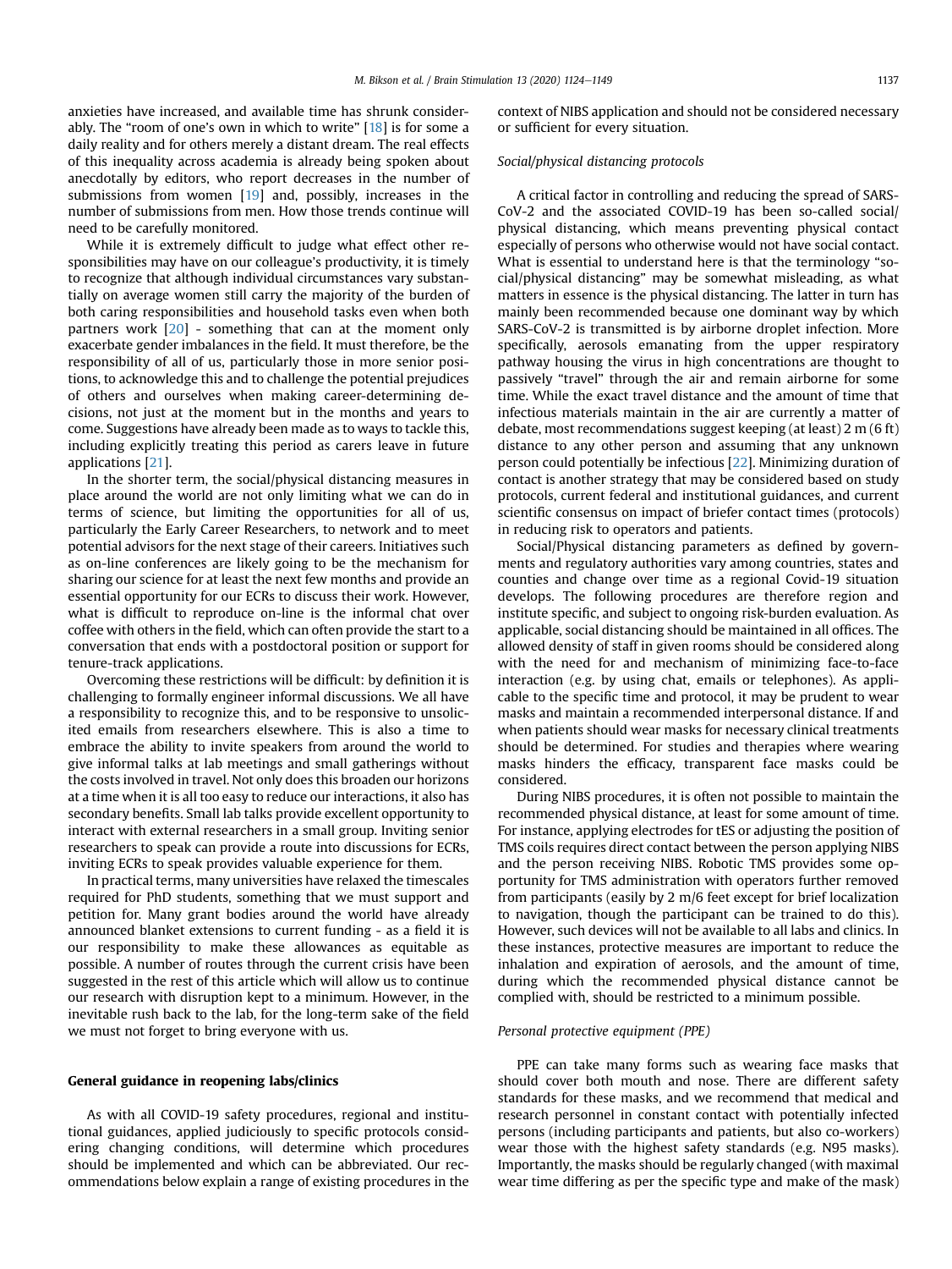anxieties have increased, and available time has shrunk considerably. The "room of one's own in which to write" [18] is for some a daily reality and for others merely a distant dream. The real effects of this inequality across academia is already being spoken about anecdotally by editors, who report decreases in the number of submissions from women [19] and, possibly, increases in the number of submissions from men. How those trends continue will need to be carefully monitored.

While it is extremely difficult to judge what effect other responsibilities may have on our colleague's productivity, it is timely to recognize that although individual circumstances vary substantially on average women still carry the majority of the burden of both caring responsibilities and household tasks even when both partners work [20] - something that can at the moment only exacerbate gender imbalances in the field. It must therefore, be the responsibility of all of us, particularly those in more senior positions, to acknowledge this and to challenge the potential prejudices of others and ourselves when making career-determining decisions, not just at the moment but in the months and years to come. Suggestions have already been made as to ways to tackle this, including explicitly treating this period as carers leave in future applications [21].

In the shorter term, the social/physical distancing measures in place around the world are not only limiting what we can do in terms of science, but limiting the opportunities for all of us, particularly the Early Career Researchers, to network and to meet potential advisors for the next stage of their careers. Initiatives such as on-line conferences are likely going to be the mechanism for sharing our science for at least the next few months and provide an essential opportunity for our ECRs to discuss their work. However, what is difficult to reproduce on-line is the informal chat over coffee with others in the field, which can often provide the start to a conversation that ends with a postdoctoral position or support for tenure-track applications.

Overcoming these restrictions will be difficult: by definition it is challenging to formally engineer informal discussions. We all have a responsibility to recognize this, and to be responsive to unsolicited emails from researchers elsewhere. This is also a time to embrace the ability to invite speakers from around the world to give informal talks at lab meetings and small gatherings without the costs involved in travel. Not only does this broaden our horizons at a time when it is all too easy to reduce our interactions, it also has secondary benefits. Small lab talks provide excellent opportunity to interact with external researchers in a small group. Inviting senior researchers to speak can provide a route into discussions for ECRs, inviting ECRs to speak provides valuable experience for them.

In practical terms, many universities have relaxed the timescales required for PhD students, something that we must support and petition for. Many grant bodies around the world have already announced blanket extensions to current funding - as a field it is our responsibility to make these allowances as equitable as possible. A number of routes through the current crisis have been suggested in the rest of this article which will allow us to continue our research with disruption kept to a minimum. However, in the inevitable rush back to the lab, for the long-term sake of the field we must not forget to bring everyone with us.

## General guidance in reopening labs/clinics

As with all COVID-19 safety procedures, regional and institutional guidances, applied judiciously to specific protocols considering changing conditions, will determine which procedures should be implemented and which can be abbreviated. Our recommendations below explain a range of existing procedures in the context of NIBS application and should not be considered necessary or sufficient for every situation.

### *Social/physical distancing protocols*

A critical factor in controlling and reducing the spread of SARS-CoV-2 and the associated COVID-19 has been so-called social/physical distancing, which means preventing physical contact especially of persons who otherwise would not have social contact. What is essential to understand here is that the terminology "social/physical distancing" may be somewhat misleading, as what matters in essence is the physical distancing. The latter in turn has mainly been recommended because one dominant way by which SARS-CoV-2 is transmitted is by airborne droplet infection. More specifically, aerosols emanating from the upper respiratory pathway housing the virus in high concentrations are thought to passively "travel" through the air and remain airborne for some time. While the exact travel distance and the amount of time that infectious materials maintain in the air are currently a matter of debate, most recommendations suggest keeping (at least) 2 m (6 ft) distance to any other person and assuming that any unknown person could potentially be infectious [22]. Minimizing duration of contact is another strategy that may be considered based on study protocols, current federal and institutional guidances, and current scientific consensus on impact of briefer contact times (protocols) in reducing risk to operators and patients.

Social/Physical distancing parameters as defined by governments and regulatory authorities vary among countries, states and counties and change over time as a regional Covid-19 situation develops. The following procedures are therefore region and institute specific, and subject to ongoing risk-burden evaluation. As applicable, social distancing should be maintained in all offices. The allowed density of staff in given rooms should be considered along with the need for and mechanism of minimizing face-to-face interaction (e.g. by using chat, emails or telephones). As applicable to the specific time and protocol, it may be prudent to wear masks and maintain a recommended interpersonal distance. If and when patients should wear masks for necessary clinical treatments should be determined. For studies and therapies where wearing masks hinders the efficacy, transparent face masks could be considered.

During NIBS procedures, it is often not possible to maintain the recommended physical distance, at least for some amount of time. For instance, applying electrodes for tES or adjusting the position of TMS coils requires direct contact between the person applying NIBS and the person receiving NIBS. Robotic TMS provides some opportunity for TMS administration with operators further removed from participants (easily by 2 m/6 feet except for brief localization to navigation, though the participant can be trained to do this). However, such devices will not be available to all labs and clinics. In these instances, protective measures are important to reduce the inhalation and expiration of aerosols, and the amount of time, during which the recommended physical distance cannot be complied with, should be restricted to a minimum possible.

### *Personal protective equipment (PPE)*

PPE can take many forms such as wearing face masks that should cover both mouth and nose. There are different safety standards for these masks, and we recommend that medical and research personnel in constant contact with potentially infected persons (including participants and patients, but also co-workers) wear those with the highest safety standards (e.g. N95 masks). Importantly, the masks should be regularly changed (with maximal wear time differing as per the specific type and make of the mask)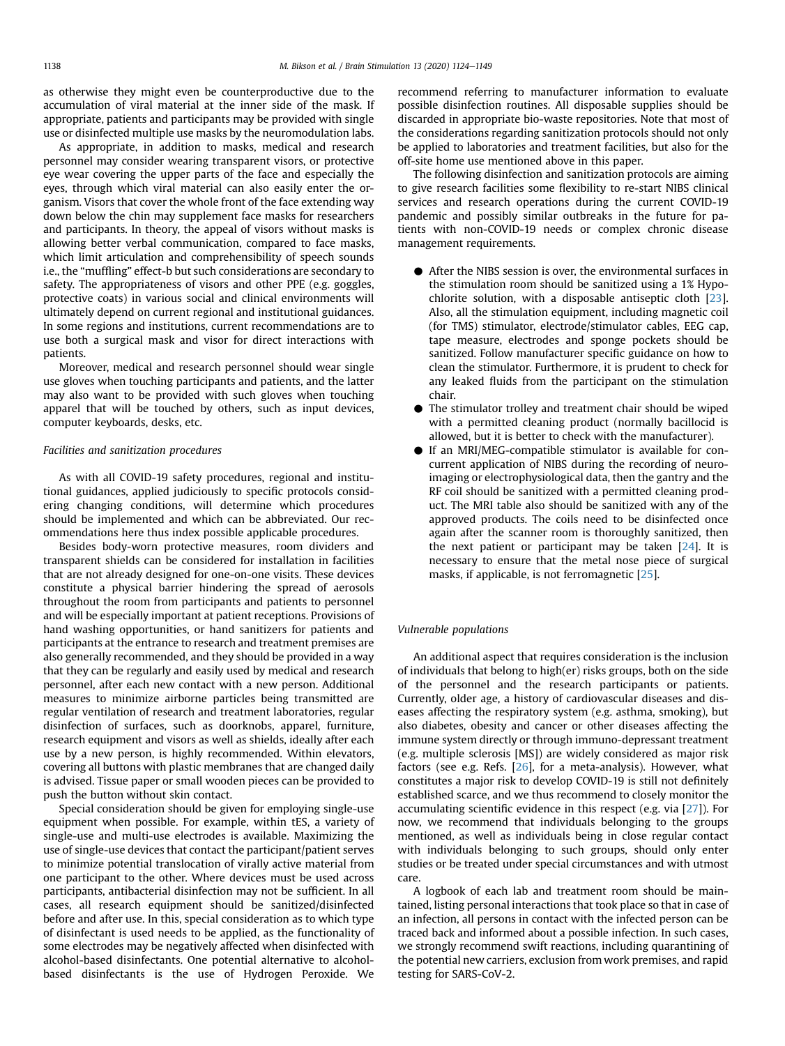as otherwise they might even be counterproductive due to the accumulation of viral material at the inner side of the mask. If appropriate, patients and participants may be provided with single use or disinfected multiple use masks by the neuromodulation labs.

As appropriate, in addition to masks, medical and research personnel may consider wearing transparent visors, or protective eye wear covering the upper parts of the face and especially the eyes, through which viral material can also easily enter the organism. Visors that cover the whole front of the face extending way down below the chin may supplement face masks for researchers and participants. In theory, the appeal of visors without masks is allowing better verbal communication, compared to face masks, which limit articulation and comprehensibility of speech sounds i.e., the "muffling" effect-b but such considerations are secondary to safety. The appropriateness of visors and other PPE (e.g. goggles, protective coats) in various social and clinical environments will ultimately depend on current regional and institutional guidances. In some regions and institutions, current recommendations are to use both a surgical mask and visor for direct interactions with patients.

Moreover, medical and research personnel should wear single use gloves when touching participants and patients, and the latter may also want to be provided with such gloves when touching apparel that will be touched by others, such as input devices, computer keyboards, desks, etc.

*Facilities and sanitization procedures*

As with all COVID-19 safety procedures, regional and institutional guidances, applied judiciously to specific protocols considering changing conditions, will determine which procedures should be implemented and which can be abbreviated. Our recommendations here thus index possible applicable procedures.

Besides body-worn protective measures, room dividers and transparent shields can be considered for installation in facilities that are not already designed for one-on-one visits. These devices constitute a physical barrier hindering the spread of aerosols throughout the room from participants and patients to personnel and will be especially important at patient receptions. Provisions of hand washing opportunities, or hand sanitizers for patients and participants at the entrance to research and treatment premises are also generally recommended, and they should be provided in a way that they can be regularly and easily used by medical and research personnel, after each new contact with a new person. Additional measures to minimize airborne particles being transmitted are regular ventilation of research and treatment laboratories, regular disinfection of surfaces, such as doorknobs, apparel, furniture, research equipment and visors as well as shields, ideally after each use by a new person, is highly recommended. Within elevators, covering all buttons with plastic membranes that are changed daily is advised. Tissue paper or small wooden pieces can be provided to push the button without skin contact.

Special consideration should be given for employing single-use equipment when possible. For example, within tES, a variety of single-use and multi-use electrodes is available. Maximizing the use of single-use devices that contact the participant/patient serves to minimize potential translocation of virally active material from one participant to the other. Where devices must be used across participants, antibacterial disinfection may not be sufficient. In all cases, all research equipment should be sanitized/disinfected before and after use. In this, special consideration as to which type of disinfectant is used needs to be applied, as the functionality of some electrodes may be negatively affected when disinfected with alcohol-based disinfectants. One potential alternative to alcohol-based disinfectants is the use of Hydrogen Peroxide. We recommend referring to manufacturer information to evaluate possible disinfection routines. All disposable supplies should be discarded in appropriate bio-waste repositories. Note that most of the considerations regarding sanitization protocols should not only be applied to laboratories and treatment facilities, but also for the off-site home use mentioned above in this paper.

The following disinfection and sanitization protocols are aiming to give research facilities some flexibility to re-start NIBS clinical services and research operations during the current COVID-19 pandemic and possibly similar outbreaks in the future for patients with non-COVID-19 needs or complex chronic disease management requirements.

- After the NIBS session is over, the environmental surfaces in the stimulation room should be sanitized using a 1% Hypochlorite solution, with a disposable antiseptic cloth [23]. Also, all the stimulation equipment, including magnetic coil (for TMS) stimulator, electrode/stimulator cables, EEG cap, tape measure, electrodes and sponge pockets should be sanitized. Follow manufacturer specific guidance on how to clean the stimulator. Furthermore, it is prudent to check for any leaked fluids from the participant on the stimulation chair.
- The stimulator trolley and treatment chair should be wiped with a permitted cleaning product (normally bacillocid is allowed, but it is better to check with the manufacturer).
- If an MRI/MEG-compatible stimulator is available for concurrent application of NIBS during the recording of neuroimaging or electrophysiological data, then the gantry and the RF coil should be sanitized with a permitted cleaning product. The MRI table also should be sanitized with any of the approved products. The coils need to be disinfected once again after the scanner room is thoroughly sanitized, then the next patient or participant may be taken [24]. It is necessary to ensure that the metal nose piece of surgical masks, if applicable, is not ferromagnetic [25].

*Vulnerable populations*

An additional aspect that requires consideration is the inclusion of individuals that belong to high(er) risks groups, both on the side of the personnel and the research participants or patients. Currently, older age, a history of cardiovascular diseases and diseases affecting the respiratory system (e.g. asthma, smoking), but also diabetes, obesity and cancer or other diseases affecting the immune system directly or through immuno-depressant treatment (e.g. multiple sclerosis [MS]) are widely considered as major risk factors (see e.g. Refs. [26], for a meta-analysis). However, what constitutes a major risk to develop COVID-19 is still not definitely established scarce, and we thus recommend to closely monitor the accumulating scientific evidence in this respect (e.g. via [27]). For now, we recommend that individuals belonging to the groups mentioned, as well as individuals being in close regular contact with individuals belonging to such groups, should only enter studies or be treated under special circumstances and with utmost care.

A logbook of each lab and treatment room should be maintained, listing personal interactions that took place so that in case of an infection, all persons in contact with the infected person can be traced back and informed about a possible infection. In such cases, we strongly recommend swift reactions, including quarantining of the potential new carriers, exclusion from work premises, and rapid testing for SARS-CoV-2.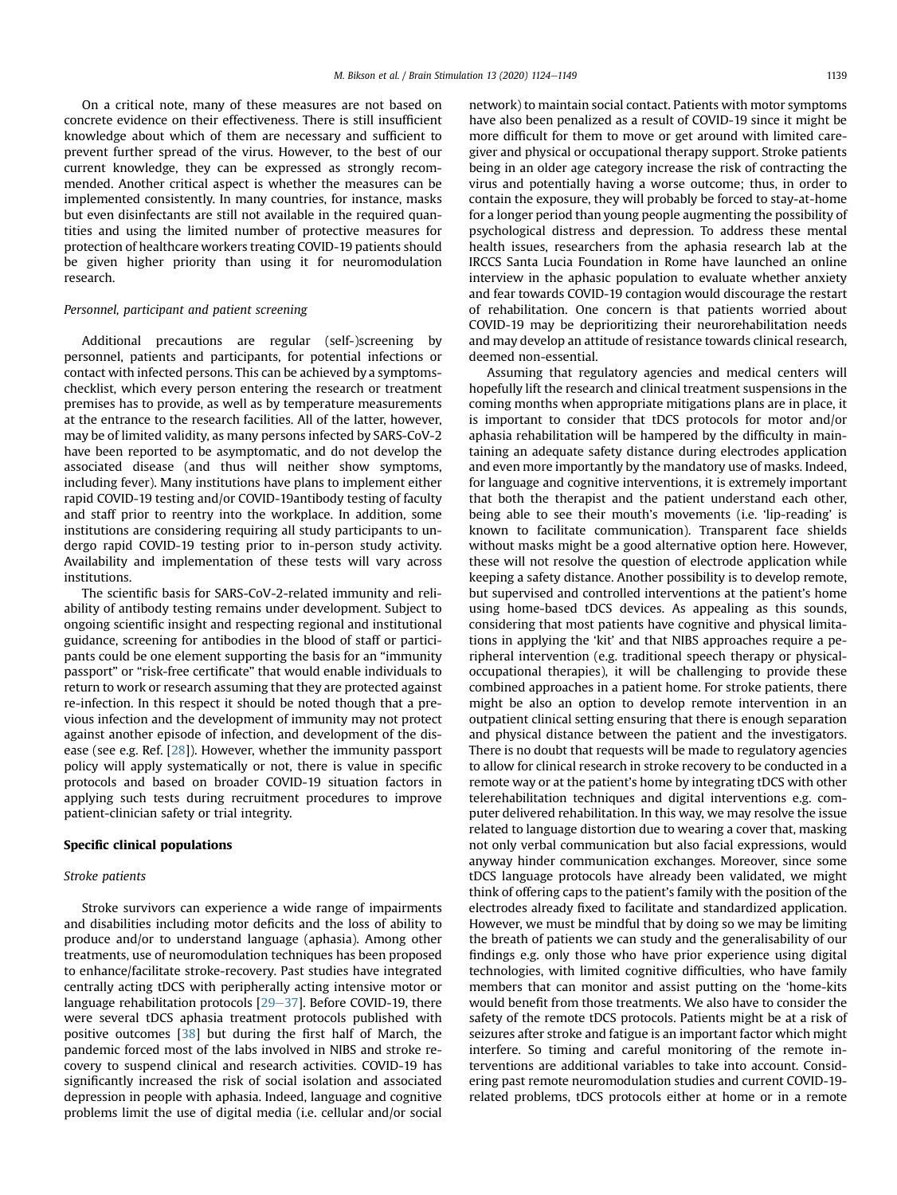On a critical note, many of these measures are not based on concrete evidence on their effectiveness. There is still insufficient knowledge about which of them are necessary and sufficient to prevent further spread of the virus. However, to the best of our current knowledge, they can be expressed as strongly recommended. Another critical aspect is whether the measures can be implemented consistently. In many countries, for instance, masks but even disinfectants are still not available in the required quantities and using the limited number of protective measures for protection of healthcare workers treating COVID-19 patients should be given higher priority than using it for neuromodulation research.

*Personnel, participant and patient screening*

Additional precautions are regular (self-)screening by personnel, patients and participants, for potential infections or contact with infected persons. This can be achieved by a symptoms-checklist, which every person entering the research or treatment premises has to provide, as well as by temperature measurements at the entrance to the research facilities. All of the latter, however, may be of limited validity, as many persons infected by SARS-CoV-2 have been reported to be asymptomatic, and do not develop the associated disease (and thus will neither show symptoms, including fever). Many institutions have plans to implement either rapid COVID-19 testing and/or COVID-19antibody testing of faculty and staff prior to reentry into the workplace. In addition, some institutions are considering requiring all study participants to undergo rapid COVID-19 testing prior to in-person study activity. Availability and implementation of these tests will vary across institutions.

The scientific basis for SARS-CoV-2-related immunity and reliability of antibody testing remains under development. Subject to ongoing scientific insight and respecting regional and institutional guidance, screening for antibodies in the blood of staff or participants could be one element supporting the basis for an "immunity passport" or "risk-free certificate" that would enable individuals to return to work or research assuming that they are protected against re-infection. In this respect it should be noted though that a previous infection and the development of immunity may not protect against another episode of infection, and development of the disease (see e.g. Ref. [28]). However, whether the immunity passport policy will apply systematically or not, there is value in specific protocols and based on broader COVID-19 situation factors in applying such tests during recruitment procedures to improve patient-clinician safety or trial integrity.

## Specific clinical populations

*Stroke patients*

Stroke survivors can experience a wide range of impairments and disabilities including motor deficits and the loss of ability to produce and/or to understand language (aphasia). Among other treatments, use of neuromodulation techniques has been proposed to enhance/facilitate stroke-recovery. Past studies have integrated centrally acting tDCS with peripherally acting intensive motor or language rehabilitation protocols [29–37]. Before COVID-19, there were several tDCS aphasia treatment protocols published with positive outcomes [38] but during the first half of March, the pandemic forced most of the labs involved in NIBS and stroke recovery to suspend clinical and research activities. COVID-19 has significantly increased the risk of social isolation and associated depression in people with aphasia. Indeed, language and cognitive problems limit the use of digital media (i.e. cellular and/or social network) to maintain social contact. Patients with motor symptoms have also been penalized as a result of COVID-19 since it might be more difficult for them to move or get around with limited caregiver and physical or occupational therapy support. Stroke patients being in an older age category increase the risk of contracting the virus and potentially having a worse outcome; thus, in order to contain the exposure, they will probably be forced to stay-at-home for a longer period than young people augmenting the possibility of psychological distress and depression. To address these mental health issues, researchers from the aphasia research lab at the IRCCS Santa Lucia Foundation in Rome have launched an online interview in the aphasic population to evaluate whether anxiety and fear towards COVID-19 contagion would discourage the restart of rehabilitation. One concern is that patients worried about COVID-19 may be deprioritizing their neurorehabilitation needs and may develop an attitude of resistance towards clinical research, deemed non-essential.

Assuming that regulatory agencies and medical centers will hopefully lift the research and clinical treatment suspensions in the coming months when appropriate mitigations plans are in place, it is important to consider that tDCS protocols for motor and/or aphasia rehabilitation will be hampered by the difficulty in maintaining an adequate safety distance during electrodes application and even more importantly by the mandatory use of masks. Indeed, for language and cognitive interventions, it is extremely important that both the therapist and the patient understand each other, being able to see their mouth's movements (i.e. 'lip-reading' is known to facilitate communication). Transparent face shields without masks might be a good alternative option here. However, these will not resolve the question of electrode application while keeping a safety distance. Another possibility is to develop remote, but supervised and controlled interventions at the patient's home using home-based tDCS devices. As appealing as this sounds, considering that most patients have cognitive and physical limitations in applying the 'kit' and that NIBS approaches require a peripheral intervention (e.g. traditional speech therapy or physical-occupational therapies), it will be challenging to provide these combined approaches in a patient home. For stroke patients, there might be also an option to develop remote intervention in an outpatient clinical setting ensuring that there is enough separation and physical distance between the patient and the investigators. There is no doubt that requests will be made to regulatory agencies to allow for clinical research in stroke recovery to be conducted in a remote way or at the patient's home by integrating tDCS with other telerehabilitation techniques and digital interventions e.g. computer delivered rehabilitation. In this way, we may resolve the issue related to language distortion due to wearing a cover that, masking not only verbal communication but also facial expressions, would anyway hinder communication exchanges. Moreover, since some tDCS language protocols have already been validated, we might think of offering caps to the patient's family with the position of the electrodes already fixed to facilitate and standardized application. However, we must be mindful that by doing so we may be limiting the breath of patients we can study and the generalisability of our findings e.g. only those who have prior experience using digital technologies, with limited cognitive difficulties, who have family members that can monitor and assist putting on the 'home-kits would benefit from those treatments. We also have to consider the safety of the remote tDCS protocols. Patients might be at a risk of seizures after stroke and fatigue is an important factor which might interfere. So timing and careful monitoring of the remote interventions are additional variables to take into account. Considering past remote neuromodulation studies and current COVID-19-related problems, tDCS protocols either at home or in a remote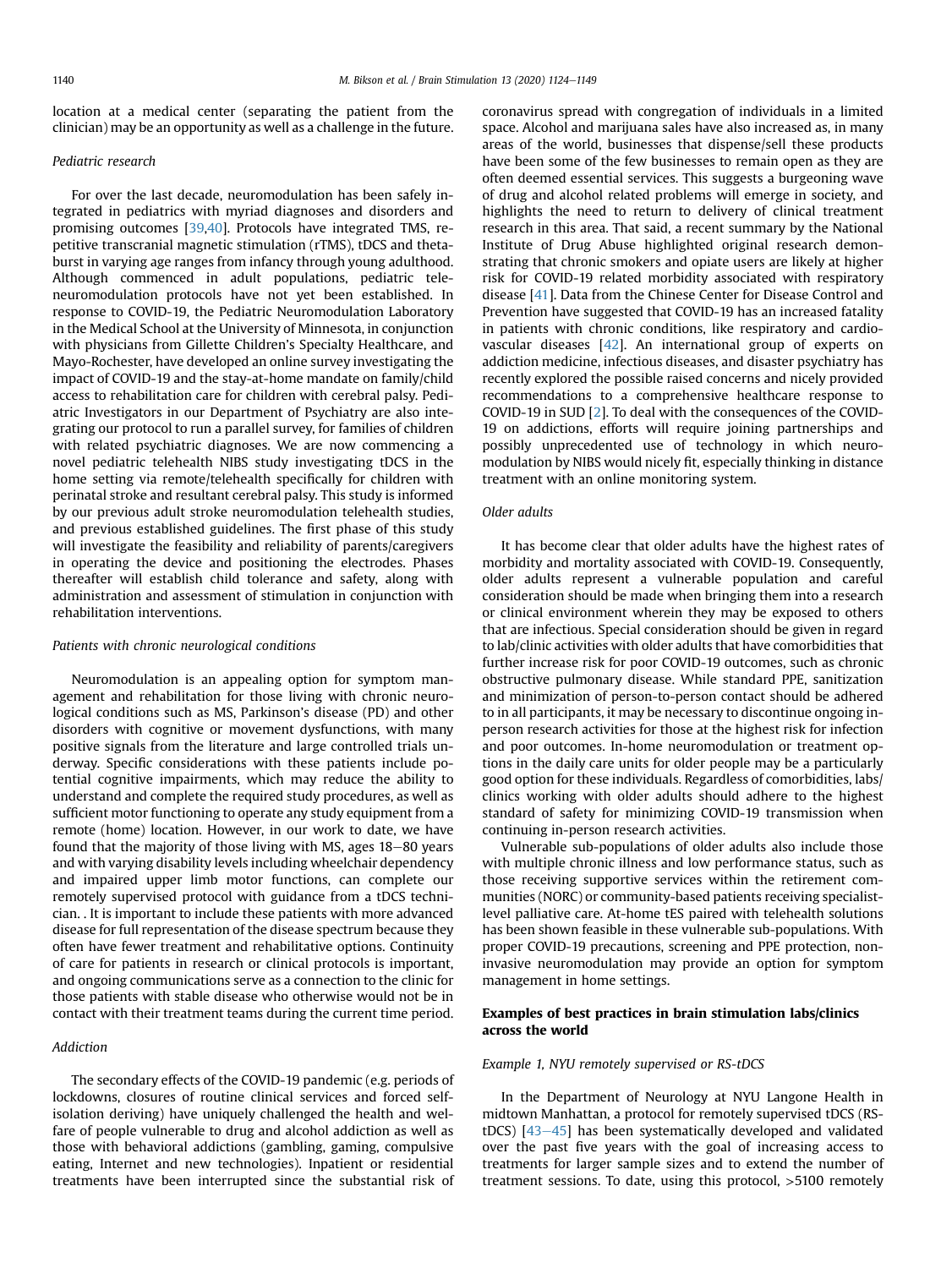location at a medical center (separating the patient from the clinician) may be an opportunity as well as a challenge in the future.

*Pediatric research*

For over the last decade, neuromodulation has been safely integrated in pediatrics with myriad diagnoses and disorders and promising outcomes [39,40]. Protocols have integrated TMS, repetitive transcranial magnetic stimulation (rTMS), tDCS and theta-burst in varying age ranges from infancy through young adulthood. Although commenced in adult populations, pediatric tele-neuromodulation protocols have not yet been established. In response to COVID-19, the Pediatric Neuromodulation Laboratory in the Medical School at the University of Minnesota, in conjunction with physicians from Gillette Children's Specialty Healthcare, and Mayo-Rochester, have developed an online survey investigating the impact of COVID-19 and the stay-at-home mandate on family/child access to rehabilitation care for children with cerebral palsy. Pediatric Investigators in our Department of Psychiatry are also integrating our protocol to run a parallel survey, for families of children with related psychiatric diagnoses. We are now commencing a novel pediatric telehealth NIBS study investigating tDCS in the home setting via remote/telehealth specifically for children with perinatal stroke and resultant cerebral palsy. This study is informed by our previous adult stroke neuromodulation telehealth studies, and previous established guidelines. The first phase of this study will investigate the feasibility and reliability of parents/caregivers in operating the device and positioning the electrodes. Phases thereafter will establish child tolerance and safety, along with administration and assessment of stimulation in conjunction with rehabilitation interventions.

*Patients with chronic neurological conditions*

Neuromodulation is an appealing option for symptom management and rehabilitation for those living with chronic neurological conditions such as MS, Parkinson's disease (PD) and other disorders with cognitive or movement dysfunctions, with many positive signals from the literature and large controlled trials underway. Specific considerations with these patients include potential cognitive impairments, which may reduce the ability to understand and complete the required study procedures, as well as sufficient motor functioning to operate any study equipment from a remote (home) location. However, in our work to date, we have found that the majority of those living with MS, ages 18–80 years and with varying disability levels including wheelchair dependency and impaired upper limb motor functions, can complete our remotely supervised protocol with guidance from a tDCS technician. . It is important to include these patients with more advanced disease for full representation of the disease spectrum because they often have fewer treatment and rehabilitative options. Continuity of care for patients in research or clinical protocols is important, and ongoing communications serve as a connection to the clinic for those patients with stable disease who otherwise would not be in contact with their treatment teams during the current time period.

*Addiction*

The secondary effects of the COVID-19 pandemic (e.g. periods of lockdowns, closures of routine clinical services and forced self-isolation deriving) have uniquely challenged the health and welfare of people vulnerable to drug and alcohol addiction as well as those with behavioral addictions (gambling, gaming, compulsive eating, Internet and new technologies). Inpatient or residential treatments have been interrupted since the substantial risk of coronavirus spread with congregation of individuals in a limited space. Alcohol and marijuana sales have also increased as, in many areas of the world, businesses that dispense/sell these products have been some of the few businesses to remain open as they are often deemed essential services. This suggests a burgeoning wave of drug and alcohol related problems will emerge in society, and highlights the need to return to delivery of clinical treatment research in this area. That said, a recent summary by the National Institute of Drug Abuse highlighted original research demonstrating that chronic smokers and opiate users are likely at higher risk for COVID-19 related morbidity associated with respiratory disease [41]. Data from the Chinese Center for Disease Control and Prevention have suggested that COVID-19 has an increased fatality in patients with chronic conditions, like respiratory and cardiovascular diseases [42]. An international group of experts on addiction medicine, infectious diseases, and disaster psychiatry has recently explored the possible raised concerns and nicely provided recommendations to a comprehensive healthcare response to COVID-19 in SUD [2]. To deal with the consequences of the COVID-19 on addictions, efforts will require joining partnerships and possibly unprecedented use of technology in which neuromodulation by NIBS would nicely fit, especially thinking in distance treatment with an online monitoring system.

*Older adults*

It has become clear that older adults have the highest rates of morbidity and mortality associated with COVID-19. Consequently, older adults represent a vulnerable population and careful consideration should be made when bringing them into a research or clinical environment wherein they may be exposed to others that are infectious. Special consideration should be given in regard to lab/clinic activities with older adults that have comorbidities that further increase risk for poor COVID-19 outcomes, such as chronic obstructive pulmonary disease. While standard PPE, sanitization and minimization of person-to-person contact should be adhered to in all participants, it may be necessary to discontinue ongoing in-person research activities for those at the highest risk for infection and poor outcomes. In-home neuromodulation or treatment options in the daily care units for older people may be a particularly good option for these individuals. Regardless of comorbidities, labs/clinics working with older adults should adhere to the highest standard of safety for minimizing COVID-19 transmission when continuing in-person research activities.

Vulnerable sub-populations of older adults also include those with multiple chronic illness and low performance status, such as those receiving supportive services within the retirement communities (NORC) or community-based patients receiving specialist-level palliative care. At-home tES paired with telehealth solutions has been shown feasible in these vulnerable sub-populations. With proper COVID-19 precautions, screening and PPE protection, non-invasive neuromodulation may provide an option for symptom management in home settings.

## Examples of best practices in brain stimulation labs/clinics across the world

*Example 1, NYU remotely supervised or RS-tDCS*

In the Department of Neurology at NYU Langone Health in midtown Manhattan, a protocol for remotely supervised tDCS (RS-tDCS) [43–45] has been systematically developed and validated over the past five years with the goal of increasing access to treatments for larger sample sizes and to extend the number of treatment sessions. To date, using this protocol, >5100 remotely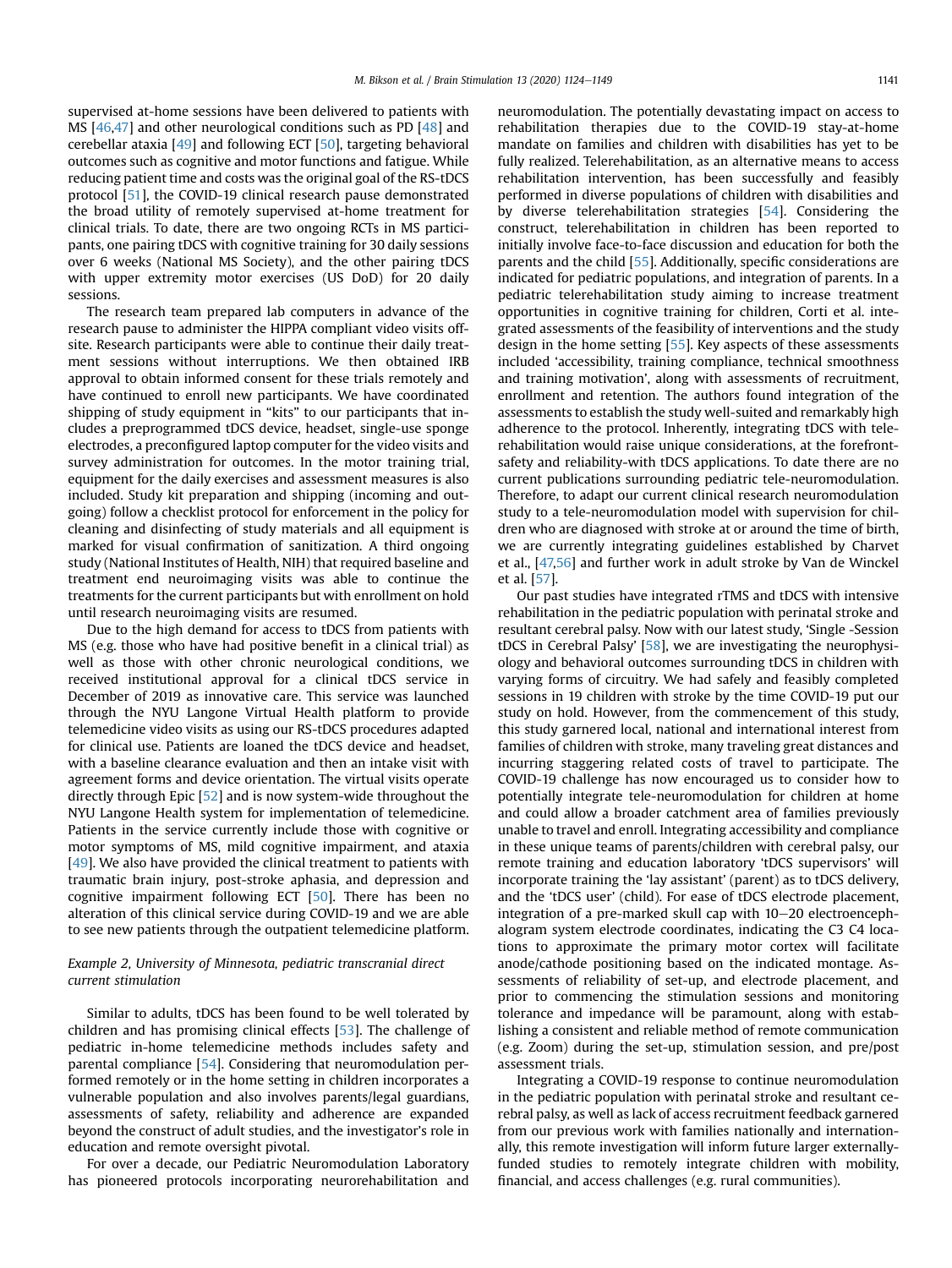supervised at-home sessions have been delivered to patients with MS [46,47] and other neurological conditions such as PD [48] and cerebellar ataxia [49] and following ECT [50], targeting behavioral outcomes such as cognitive and motor functions and fatigue. While reducing patient time and costs was the original goal of the RS-tDCS protocol [51], the COVID-19 clinical research pause demonstrated the broad utility of remotely supervised at-home treatment for clinical trials. To date, there are two ongoing RCTs in MS participants, one pairing tDCS with cognitive training for 30 daily sessions over 6 weeks (National MS Society), and the other pairing tDCS with upper extremity motor exercises (US DoD) for 20 daily sessions.

The research team prepared lab computers in advance of the research pause to administer the HIPPA compliant video visits off-site. Research participants were able to continue their daily treatment sessions without interruptions. We then obtained IRB approval to obtain informed consent for these trials remotely and have continued to enroll new participants. We have coordinated shipping of study equipment in "kits" to our participants that includes a preprogrammed tDCS device, headset, single-use sponge electrodes, a preconfigured laptop computer for the video visits and survey administration for outcomes. In the motor training trial, equipment for the daily exercises and assessment measures is also included. Study kit preparation and shipping (incoming and outgoing) follow a checklist protocol for enforcement in the policy for cleaning and disinfecting of study materials and all equipment is marked for visual confirmation of sanitization. A third ongoing study (National Institutes of Health, NIH) that required baseline and treatment end neuroimaging visits was able to continue the treatments for the current participants but with enrollment on hold until research neuroimaging visits are resumed.

Due to the high demand for access to tDCS from patients with MS (e.g. those who have had positive benefit in a clinical trial) as well as those with other chronic neurological conditions, we received institutional approval for a clinical tDCS service in December of 2019 as innovative care. This service was launched through the NYU Langone Virtual Health platform to provide telemedicine video visits as using our RS-tDCS procedures adapted for clinical use. Patients are loaned the tDCS device and headset, with a baseline clearance evaluation and then an intake visit with agreement forms and device orientation. The virtual visits operate directly through Epic [52] and is now system-wide throughout the NYU Langone Health system for implementation of telemedicine. Patients in the service currently include those with cognitive or motor symptoms of MS, mild cognitive impairment, and ataxia [49]. We also have provided the clinical treatment to patients with traumatic brain injury, post-stroke aphasia, and depression and cognitive impairment following ECT [50]. There has been no alteration of this clinical service during COVID-19 and we are able to see new patients through the outpatient telemedicine platform.

### *Example 2, University of Minnesota, pediatric transcranial direct current stimulation*

Similar to adults, tDCS has been found to be well tolerated by children and has promising clinical effects [53]. The challenge of pediatric in-home telemedicine methods includes safety and parental compliance [54]. Considering that neuromodulation performed remotely or in the home setting in children incorporates a vulnerable population and also involves parents/legal guardians, assessments of safety, reliability and adherence are expanded beyond the construct of adult studies, and the investigator's role in education and remote oversight pivotal.

For over a decade, our Pediatric Neuromodulation Laboratory has pioneered protocols incorporating neurorehabilitation and neuromodulation. The potentially devastating impact on access to rehabilitation therapies due to the COVID-19 stay-at-home mandate on families and children with disabilities has yet to be fully realized. Telerehabilitation, as an alternative means to access rehabilitation intervention, has been successfully and feasibly performed in diverse populations of children with disabilities and by diverse telerehabilitation strategies [54]. Considering the construct, telerehabilitation in children has been reported to initially involve face-to-face discussion and education for both the parents and the child [55]. Additionally, specific considerations are indicated for pediatric populations, and integration of parents. In a pediatric telerehabilitation study aiming to increase treatment opportunities in cognitive training for children, Corti et al. integrated assessments of the feasibility of interventions and the study design in the home setting [55]. Key aspects of these assessments included 'accessibility, training compliance, technical smoothness and training motivation', along with assessments of recruitment, enrollment and retention. The authors found integration of the assessments to establish the study well-suited and remarkably high adherence to the protocol. Inherently, integrating tDCS with telerehabilitation would raise unique considerations, at the forefront-safety and reliability-with tDCS applications. To date there are no current publications surrounding pediatric tele-neuromodulation. Therefore, to adapt our current clinical research neuromodulation study to a tele-neuromodulation model with supervision for children who are diagnosed with stroke at or around the time of birth, we are currently integrating guidelines established by Charvet et al., [47,56] and further work in adult stroke by Van de Winckel et al. [57].

Our past studies have integrated rTMS and tDCS with intensive rehabilitation in the pediatric population with perinatal stroke and resultant cerebral palsy. Now with our latest study, 'Single -Session tDCS in Cerebral Palsy' [58], we are investigating the neurophysiology and behavioral outcomes surrounding tDCS in children with varying forms of circuitry. We had safely and feasibly completed sessions in 19 children with stroke by the time COVID-19 put our study on hold. However, from the commencement of this study, this study garnered local, national and international interest from families of children with stroke, many traveling great distances and incurring staggering related costs of travel to participate. The COVID-19 challenge has now encouraged us to consider how to potentially integrate tele-neuromodulation for children at home and could allow a broader catchment area of families previously unable to travel and enroll. Integrating accessibility and compliance in these unique teams of parents/children with cerebral palsy, our remote training and education laboratory 'tDCS supervisors' will incorporate training the 'lay assistant' (parent) as to tDCS delivery, and the 'tDCS user' (child). For ease of tDCS electrode placement, integration of a pre-marked skull cap with 10–20 electroencephalogram system electrode coordinates, indicating the C3 C4 locations to approximate the primary motor cortex will facilitate anode/cathode positioning based on the indicated montage. Assessments of reliability of set-up, and electrode placement, and prior to commencing the stimulation sessions and monitoring tolerance and impedance will be paramount, along with establishing a consistent and reliable method of remote communication (e.g. Zoom) during the set-up, stimulation session, and pre/post assessment trials.

Integrating a COVID-19 response to continue neuromodulation in the pediatric population with perinatal stroke and resultant cerebral palsy, as well as lack of access recruitment feedback garnered from our previous work with families nationally and internationally, this remote investigation will inform future larger externally-funded studies to remotely integrate children with mobility, financial, and access challenges (e.g. rural communities).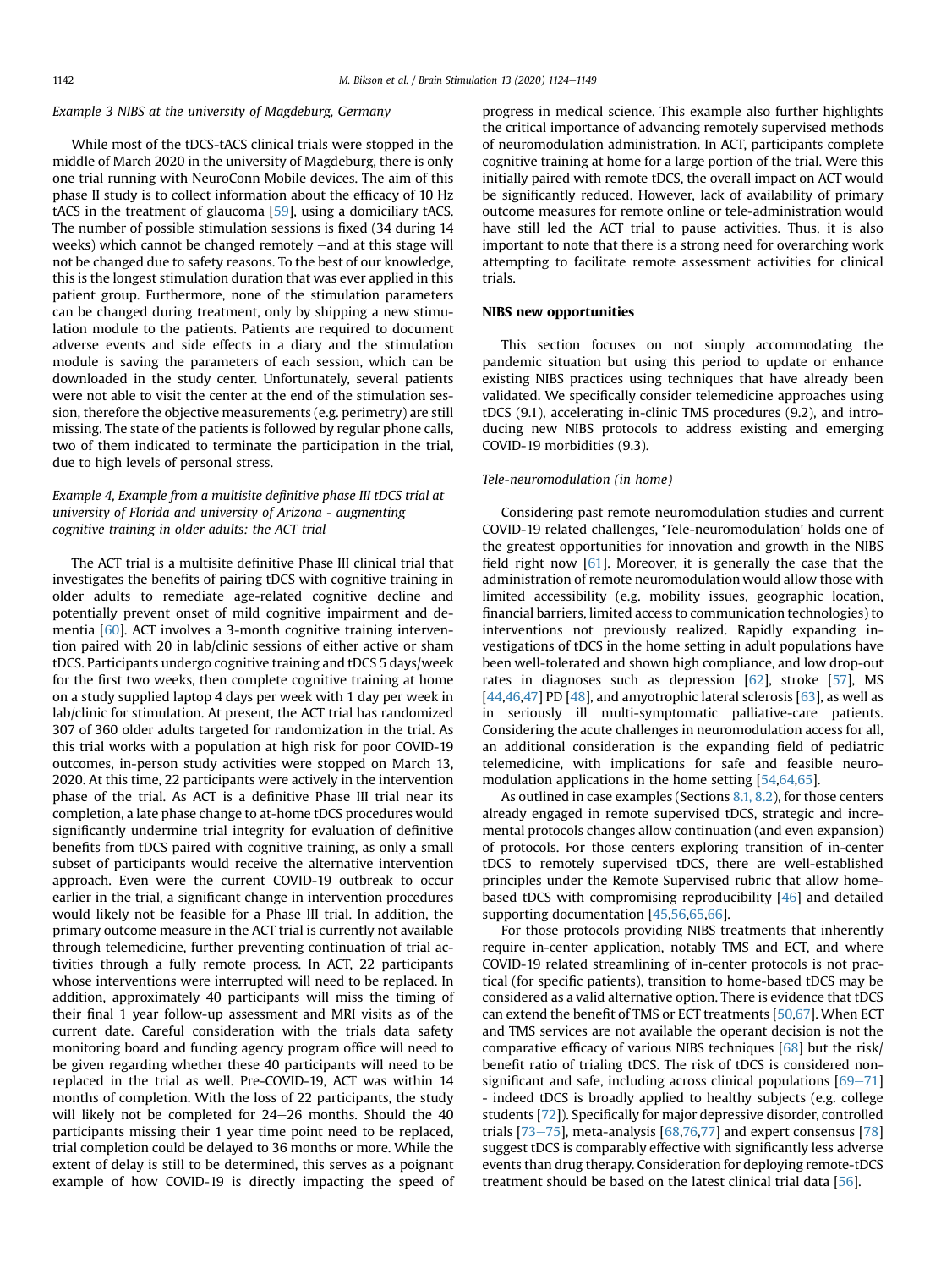*Example 3 NIBS at the university of Magdeburg, Germany*

While most of the tDCS-tACS clinical trials were stopped in the middle of March 2020 in the university of Magdeburg, there is only one trial running with NeuroConn Mobile devices. The aim of this phase II study is to collect information about the efficacy of 10 Hz tACS in the treatment of glaucoma [59], using a domiciliary tACS. The number of possible stimulation sessions is fixed (34 during 14 weeks) which cannot be changed remotely —and at this stage will not be changed due to safety reasons. To the best of our knowledge, this is the longest stimulation duration that was ever applied in this patient group. Furthermore, none of the stimulation parameters can be changed during treatment, only by shipping a new stimulation module to the patients. Patients are required to document adverse events and side effects in a diary and the stimulation module is saving the parameters of each session, which can be downloaded in the study center. Unfortunately, several patients were not able to visit the center at the end of the stimulation session, therefore the objective measurements (e.g. perimetry) are still missing. The state of the patients is followed by regular phone calls, two of them indicated to terminate the participation in the trial, due to high levels of personal stress.

*Example 4, Example from a multisite definitive phase III tDCS trial at university of Florida and university of Arizona - augmenting cognitive training in older adults: the ACT trial*

The ACT trial is a multisite definitive Phase III clinical trial that investigates the benefits of pairing tDCS with cognitive training in older adults to remediate age-related cognitive decline and potentially prevent onset of mild cognitive impairment and dementia [60]. ACT involves a 3-month cognitive training intervention paired with 20 in lab/clinic sessions of either active or sham tDCS. Participants undergo cognitive training and tDCS 5 days/week for the first two weeks, then complete cognitive training at home on a study supplied laptop 4 days per week with 1 day per week in lab/clinic for stimulation. At present, the ACT trial has randomized 307 of 360 older adults targeted for randomization in the trial. As this trial works with a population at high risk for poor COVID-19 outcomes, in-person study activities were stopped on March 13, 2020. At this time, 22 participants were actively in the intervention phase of the trial. As ACT is a definitive Phase III trial near its completion, a late phase change to at-home tDCS procedures would significantly undermine trial integrity for evaluation of definitive benefits from tDCS paired with cognitive training, as only a small subset of participants would receive the alternative intervention approach. Even were the current COVID-19 outbreak to occur earlier in the trial, a significant change in intervention procedures would likely not be feasible for a Phase III trial. In addition, the primary outcome measure in the ACT trial is currently not available through telemedicine, further preventing continuation of trial activities through a fully remote process. In ACT, 22 participants whose interventions were interrupted will need to be replaced. In addition, approximately 40 participants will miss the timing of their final 1 year follow-up assessment and MRI visits as of the current date. Careful consideration with the trials data safety monitoring board and funding agency program office will need to be given regarding whether these 40 participants will need to be replaced in the trial as well. Pre-COVID-19, ACT was within 14 months of completion. With the loss of 22 participants, the study will likely not be completed for 24–26 months. Should the 40 participants missing their 1 year time point need to be replaced, trial completion could be delayed to 36 months or more. While the extent of delay is still to be determined, this serves as a poignant example of how COVID-19 is directly impacting the speed of progress in medical science. This example also further highlights the critical importance of advancing remotely supervised methods of neuromodulation administration. In ACT, participants complete cognitive training at home for a large portion of the trial. Were this initially paired with remote tDCS, the overall impact on ACT would be significantly reduced. However, lack of availability of primary outcome measures for remote online or tele-administration would have still led the ACT trial to pause activities. Thus, it is also important to note that there is a strong need for overarching work attempting to facilitate remote assessment activities for clinical trials.

## NIBS new opportunities

This section focuses on not simply accommodating the pandemic situation but using this period to update or enhance existing NIBS practices using techniques that have already been validated. We specifically consider telemedicine approaches using tDCS (9.1), accelerating in-clinic TMS procedures (9.2), and introducing new NIBS protocols to address existing and emerging COVID-19 morbidities (9.3).

### *Tele-neuromodulation (in home)*

Considering past remote neuromodulation studies and current COVID-19 related challenges, 'Tele-neuromodulation' holds one of the greatest opportunities for innovation and growth in the NIBS field right now [61]. Moreover, it is generally the case that the administration of remote neuromodulation would allow those with limited accessibility (e.g. mobility issues, geographic location, financial barriers, limited access to communication technologies) to interventions not previously realized. Rapidly expanding investigations of tDCS in the home setting in adult populations have been well-tolerated and shown high compliance, and low drop-out rates in diagnoses such as depression [62], stroke [57], MS [44,46,47] PD [48], and amyotrophic lateral sclerosis [63], as well as in seriously ill multi-symptomatic palliative-care patients. Considering the acute challenges in neuromodulation access for all, an additional consideration is the expanding field of pediatric telemedicine, with implications for safe and feasible neuromodulation applications in the home setting [54,64,65].

As outlined in case examples (Sections 8.1, 8.2), for those centers already engaged in remote supervised tDCS, strategic and incremental protocols changes allow continuation (and even expansion) of protocols. For those centers exploring transition of in-center tDCS to remotely supervised tDCS, there are well-established principles under the Remote Supervised rubric that allow home-based tDCS with compromising reproducibility [46] and detailed supporting documentation [45,56,65,66].

For those protocols providing NIBS treatments that inherently require in-center application, notably TMS and ECT, and where COVID-19 related streamlining of in-center protocols is not practical (for specific patients), transition to home-based tDCS may be considered as a valid alternative option. There is evidence that tDCS can extend the benefit of TMS or ECT treatments [50,67]. When ECT and TMS services are not available the operant decision is not the comparative efficacy of various NIBS techniques [68] but the risk/benefit ratio of trialing tDCS. The risk of tDCS is considered non-significant and safe, including across clinical populations [69–71] - indeed tDCS is broadly applied to healthy subjects (e.g. college students [72]). Specifically for major depressive disorder, controlled trials [73–75], meta-analysis [68,76,77] and expert consensus [78] suggest tDCS is comparably effective with significantly less adverse events than drug therapy. Consideration for deploying remote-tDCS treatment should be based on the latest clinical trial data [56].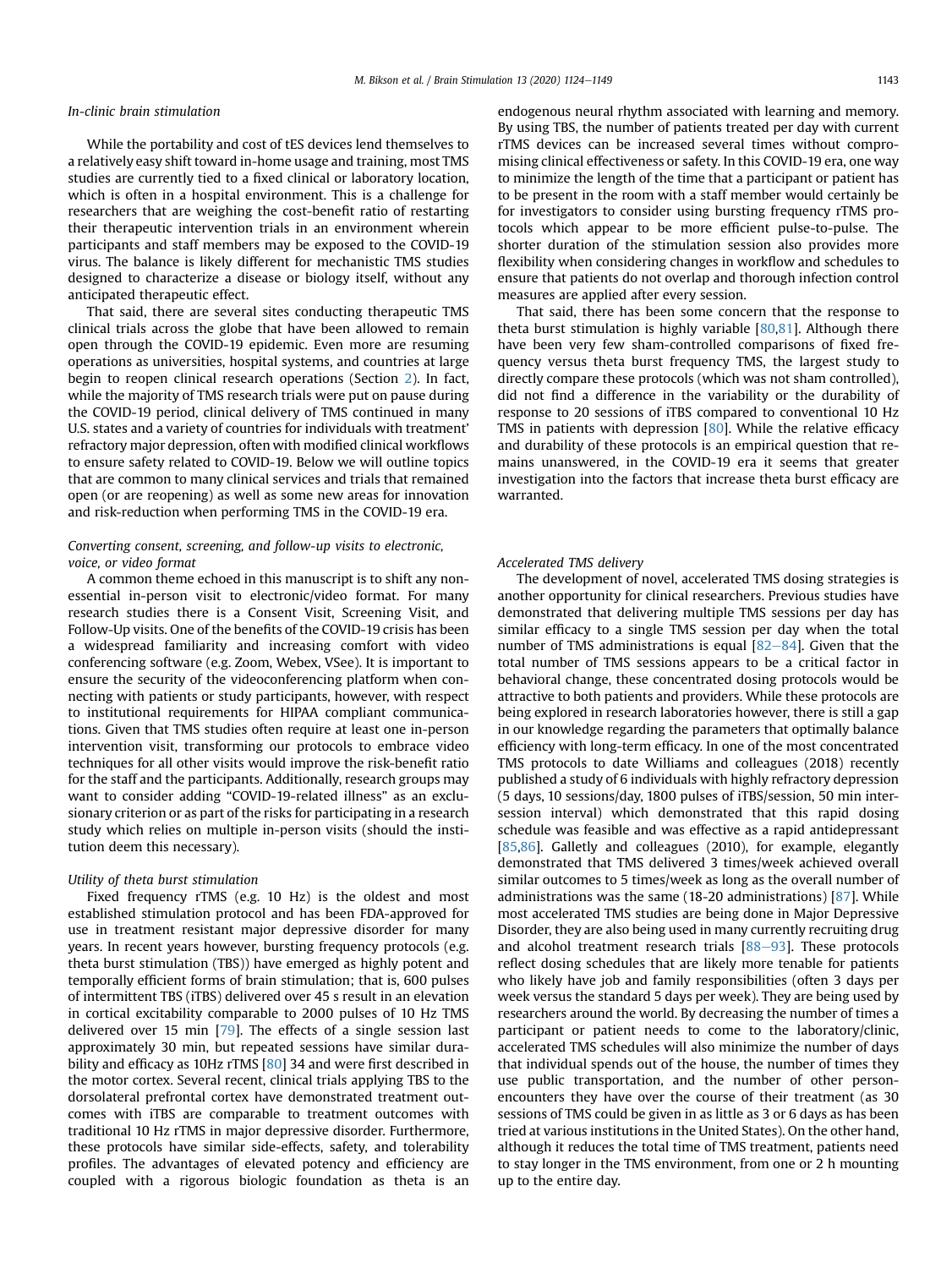### In-clinic brain stimulation

While the portability and cost of tES devices lend themselves to a relatively easy shift toward in-home usage and training, most TMS studies are currently tied to a fixed clinical or laboratory location, which is often in a hospital environment. This is a challenge for researchers that are weighing the cost-benefit ratio of restarting their therapeutic intervention trials in an environment wherein participants and staff members may be exposed to the COVID-19 virus. The balance is likely different for mechanistic TMS studies designed to characterize a disease or biology itself, without any anticipated therapeutic effect.

That said, there are several sites conducting therapeutic TMS clinical trials across the globe that have been allowed to remain open through the COVID-19 epidemic. Even more are resuming operations as universities, hospital systems, and countries at large begin to reopen clinical research operations (Section 2). In fact, while the majority of TMS research trials were put on pause during the COVID-19 period, clinical delivery of TMS continued in many U.S. states and a variety of countries for individuals with treatment' refractory major depression, often with modified clinical workflows to ensure safety related to COVID-19. Below we will outline topics that are common to many clinical services and trials that remained open (or are reopening) as well as some new areas for innovation and risk-reduction when performing TMS in the COVID-19 era.

### Converting consent, screening, and follow-up visits to electronic, voice, or video format

A common theme echoed in this manuscript is to shift any non-essential in-person visit to electronic/video format. For many research studies there is a Consent Visit, Screening Visit, and Follow-Up visits. One of the benefits of the COVID-19 crisis has been a widespread familiarity and increasing comfort with video conferencing software (e.g. Zoom, Webex, VSee). It is important to ensure the security of the videoconferencing platform when connecting with patients or study participants, however, with respect to institutional requirements for HIPAA compliant communications. Given that TMS studies often require at least one in-person intervention visit, transforming our protocols to embrace video techniques for all other visits would improve the risk-benefit ratio for the staff and the participants. Additionally, research groups may want to consider adding "COVID-19-related illness" as an exclusionary criterion or as part of the risks for participating in a research study which relies on multiple in-person visits (should the institution deem this necessary).

### Utility of theta burst stimulation

Fixed frequency rTMS (e.g. 10 Hz) is the oldest and most established stimulation protocol and has been FDA-approved for use in treatment resistant major depressive disorder for many years. In recent years however, bursting frequency protocols (e.g. theta burst stimulation (TBS)) have emerged as highly potent and temporally efficient forms of brain stimulation; that is, 600 pulses of intermittent TBS (iTBS) delivered over 45 s result in an elevation in cortical excitability comparable to 2000 pulses of 10 Hz TMS delivered over 15 min [79]. The effects of a single session last approximately 30 min, but repeated sessions have similar durability and efficacy as 10Hz rTMS [80] 34 and were first described in the motor cortex. Several recent, clinical trials applying TBS to the dorsolateral prefrontal cortex have demonstrated treatment outcomes with iTBS are comparable to treatment outcomes with traditional 10 Hz rTMS in major depressive disorder. Furthermore, these protocols have similar side-effects, safety, and tolerability profiles. The advantages of elevated potency and efficiency are coupled with a rigorous biologic foundation as theta is an endogenous neural rhythm associated with learning and memory. By using TBS, the number of patients treated per day with current rTMS devices can be increased several times without compromising clinical effectiveness or safety. In this COVID-19 era, one way to minimize the length of the time that a participant or patient has to be present in the room with a staff member would certainly be for investigators to consider using bursting frequency rTMS protocols which appear to be more efficient pulse-to-pulse. The shorter duration of the stimulation session also provides more flexibility when considering changes in workflow and schedules to ensure that patients do not overlap and thorough infection control measures are applied after every session.

That said, there has been some concern that the response to theta burst stimulation is highly variable [80,81]. Although there have been very few sham-controlled comparisons of fixed frequency versus theta burst frequency TMS, the largest study to directly compare these protocols (which was not sham controlled), did not find a difference in the variability or the durability of response to 20 sessions of iTBS compared to conventional 10 Hz TMS in patients with depression [80]. While the relative efficacy and durability of these protocols is an empirical question that remains unanswered, in the COVID-19 era it seems that greater investigation into the factors that increase theta burst efficacy are warranted.

### Accelerated TMS delivery

The development of novel, accelerated TMS dosing strategies is another opportunity for clinical researchers. Previous studies have demonstrated that delivering multiple TMS sessions per day has similar efficacy to a single TMS session per day when the total number of TMS administrations is equal [82–84]. Given that the total number of TMS sessions appears to be a critical factor in behavioral change, these concentrated dosing protocols would be attractive to both patients and providers. While these protocols are being explored in research laboratories however, there is still a gap in our knowledge regarding the parameters that optimally balance efficiency with long-term efficacy. In one of the most concentrated TMS protocols to date Williams and colleagues (2018) recently published a study of 6 individuals with highly refractory depression (5 days, 10 sessions/day, 1800 pulses of iTBS/session, 50 min intersession interval) which demonstrated that this rapid dosing schedule was feasible and was effective as a rapid antidepressant [85,86]. Galletly and colleagues (2010), for example, elegantly demonstrated that TMS delivered 3 times/week achieved overall similar outcomes to 5 times/week as long as the overall number of administrations was the same (18-20 administrations) [87]. While most accelerated TMS studies are being done in Major Depressive Disorder, they are also being used in many currently recruiting drug and alcohol treatment research trials [88–93]. These protocols reflect dosing schedules that are likely more tenable for patients who likely have job and family responsibilities (often 3 days per week versus the standard 5 days per week). They are being used by researchers around the world. By decreasing the number of times a participant or patient needs to come to the laboratory/clinic, accelerated TMS schedules will also minimize the number of days that individual spends out of the house, the number of times they use public transportation, and the number of other person-encounters they have over the course of their treatment (as 30 sessions of TMS could be given in as little as 3 or 6 days as has been tried at various institutions in the United States). On the other hand, although it reduces the total time of TMS treatment, patients need to stay longer in the TMS environment, from one or 2 h mounting up to the entire day.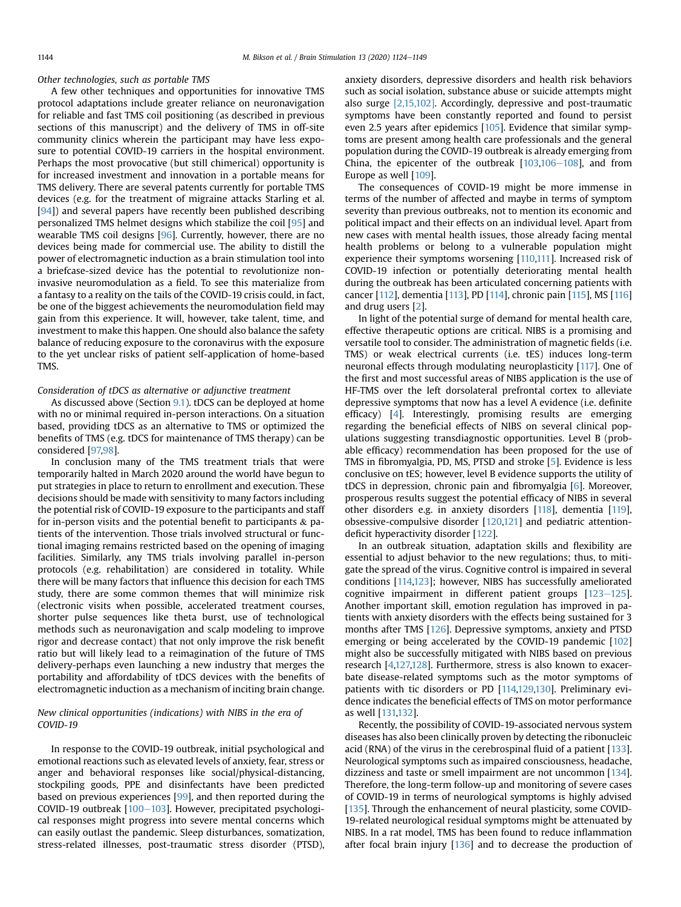*Other technologies, such as portable TMS*

A few other techniques and opportunities for innovative TMS protocol adaptations include greater reliance on neuronavigation for reliable and fast TMS coil positioning (as described in previous sections of this manuscript) and the delivery of TMS in off-site community clinics wherein the participant may have less exposure to potential COVID-19 carriers in the hospital environment. Perhaps the most provocative (but still chimerical) opportunity is for increased investment and innovation in a portable means for TMS delivery. There are several patents currently for portable TMS devices (e.g. for the treatment of migraine attacks Starling et al. [94]) and several papers have recently been published describing personalized TMS helmet designs which stabilize the coil [95] and wearable TMS coil designs [96]. Currently, however, there are no devices being made for commercial use. The ability to distill the power of electromagnetic induction as a brain stimulation tool into a briefcase-sized device has the potential to revolutionize non-invasive neuromodulation as a field. To see this materialize from a fantasy to a reality on the tails of the COVID-19 crisis could, in fact, be one of the biggest achievements the neuromodulation field may gain from this experience. It will, however, take talent, time, and investment to make this happen. One should also balance the safety balance of reducing exposure to the coronavirus with the exposure to the yet unclear risks of patient self-application of home-based TMS.

*Consideration of tDCS as alternative or adjunctive treatment*

As discussed above (Section 9.1). tDCS can be deployed at home with no or minimal required in-person interactions. On a situation based, providing tDCS as an alternative to TMS or optimized the benefits of TMS (e.g. tDCS for maintenance of TMS therapy) can be considered [97,98].

In conclusion many of the TMS treatment trials that were temporarily halted in March 2020 around the world have begun to put strategies in place to return to enrollment and execution. These decisions should be made with sensitivity to many factors including the potential risk of COVID-19 exposure to the participants and staff for in-person visits and the potential benefit to participants & patients of the intervention. Those trials involved structural or functional imaging remains restricted based on the opening of imaging facilities. Similarly, any TMS trials involving parallel in-person protocols (e.g. rehabilitation) are considered in totality. While there will be many factors that influence this decision for each TMS study, there are some common themes that will minimize risk (electronic visits when possible, accelerated treatment courses, shorter pulse sequences like theta burst, use of technological methods such as neuronavigation and scalp modeling to improve rigor and decrease contact) that not only improve the risk benefit ratio but will likely lead to a reimagination of the future of TMS delivery-perhaps even launching a new industry that merges the portability and affordability of tDCS devices with the benefits of electromagnetic induction as a mechanism of inciting brain change.

### New clinical opportunities (indications) with NIBS in the era of COVID-19

In response to the COVID-19 outbreak, initial psychological and emotional reactions such as elevated levels of anxiety, fear, stress or anger and behavioral responses like social/physical-distancing, stockpiling goods, PPE and disinfectants have been predicted based on previous experiences [99], and then reported during the COVID-19 outbreak [100–103]. However, precipitated psychological responses might progress into severe mental concerns which can easily outlast the pandemic. Sleep disturbances, somatization, stress-related illnesses, post-traumatic stress disorder (PTSD), anxiety disorders, depressive disorders and health risk behaviors such as social isolation, substance abuse or suicide attempts might also surge [2,15,102]. Accordingly, depressive and post-traumatic symptoms have been constantly reported and found to persist even 2.5 years after epidemics [105]. Evidence that similar symptoms are present among health care professionals and the general population during the COVID-19 outbreak is already emerging from China, the epicenter of the outbreak [103,106–108], and from Europe as well [109].

The consequences of COVID-19 might be more immense in terms of the number of affected and maybe in terms of symptom severity than previous outbreaks, not to mention its economic and political impact and their effects on an individual level. Apart from new cases with mental health issues, those already facing mental health problems or belong to a vulnerable population might experience their symptoms worsening [110,111]. Increased risk of COVID-19 infection or potentially deteriorating mental health during the outbreak has been articulated concerning patients with cancer [112], dementia [113], PD [114], chronic pain [115], MS [116] and drug users [2].

In light of the potential surge of demand for mental health care, effective therapeutic options are critical. NIBS is a promising and versatile tool to consider. The administration of magnetic fields (i.e. TMS) or weak electrical currents (i.e. tES) induces long-term neuronal effects through modulating neuroplasticity [117]. One of the first and most successful areas of NIBS application is the use of HF-TMS over the left dorsolateral prefrontal cortex to alleviate depressive symptoms that now has a level A evidence (i.e. definite efficacy) [4]. Interestingly, promising results are emerging regarding the beneficial effects of NIBS on several clinical populations suggesting transdiagnostic opportunities. Level B (probable efficacy) recommendation has been proposed for the use of TMS in fibromyalgia, PD, MS, PTSD and stroke [5]. Evidence is less conclusive on tES; however, level B evidence supports the utility of tDCS in depression, chronic pain and fibromyalgia [6]. Moreover, prosperous results suggest the potential efficacy of NIBS in several other disorders e.g. in anxiety disorders [118], dementia [119], obsessive-compulsive disorder [120,121] and pediatric attention-deficit hyperactivity disorder [122].

In an outbreak situation, adaptation skills and flexibility are essential to adjust behavior to the new regulations; thus, to mitigate the spread of the virus. Cognitive control is impaired in several conditions [114,123]; however, NIBS has successfully ameliorated cognitive impairment in different patient groups [123–125]. Another important skill, emotion regulation has improved in patients with anxiety disorders with the effects being sustained for 3 months after TMS [126]. Depressive symptoms, anxiety and PTSD emerging or being accelerated by the COVID-19 pandemic [102] might also be successfully mitigated with NIBS based on previous research [4,127,128]. Furthermore, stress is also known to exacerbate disease-related symptoms such as the motor symptoms of patients with tic disorders or PD [114,129,130]. Preliminary evidence indicates the beneficial effects of TMS on motor performance as well [131,132].

Recently, the possibility of COVID-19-associated nervous system diseases has also been clinically proven by detecting the ribonucleic acid (RNA) of the virus in the cerebrospinal fluid of a patient [133]. Neurological symptoms such as impaired consciousness, headache, dizziness and taste or smell impairment are not uncommon [134]. Therefore, the long-term follow-up and monitoring of severe cases of COVID-19 in terms of neurological symptoms is highly advised [135]. Through the enhancement of neural plasticity, some COVID-19-related neurological residual symptoms might be attenuated by NIBS. In a rat model, TMS has been found to reduce inflammation after focal brain injury [136] and to decrease the production of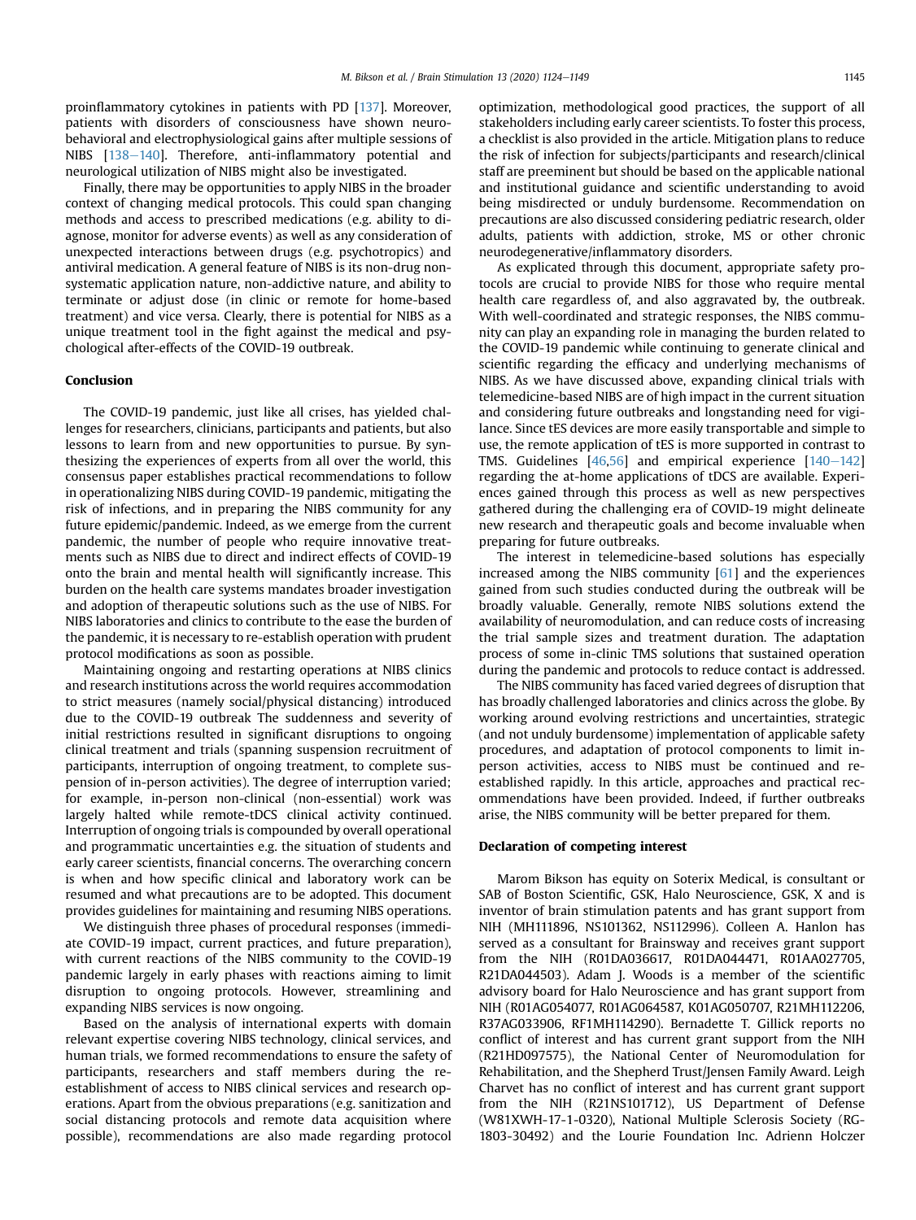proinflammatory cytokines in patients with PD [137]. Moreover, patients with disorders of consciousness have shown neurobehavioral and electrophysiological gains after multiple sessions of NIBS [138–140]. Therefore, anti-inflammatory potential and neurological utilization of NIBS might also be investigated.

Finally, there may be opportunities to apply NIBS in the broader context of changing medical protocols. This could span changing methods and access to prescribed medications (e.g. ability to diagnose, monitor for adverse events) as well as any consideration of unexpected interactions between drugs (e.g. psychotropics) and antiviral medication. A general feature of NIBS is its non-drug non-systematic application nature, non-addictive nature, and ability to terminate or adjust dose (in clinic or remote for home-based treatment) and vice versa. Clearly, there is potential for NIBS as a unique treatment tool in the fight against the medical and psychological after-effects of the COVID-19 outbreak.

## Conclusion

The COVID-19 pandemic, just like all crises, has yielded challenges for researchers, clinicians, participants and patients, but also lessons to learn from and new opportunities to pursue. By synthesizing the experiences of experts from all over the world, this consensus paper establishes practical recommendations to follow in operationalizing NIBS during COVID-19 pandemic, mitigating the risk of infections, and in preparing the NIBS community for any future epidemic/pandemic. Indeed, as we emerge from the current pandemic, the number of people who require innovative treatments such as NIBS due to direct and indirect effects of COVID-19 onto the brain and mental health will significantly increase. This burden on the health care systems mandates broader investigation and adoption of therapeutic solutions such as the use of NIBS. For NIBS laboratories and clinics to contribute to the ease the burden of the pandemic, it is necessary to re-establish operation with prudent protocol modifications as soon as possible.

Maintaining ongoing and restarting operations at NIBS clinics and research institutions across the world requires accommodation to strict measures (namely social/physical distancing) introduced due to the COVID-19 outbreak The suddenness and severity of initial restrictions resulted in significant disruptions to ongoing clinical treatment and trials (spanning suspension recruitment of participants, interruption of ongoing treatment, to complete suspension of in-person activities). The degree of interruption varied; for example, in-person non-clinical (non-essential) work was largely halted while remote-tDCS clinical activity continued. Interruption of ongoing trials is compounded by overall operational and programmatic uncertainties e.g. the situation of students and early career scientists, financial concerns. The overarching concern is when and how specific clinical and laboratory work can be resumed and what precautions are to be adopted. This document provides guidelines for maintaining and resuming NIBS operations.

We distinguish three phases of procedural responses (immediate COVID-19 impact, current practices, and future preparation), with current reactions of the NIBS community to the COVID-19 pandemic largely in early phases with reactions aiming to limit disruption to ongoing protocols. However, streamlining and expanding NIBS services is now ongoing.

Based on the analysis of international experts with domain relevant expertise covering NIBS technology, clinical services, and human trials, we formed recommendations to ensure the safety of participants, researchers and staff members during the re-establishment of access to NIBS clinical services and research operations. Apart from the obvious preparations (e.g. sanitization and social distancing protocols and remote data acquisition where possible), recommendations are also made regarding protocol optimization, methodological good practices, the support of all stakeholders including early career scientists. To foster this process, a checklist is also provided in the article. Mitigation plans to reduce the risk of infection for subjects/participants and research/clinical staff are preeminent but should be based on the applicable national and institutional guidance and scientific understanding to avoid being misdirected or unduly burdensome. Recommendation on precautions are also discussed considering pediatric research, older adults, patients with addiction, stroke, MS or other chronic neurodegenerative/inflammatory disorders.

As explicated through this document, appropriate safety protocols are crucial to provide NIBS for those who require mental health care regardless of, and also aggravated by, the outbreak. With well-coordinated and strategic responses, the NIBS community can play an expanding role in managing the burden related to the COVID-19 pandemic while continuing to generate clinical and scientific regarding the efficacy and underlying mechanisms of NIBS. As we have discussed above, expanding clinical trials with telemedicine-based NIBS are of high impact in the current situation and considering future outbreaks and longstanding need for vigilance. Since tES devices are more easily transportable and simple to use, the remote application of tES is more supported in contrast to TMS. Guidelines [46,56] and empirical experience [140–142] regarding the at-home applications of tDCS are available. Experiences gained through this process as well as new perspectives gathered during the challenging era of COVID-19 might delineate new research and therapeutic goals and become invaluable when preparing for future outbreaks.

The interest in telemedicine-based solutions has especially increased among the NIBS community [61] and the experiences gained from such studies conducted during the outbreak will be broadly valuable. Generally, remote NIBS solutions extend the availability of neuromodulation, and can reduce costs of increasing the trial sample sizes and treatment duration. The adaptation process of some in-clinic TMS solutions that sustained operation during the pandemic and protocols to reduce contact is addressed.

The NIBS community has faced varied degrees of disruption that has broadly challenged laboratories and clinics across the globe. By working around evolving restrictions and uncertainties, strategic (and not unduly burdensome) implementation of applicable safety procedures, and adaptation of protocol components to limit in-person activities, access to NIBS must be continued and re-established rapidly. In this article, approaches and practical recommendations have been provided. Indeed, if further outbreaks arise, the NIBS community will be better prepared for them.

## Declaration of competing interest

Marom Bikson has equity on Soterix Medical, is consultant or SAB of Boston Scientific, GSK, Halo Neuroscience, GSK, X and is inventor of brain stimulation patents and has grant support from NIH (MH111896, NS101362, NS112996). Colleen A. Hanlon has served as a consultant for Brainsway and receives grant support from the NIH (R01DA036617, R01DA044471, R01AA027705, R21DA044503). Adam J. Woods is a member of the scientific advisory board for Halo Neuroscience and has grant support from NIH (R01AG054077, R01AG064587, K01AG050707, R21MH112206, R37AG033906, RF1MH114290). Bernadette T. Gillick reports no conflict of interest and has current grant support from the NIH (R21HD097575), the National Center of Neuromodulation for Rehabilitation, and the Shepherd Trust/Jensen Family Award. Leigh Charvet has no conflict of interest and has current grant support from the NIH (R21NS101712), US Department of Defense (W81XWH-17-1-0320), National Multiple Sclerosis Society (RG-1803-30492) and the Lourie Foundation Inc. Adrienn Holczer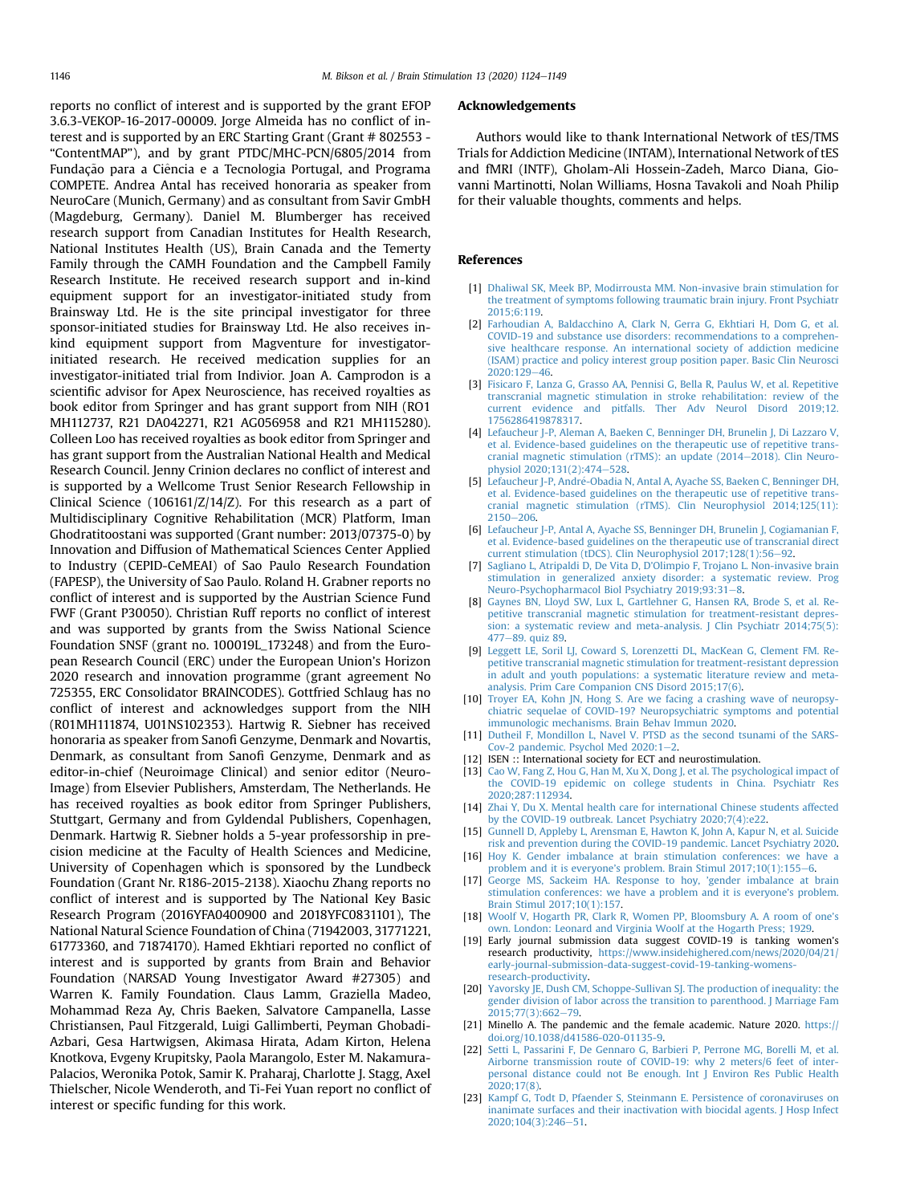reports no conflict of interest and is supported by the grant EFOP 3.6.3-VEKOP-16-2017-00009. Jorge Almeida has no conflict of interest and is supported by an ERC Starting Grant (Grant # 802553 - "ContentMAP"), and by grant PTDC/MHC-PCN/6805/2014 from Fundação para a Ciência e a Tecnologia Portugal, and Programa COMPETE. Andrea Antal has received honoraria as speaker from NeuroCare (Munich, Germany) and as consultant from Savir GmbH (Magdeburg, Germany). Daniel M. Blumberger has received research support from Canadian Institutes for Health Research, National Institutes Health (US), Brain Canada and the Temerty Family through the CAMH Foundation and the Campbell Family Research Institute. He received research support and in-kind equipment support for an investigator-initiated study from Brainsway Ltd. He is the site principal investigator for three sponsor-initiated studies for Brainsway Ltd. He also receives in-kind equipment support from Magventure for investigator-initiated research. He received medication supplies for an investigator-initiated trial from Indivior. Joan A. Camprodon is a scientific advisor for Apex Neuroscience, has received royalties as book editor from Springer and has grant support from NIH (RO1 MH112737, R21 DA042271, R21 AG056958 and R21 MH115280). Colleen Loo has received royalties as book editor from Springer and has grant support from the Australian National Health and Medical Research Council. Jenny Crinion declares no conflict of interest and is supported by a Wellcome Trust Senior Research Fellowship in Clinical Science (106161/Z/14/Z). For this research as a part of Multidisciplinary Cognitive Rehabilitation (MCR) Platform, Iman Ghodratitoostani was supported (Grant number: 2013/07375-0) by Innovation and Diffusion of Mathematical Sciences Center Applied to Industry (CEPID-CeMEAI) of Sao Paulo Research Foundation (FAPESP), the University of Sao Paulo. Roland H. Grabner reports no conflict of interest and is supported by the Austrian Science Fund FWF (Grant P30050). Christian Ruff reports no conflict of interest and was supported by grants from the Swiss National Science Foundation SNSF (grant no. 100019L_173248) and from the European Research Council (ERC) under the European Union's Horizon 2020 research and innovation programme (grant agreement No 725355, ERC Consolidator BRAINCODES). Gottfried Schlaug has no conflict of interest and acknowledges support from the NIH (R01MH111874, U01NS102353). Hartwig R. Siebner has received honoraria as speaker from Sanofi Genzyme, Denmark and Novartis, Denmark, as consultant from Sanofi Genzyme, Denmark and as editor-in-chief (Neuroimage Clinical) and senior editor (NeuroImage) from Elsevier Publishers, Amsterdam, The Netherlands. He has received royalties as book editor from Springer Publishers, Stuttgart, Germany and from Gyldendal Publishers, Copenhagen, Denmark. Hartwig R. Siebner holds a 5-year professorship in precision medicine at the Faculty of Health Sciences and Medicine, University of Copenhagen which is sponsored by the Lundbeck Foundation (Grant Nr. R186-2015-2138). Xiaochu Zhang reports no conflict of interest and is supported by The National Key Basic Research Program (2016YFA0400900 and 2018YFC0831101), The National Natural Science Foundation of China (71942003, 31771221, 61773360, and 71874170). Hamed Ekhtiari reported no conflict of interest and is supported by grants from Brain and Behavior Foundation (NARSAD Young Investigator Award #27305) and Warren K. Family Foundation. Claus Lamm, Graziella Madeo, Mohammad Reza Ay, Chris Baeken, Salvatore Campanella, Lasse Christiansen, Paul Fitzgerald, Luigi Gallimberti, Peyman Ghobadi-Azbari, Gesa Hartwigsen, Akimasa Hirata, Adam Kirton, Helena Knotkova, Evgeny Krupitsky, Paola Marangolo, Ester M. Nakamura-Palacios, Weronika Potok, Samir K. Praharaj, Charlotte J. Stagg, Axel Thielscher, Nicole Wenderoth, and Ti-Fei Yuan report no conflict of interest or specific funding for this work.

## Acknowledgements

Authors would like to thank International Network of tES/TMS Trials for Addiction Medicine (INTAM), International Network of tES and fMRI (INTF), Gholam-Ali Hossein-Zadeh, Marco Diana, Giovanni Martinotti, Nolan Williams, Hosna Tavakoli and Noah Philip for their valuable thoughts, comments and helps.

## References

[1] Dhaliwal SK, Meek BP, Modirrousta MM. Non-invasive brain stimulation for the treatment of symptoms following traumatic brain injury. Front Psychiatr 2015;6:119.

[2] Farhoudian A, Baldacchino A, Clark N, Gerra G, Ekhtiari H, Dom G, et al. COVID-19 and substance use disorders: recommendations to a comprehensive healthcare response. An international society of addiction medicine (ISAM) practice and policy interest group position paper. Basic Clin Neurosci 2020:129–46.

[3] Fisicaro F, Lanza G, Grasso AA, Pennisi G, Bella R, Paulus W, et al. Repetitive transcranial magnetic stimulation in stroke rehabilitation: review of the current evidence and pitfalls. Ther Adv Neurol Disord 2019;12. 1756286419878317.

[4] Lefaucheur J-P, Aleman A, Baeken C, Benninger DH, Brunelin J, Di Lazzaro V, et al. Evidence-based guidelines on the therapeutic use of repetitive transcranial magnetic stimulation (rTMS): an update (2014–2018). Clin Neurophysiol 2020;131(2):474–528.

[5] Lefaucheur J-P, André-Obadia N, Antal A, Ayache SS, Baeken C, Benninger DH, et al. Evidence-based guidelines on the therapeutic use of repetitive transcranial magnetic stimulation (rTMS). Clin Neurophysiol 2014;125(11): 2150–206.

[6] Lefaucheur J-P, Antal A, Ayache SS, Benninger DH, Brunelin J, Cogiamanian F, et al. Evidence-based guidelines on the therapeutic use of transcranial direct current stimulation (tDCS). Clin Neurophysiol 2017;128(1):56–92.

[7] Sagliano L, Atripaldi D, De Vita D, D'Olimpio F, Trojano L. Non-invasive brain stimulation in generalized anxiety disorder: a systematic review. Prog Neuro-Psychopharmacol Biol Psychiatry 2019;93:31–8.

[8] Gaynes BN, Lloyd SW, Lux L, Gartlehner G, Hansen RA, Brode S, et al. Repetitive transcranial magnetic stimulation for treatment-resistant depression: a systematic review and meta-analysis. J Clin Psychiatr 2014;75(5): 477–89. quiz 89.

[9] Leggett LE, Soril LJ, Coward S, Lorenzetti DL, MacKean G, Clement FM. Repetitive transcranial magnetic stimulation for treatment-resistant depression in adult and youth populations: a systematic literature review and meta-analysis. Prim Care Companion CNS Disord 2015;17(6).

[10] Troyer EA, Kohn JN, Hong S. Are we facing a crashing wave of neuropsychiatric sequelae of COVID-19? Neuropsychiatric symptoms and potential immunologic mechanisms. Brain Behav Immun 2020.

[11] Dutheil F, Mondillon L, Navel V. PTSD as the second tsunami of the SARS-Cov-2 pandemic. Psychol Med 2020:1–2.

[12] ISEN :: International society for ECT and neurostimulation.

[13] Cao W, Fang Z, Hou G, Han M, Xu X, Dong J, et al. The psychological impact of the COVID-19 epidemic on college students in China. Psychiatr Res 2020;287:112934.

[14] Zhai Y, Du X. Mental health care for international Chinese students affected by the COVID-19 outbreak. Lancet Psychiatry 2020;7(4):e22.

[15] Gunnell D, Appleby L, Arensman E, Hawton K, John A, Kapur N, et al. Suicide risk and prevention during the COVID-19 pandemic. Lancet Psychiatry 2020.

[16] Hoy K. Gender imbalance at brain stimulation conferences: we have a problem and it is everyone's problem. Brain Stimul 2017;10(1):155–6.

[17] George MS, Sackeim HA. Response to hoy, 'gender imbalance at brain stimulation conferences: we have a problem and it is everyone's problem. Brain Stimul 2017;10(1):157.

[18] Woolf V, Hogarth PR, Clark R, Women PP, Bloomsbury A. A room of one's own. London: Leonard and Virginia Woolf at the Hogarth Press; 1929.

[19] Early journal submission data suggest COVID-19 is tanking women's research productivity, https://www.insidehighered.com/news/2020/04/21/early-journal-submission-data-suggest-covid-19-tanking-womens-research-productivity.

[20] Yavorsky JE, Dush CM, Schoppe-Sullivan SJ. The production of inequality: the gender division of labor across the transition to parenthood. J Marriage Fam 2015;77(3):662–79.

[21] Minello A. The pandemic and the female academic. Nature 2020. https://doi.org/10.1038/d41586-020-01135-9.

[22] Setti L, Passarini F, De Gennaro G, Barbieri P, Perrone MG, Borelli M, et al. Airborne transmission route of COVID-19: why 2 meters/6 feet of inter-personal distance could not Be enough. Int J Environ Res Public Health 2020;17(8).

[23] Kampf G, Todt D, Pfaender S, Steinmann E. Persistence of coronaviruses on inanimate surfaces and their inactivation with biocidal agents. J Hosp Infect 2020;104(3):246–51.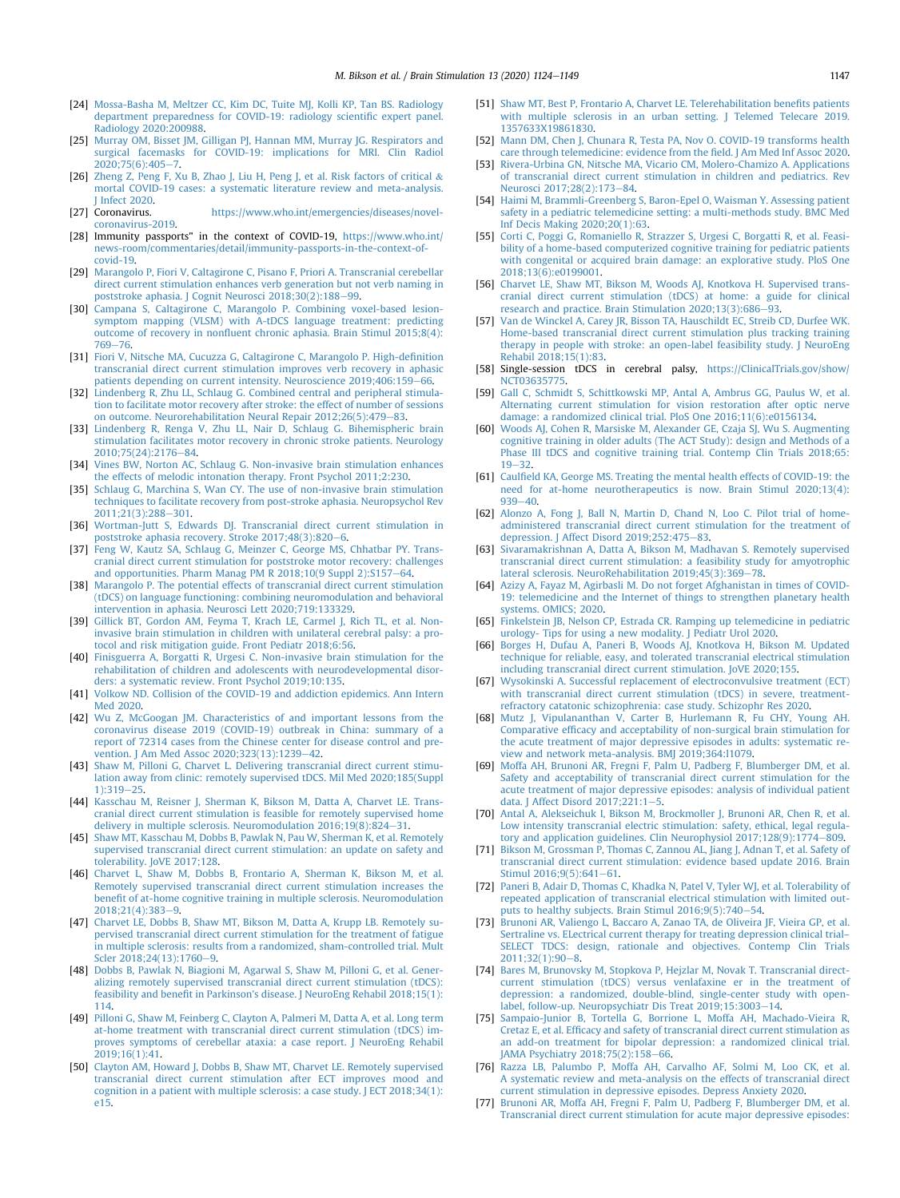[24] Mossa-Basha M, Meltzer CC, Kim DC, Tuite MJ, Kolli KP, Tan BS. Radiology department preparedness for COVID-19: radiology scientific expert panel. Radiology 2020:200988.

[25] Murray OM, Bisset JM, Gilligan PJ, Hannan MM, Murray JG. Respirators and surgical facemasks for COVID-19: implications for MRI. Clin Radiol 2020;75(6):405–7.

[26] Zheng Z, Peng F, Xu B, Zhao J, Liu H, Peng J, et al. Risk factors of critical & mortal COVID-19 cases: a systematic literature review and meta-analysis. J Infect 2020.

[27] Coronavirus. https://www.who.int/emergencies/diseases/novel-coronavirus-2019.

[28] Immunity passports" in the context of COVID-19, https://www.who.int/news-room/commentaries/detail/immunity-passports-in-the-context-of-covid-19.

[29] Marangolo P, Fiori V, Caltagirone C, Pisano F, Priori A. Transcranial cerebellar direct current stimulation enhances verb generation but not verb naming in poststroke aphasia. J Cognit Neurosci 2018;30(2):188–99.

[30] Campana S, Caltagirone C, Marangolo P. Combining voxel-based lesion-symptom mapping (VLSM) with A-tDCS language treatment: predicting outcome of recovery in nonfluent chronic aphasia. Brain Stimul 2015;8(4):769–76.

[31] Fiori V, Nitsche MA, Cucuzza G, Caltagirone C, Marangolo P. High-definition transcranial direct current stimulation improves verb recovery in aphasic patients depending on current intensity. Neuroscience 2019;406:159–66.

[32] Lindenberg R, Zhu LL, Schlaug G. Combined central and peripheral stimulation to facilitate motor recovery after stroke: the effect of number of sessions on outcome. Neurorehabilitation Neural Repair 2012;26(5):479–83.

[33] Lindenberg R, Renga V, Zhu LL, Nair D, Schlaug G. Bihemispheric brain stimulation facilitates motor recovery in chronic stroke patients. Neurology 2010;75(24):2176–84.

[34] Vines BW, Norton AC, Schlaug G. Non-invasive brain stimulation enhances the effects of melodic intonation therapy. Front Psychol 2011;2:230.

[35] Schlaug G, Marchina S, Wan CY. The use of non-invasive brain stimulation techniques to facilitate recovery from post-stroke aphasia. Neuropsychol Rev 2011;21(3):288–301.

[36] Wortman-Jutt S, Edwards DJ. Transcranial direct current stimulation in poststroke aphasia recovery. Stroke 2017;48(3):820–6.

[37] Feng W, Kautz SA, Schlaug G, Meinzer C, George MS, Chhatbar PY. Transcranial direct current stimulation for poststroke motor recovery: challenges and opportunities. Pharm Manag PM R 2018;10(9 Suppl 2):S157–64.

[38] Marangolo P. The potential effects of transcranial direct current stimulation (tDCS) on language functioning: combining neuromodulation and behavioral intervention in aphasia. Neurosci Lett 2020;719:133329.

[39] Gillick BT, Gordon AM, Feyma T, Krach LE, Carmel J, Rich TL, et al. Non-invasive brain stimulation in children with unilateral cerebral palsy: a protocol and risk mitigation guide. Front Pediatr 2018;6:56.

[40] Finisguerra A, Borgatti R, Urgesi C. Non-invasive brain stimulation for the rehabilitation of children and adolescents with neurodevelopmental disorders: a systematic review. Front Psychol 2019;10:135.

[41] Volkow ND. Collision of the COVID-19 and addiction epidemics. Ann Intern Med 2020.

[42] Wu Z, McGoogan JM. Characteristics of and important lessons from the coronavirus disease 2019 (COVID-19) outbreak in China: summary of a report of 72314 cases from the Chinese center for disease control and prevention. J Am Med Assoc 2020;323(13):1239–42.

[43] Shaw M, Pilloni G, Charvet L. Delivering transcranial direct current stimulation away from clinic: remotely supervised tDCS. Mil Med 2020;185(Suppl 1):319–25.

[44] Kasschau M, Reisner J, Sherman K, Bikson M, Datta A, Charvet LE. Transcranial direct current stimulation is feasible for remotely supervised home delivery in multiple sclerosis. Neuromodulation 2016;19(8):824–31.

[45] Shaw MT, Kasschau M, Dobbs B, Pawlak N, Pau W, Sherman K, et al. Remotely supervised transcranial direct current stimulation: an update on safety and tolerability. JoVE 2017;128.

[46] Charvet L, Shaw M, Dobbs B, Frontario A, Sherman K, Bikson M, et al. Remotely supervised transcranial direct current stimulation increases the benefit of at-home cognitive training in multiple sclerosis. Neuromodulation 2018;21(4):383–9.

[47] Charvet LE, Dobbs B, Shaw MT, Bikson M, Datta A, Krupp LB. Remotely supervised transcranial direct current stimulation for the treatment of fatigue in multiple sclerosis: results from a randomized, sham-controlled trial. Mult Scler 2018;24(13):1760–9.

[48] Dobbs B, Pawlak N, Biagioni M, Agarwal S, Shaw M, Pilloni G, et al. Generalizing remotely supervised transcranial direct current stimulation (tDCS): feasibility and benefit in Parkinson's disease. J NeuroEng Rehabil 2018;15(1):114.

[49] Pilloni G, Shaw M, Feinberg C, Clayton A, Palmeri M, Datta A, et al. Long term at-home treatment with transcranial direct current stimulation (tDCS) improves symptoms of cerebellar ataxia: a case report. J NeuroEng Rehabil 2019;16(1):41.

[50] Clayton AM, Howard J, Dobbs B, Shaw MT, Charvet LE. Remotely supervised transcranial direct current stimulation after ECT improves mood and cognition in a patient with multiple sclerosis: a case study. J ECT 2018;34(1):e15.

[51] Shaw MT, Best P, Frontario A, Charvet LE. Telerehabilitation benefits patients with multiple sclerosis in an urban setting. J Telemed Telecare 2019. 1357633X19861830.

[52] Mann DM, Chen J, Chunara R, Testa PA, Nov O. COVID-19 transforms health care through telemedicine: evidence from the field. J Am Med Inf Assoc 2020.

[53] Rivera-Urbina GN, Nitsche MA, Vicario CM, Molero-Chamizo A. Applications of transcranial direct current stimulation in children and pediatrics. Rev Neurosci 2017;28(2):173–84.

[54] Haimi M, Brammli-Greenberg S, Baron-Epel O, Waisman Y. Assessing patient safety in a pediatric telemedicine setting: a multi-methods study. BMC Med Inf Decis Making 2020;20(1):63.

[55] Corti C, Poggi G, Romaniello R, Strazzer S, Urgesi C, Borgatti R, et al. Feasibility of a home-based computerized cognitive training for pediatric patients with congenital or acquired brain damage: an explorative study. PloS One 2018;13(6):e0199001.

[56] Charvet LE, Shaw MT, Bikson M, Woods AJ, Knotkova H. Supervised transcranial direct current stimulation (tDCS) at home: a guide for clinical research and practice. Brain Stimulation 2020;13(3):686–93.

[57] Van de Winckel A, Carey JR, Bisson TA, Hauschildt EC, Streib CD, Durfee WK. Home-based transcranial direct current stimulation plus tracking training therapy in people with stroke: an open-label feasibility study. J NeuroEng Rehabil 2018;15(1):83.

[58] Single-session tDCS in cerebral palsy, https://ClinicalTrials.gov/show/NCT03635775.

[59] Gall C, Schmidt S, Schittkowski MP, Antal A, Ambrus GG, Paulus W, et al. Alternating current stimulation for vision restoration after optic nerve damage: a randomized clinical trial. PloS One 2016;11(6):e0156134.

[60] Woods AJ, Cohen R, Marsiske M, Alexander GE, Czaja SJ, Wu S. Augmenting cognitive training in older adults (The ACT Study): design and Methods of a Phase III tDCS and cognitive training trial. Contemp Clin Trials 2018;65:19–32.

[61] Caulfield KA, George MS. Treating the mental health effects of COVID-19: the need for at-home neurotherapeutics is now. Brain Stimul 2020;13(4):939–40.

[62] Alonzo A, Fong J, Ball N, Martin D, Chand N, Loo C. Pilot trial of home-administered transcranial direct current stimulation for the treatment of depression. J Affect Disord 2019;252:475–83.

[63] Sivaramakrishnan A, Datta A, Bikson M, Madhavan S. Remotely supervised transcranial direct current stimulation: a feasibility study for amyotrophic lateral sclerosis. NeuroRehabilitation 2019;45(3):369–78.

[64] Azizy A, Fayaz M, Agirbasli M. Do not forget Afghanistan in times of COVID-19: telemedicine and the Internet of things to strengthen planetary health systems. OMICS; 2020.

[65] Finkelstein JB, Nelson CP, Estrada CR. Ramping up telemedicine in pediatric urology- Tips for using a new modality. J Pediatr Urol 2020.

[66] Borges H, Dufau A, Paneri B, Woods AJ, Knotkova H, Bikson M. Updated technique for reliable, easy, and tolerated transcranial electrical stimulation including transcranial direct current stimulation. JoVE 2020;155.

[67] Wysokinski A. Successful replacement of electroconvulsive treatment (ECT) with transcranial direct current stimulation (tDCS) in severe, treatment-refractory catatonic schizophrenia: case study. Schizophr Res 2020.

[68] Mutz J, Vipulananthan V, Carter B, Hurlemann R, Fu CHY, Young AH. Comparative efficacy and acceptability of non-surgical brain stimulation for the acute treatment of major depressive episodes in adults: systematic review and network meta-analysis. BMJ 2019;364:l1079.

[69] Moffa AH, Brunoni AR, Fregni F, Palm U, Padberg F, Blumberger DM, et al. Safety and acceptability of transcranial direct current stimulation for the acute treatment of major depressive episodes: analysis of individual patient data. J Affect Disord 2017;221:1–5.

[70] Antal A, Alekseichuk I, Bikson M, Brockmoller J, Brunoni AR, Chen R, et al. Low intensity transcranial electric stimulation: safety, ethical, legal regulatory and application guidelines. Clin Neurophysiol 2017;128(9):1774–809.

[71] Bikson M, Grossman P, Thomas C, Zannou AL, Jiang J, Adnan T, et al. Safety of transcranial direct current stimulation: evidence based update 2016. Brain Stimul 2016;9(5):641–61.

[72] Paneri B, Adair D, Thomas C, Khadka N, Patel V, Tyler WJ, et al. Tolerability of repeated application of transcranial electrical stimulation with limited outputs to healthy subjects. Brain Stimul 2016;9(5):740–54.

[73] Brunoni AR, Valiengo L, Baccaro A, Zanao TA, de Oliveira JF, Vieira GP, et al. Sertraline vs. ELectrical current therapy for treating depression clinical trial–SELECT TDCS: design, rationale and objectives. Contemp Clin Trials 2011;32(1):90–8.

[74] Bares M, Brunovsky M, Stopkova P, Hejzlar M, Novak T. Transcranial direct-current stimulation (tDCS) versus venlafaxine er in the treatment of depression: a randomized, double-blind, single-center study with open-label, follow-up. Neuropsychiatr Dis Treat 2019;15:3003–14.

[75] Sampaio-Junior B, Tortella G, Borrione L, Moffa AH, Machado-Vieira R, Cretaz E, et al. Efficacy and safety of transcranial direct current stimulation as an add-on treatment for bipolar depression: a randomized clinical trial. JAMA Psychiatry 2018;75(2):158–66.

[76] Razza LB, Palumbo P, Moffa AH, Carvalho AF, Solmi M, Loo CK, et al. A systematic review and meta-analysis on the effects of transcranial direct current stimulation in depressive episodes. Depress Anxiety 2020.

[77] Brunoni AR, Moffa AH, Fregni F, Palm U, Padberg F, Blumberger DM, et al. Transcranial direct current stimulation for acute major depressive episodes: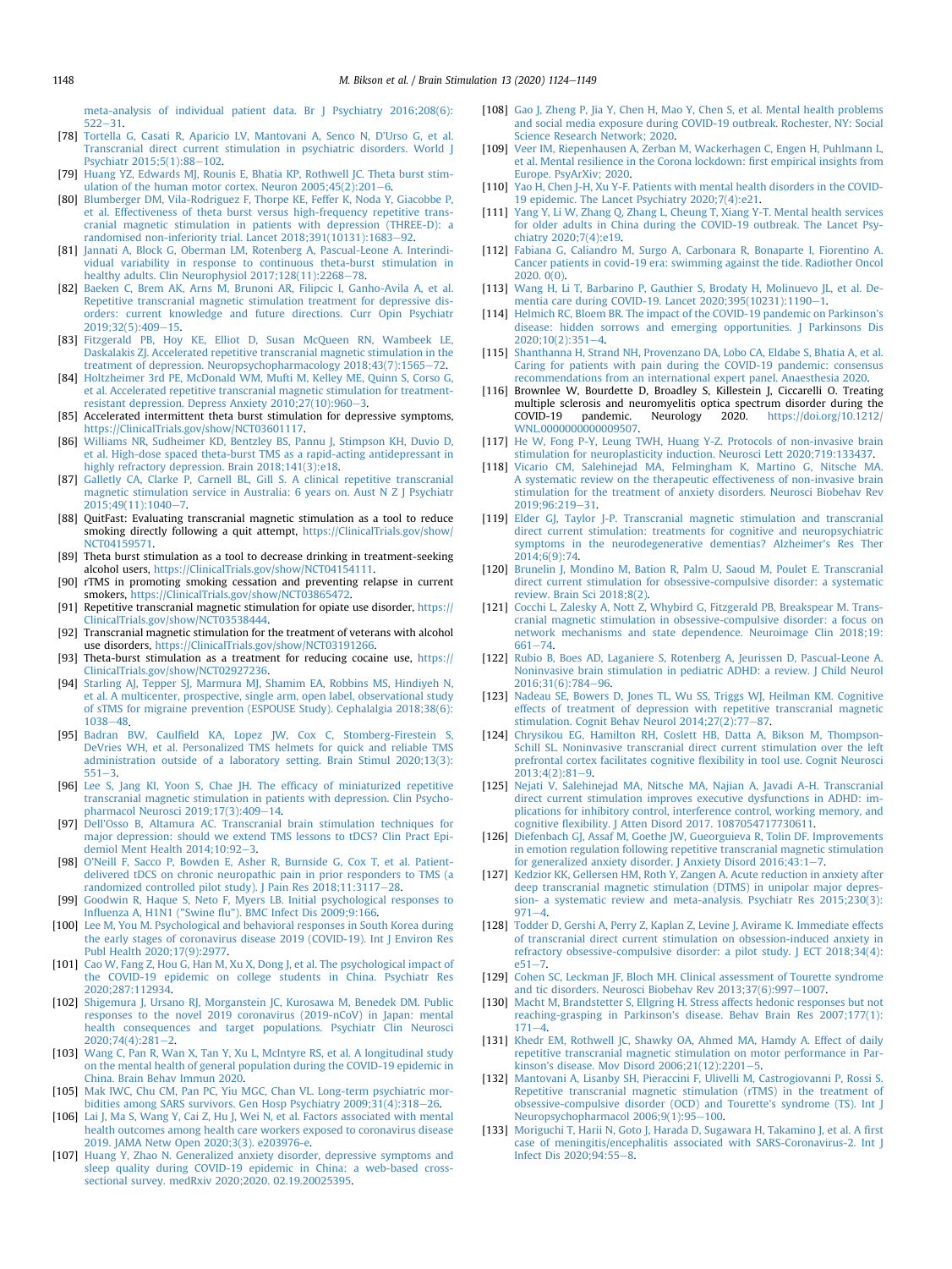meta-analysis of individual patient data. Br J Psychiatry 2016;208(6): 522–31.

[78] Tortella G, Casati R, Aparicio LV, Mantovani A, Senco N, D'Urso G, et al. Transcranial direct current stimulation in psychiatric disorders. World J Psychiatr 2015;5(1):88–102.

[79] Huang YZ, Edwards MJ, Rounis E, Bhatia KP, Rothwell JC. Theta burst stimulation of the human motor cortex. Neuron 2005;45(2):201–6.

[80] Blumberger DM, Vila-Rodriguez F, Thorpe KE, Feffer K, Noda Y, Giacobbe P, et al. Effectiveness of theta burst versus high-frequency repetitive transcranial magnetic stimulation in patients with depression (THREE-D): a randomised non-inferiority trial. Lancet 2018;391(10131):1683–92.

[81] Jannati A, Block G, Oberman LM, Rotenberg A, Pascual-Leone A. Interindividual variability in response to continuous theta-burst stimulation in healthy adults. Clin Neurophysiol 2017;128(11):2268–78.

[82] Baeken C, Brem AK, Arns M, Brunoni AR, Filipcic I, Ganho-Avila A, et al. Repetitive transcranial magnetic stimulation treatment for depressive disorders: current knowledge and future directions. Curr Opin Psychiatr 2019;32(5):409–15.

[83] Fitzgerald PB, Hoy KE, Elliot D, Susan McQueen RN, Wambeek LE, Daskalakis ZJ. Accelerated repetitive transcranial magnetic stimulation in the treatment of depression. Neuropsychopharmacology 2018;43(7):1565–72.

[84] Holtzheimer 3rd PE, McDonald WM, Mufti M, Kelley ME, Quinn S, Corso G, et al. Accelerated repetitive transcranial magnetic stimulation for treatment-resistant depression. Depress Anxiety 2010;27(10):960–3.

[85] Accelerated intermittent theta burst stimulation for depressive symptoms, https://ClinicalTrials.gov/show/NCT03601117.

[86] Williams NR, Sudheimer KD, Bentzley BS, Pannu J, Stimpson KH, Duvio D, et al. High-dose spaced theta-burst TMS as a rapid-acting antidepressant in highly refractory depression. Brain 2018;141(3):e18.

[87] Galletly CA, Clarke P, Carnell BL, Gill S. A clinical repetitive transcranial magnetic stimulation service in Australia: 6 years on. Aust N Z J Psychiatr 2015;49(11):1040–7.

[88] QuitFast: Evaluating transcranial magnetic stimulation as a tool to reduce smoking directly following a quit attempt, https://ClinicalTrials.gov/show/NCT04159571.

[89] Theta burst stimulation as a tool to decrease drinking in treatment-seeking alcohol users, https://ClinicalTrials.gov/show/NCT04154111.

[90] rTMS in promoting smoking cessation and preventing relapse in current smokers, https://ClinicalTrials.gov/show/NCT03865472.

[91] Repetitive transcranial magnetic stimulation for opiate use disorder, https://ClinicalTrials.gov/show/NCT03538444.

[92] Transcranial magnetic stimulation for the treatment of veterans with alcohol use disorders, https://ClinicalTrials.gov/show/NCT03191266.

[93] Theta-burst stimulation as a treatment for reducing cocaine use, https://ClinicalTrials.gov/show/NCT02927236.

[94] Starling AJ, Tepper SJ, Marmura MJ, Shamim EA, Robbins MS, Hindiyeh N, et al. A multicenter, prospective, single arm, open label, observational study of sTMS for migraine prevention (ESPOUSE Study). Cephalalgia 2018;38(6): 1038–48.

[95] Badran BW, Caulfield KA, Lopez JW, Cox C, Stomberg-Firestein S, DeVries WH, et al. Personalized TMS helmets for quick and reliable TMS administration outside of a laboratory setting. Brain Stimul 2020;13(3): 551–3.

[96] Lee S, Jang KI, Yoon S, Chae JH. The efficacy of miniaturized repetitive transcranial magnetic stimulation in patients with depression. Clin Psychopharmacol Neurosci 2019;17(3):409–14.

[97] Dell'Osso B, Altamura AC. Transcranial brain stimulation techniques for major depression: should we extend TMS lessons to tDCS? Clin Pract Epidemiol Ment Health 2014;10:92–3.

[98] O'Neill F, Sacco P, Bowden E, Asher R, Burnside G, Cox T, et al. Patient-delivered tDCS on chronic neuropathic pain in prior responders to TMS (a randomized controlled pilot study). J Pain Res 2018;11:3117–28.

[99] Goodwin R, Haque S, Neto F, Myers LB. Initial psychological responses to Influenza A, H1N1 ("Swine flu"). BMC Infect Dis 2009;9:166.

[100] Lee M, You M. Psychological and behavioral responses in South Korea during the early stages of coronavirus disease 2019 (COVID-19). Int J Environ Res Publ Health 2020;17(9):2977.

[101] Cao W, Fang Z, Hou G, Han M, Xu X, Dong J, et al. The psychological impact of the COVID-19 epidemic on college students in China. Psychiatr Res 2020;287:112934.

[102] Shigemura J, Ursano RJ, Morganstein JC, Kurosawa M, Benedek DM. Public responses to the novel 2019 coronavirus (2019-nCoV) in Japan: mental health consequences and target populations. Psychiatr Clin Neurosci 2020;74(4):281–2.

[103] Wang C, Pan R, Wan X, Tan Y, Xu L, McIntyre RS, et al. A longitudinal study on the mental health of general population during the COVID-19 epidemic in China. Brain Behav Immun 2020.

[105] Mak IWC, Chu CM, Pan PC, Yiu MGC, Chan VL. Long-term psychiatric morbidities among SARS survivors. Gen Hosp Psychiatry 2009;31(4):318–26.

[106] Lai J, Ma S, Wang Y, Cai Z, Hu J, Wei N, et al. Factors associated with mental health outcomes among health care workers exposed to coronavirus disease 2019. JAMA Netw Open 2020;3(3). e203976-e.

[107] Huang Y, Zhao N. Generalized anxiety disorder, depressive symptoms and sleep quality during COVID-19 epidemic in China: a web-based cross-sectional survey. medRxiv 2020;2020. 02.19.20025395.

[108] Gao J, Zheng P, Jia Y, Chen H, Mao Y, Chen S, et al. Mental health problems and social media exposure during COVID-19 outbreak. Rochester, NY: Social Science Research Network; 2020.

[109] Veer IM, Riepenhausen A, Zerban M, Wackerhagen C, Engen H, Puhlmann L, et al. Mental resilience in the Corona lockdown: first empirical insights from Europe. PsyArXiv; 2020.

[110] Yao H, Chen J-H, Xu Y-F. Patients with mental health disorders in the COVID-19 epidemic. The Lancet Psychiatry 2020;7(4):e21.

[111] Yang Y, Li W, Zhang Q, Zhang L, Cheung T, Xiang Y-T. Mental health services for older adults in China during the COVID-19 outbreak. The Lancet Psychiatry 2020;7(4):e19.

[112] Fabiana G, Caliandro M, Surgo A, Carbonara R, Bonaparte I, Fiorentino A. Cancer patients in covid-19 era: swimming against the tide. Radiother Oncol 2020. 0(0).

[113] Wang H, Li T, Barbarino P, Gauthier S, Brodaty H, Molinuevo JL, et al. Dementia care during COVID-19. Lancet 2020;395(10231):1190–1.

[114] Helmich RC, Bloem BR. The impact of the COVID-19 pandemic on Parkinson's disease: hidden sorrows and emerging opportunities. J Parkinsons Dis 2020;10(2):351–4.

[115] Shanthanna H, Strand NH, Provenzano DA, Lobo CA, Eldabe S, Bhatia A, et al. Caring for patients with pain during the COVID-19 pandemic: consensus recommendations from an international expert panel. Anaesthesia 2020.

[116] Brownlee W, Bourdette D, Broadley S, Killestein J, Ciccarelli O. Treating multiple sclerosis and neuromyelitis optica spectrum disorder during the COVID-19 pandemic. Neurology 2020. https://doi.org/10.1212/WNL.0000000000009507.

[117] He W, Fong P-Y, Leung TWH, Huang Y-Z. Protocols of non-invasive brain stimulation for neuroplasticity induction. Neurosci Lett 2020;719:133437.

[118] Vicario CM, Salehinejad MA, Felmingham K, Martino G, Nitsche MA. A systematic review on the therapeutic effectiveness of non-invasive brain stimulation for the treatment of anxiety disorders. Neurosci Biobehav Rev 2019;96:219–31.

[119] Elder GJ, Taylor J-P. Transcranial magnetic stimulation and transcranial direct current stimulation: treatments for cognitive and neuropsychiatric symptoms in the neurodegenerative dementias? Alzheimer's Res Ther 2014;6(9):74.

[120] Brunelin J, Mondino M, Bation R, Palm U, Saoud M, Poulet E. Transcranial direct current stimulation for obsessive-compulsive disorder: a systematic review. Brain Sci 2018;8(2).

[121] Cocchi L, Zalesky A, Nott Z, Whybird G, Fitzgerald PB, Breakspear M. Transcranial magnetic stimulation in obsessive-compulsive disorder: a focus on network mechanisms and state dependence. Neuroimage Clin 2018;19: 661–74.

[122] Rubio B, Boes AD, Laganiere S, Rotenberg A, Jeurissen D, Pascual-Leone A. Noninvasive brain stimulation in pediatric ADHD: a review. J Child Neurol 2016;31(6):784–96.

[123] Nadeau SE, Bowers D, Jones TL, Wu SS, Triggs WJ, Heilman KM. Cognitive effects of treatment of depression with repetitive transcranial magnetic stimulation. Cognit Behav Neurol 2014;27(2):77–87.

[124] Chrysikou EG, Hamilton RH, Coslett HB, Datta A, Bikson M, Thompson-Schill SL. Noninvasive transcranial direct current stimulation over the left prefrontal cortex facilitates cognitive flexibility in tool use. Cognit Neurosci 2013;4(2):81–9.

[125] Nejati V, Salehinejad MA, Nitsche MA, Najian A, Javadi A-H. Transcranial direct current stimulation improves executive dysfunctions in ADHD: implications for inhibitory control, interference control, working memory, and cognitive flexibility. J Atten Disord 2017. 1087054717730611.

[126] Diefenbach GJ, Assaf M, Goethe JW, Gueorguieva R, Tolin DF. Improvements in emotion regulation following repetitive transcranial magnetic stimulation for generalized anxiety disorder. J Anxiety Disord 2016;43:1–7.

[127] Kedzior KK, Gellersen HM, Roth Y, Zangen A. Acute reduction in anxiety after deep transcranial magnetic stimulation (DTMS) in unipolar major depression- a systematic review and meta-analysis. Psychiatr Res 2015;230(3): 971–4.

[128] Todder D, Gershi A, Perry Z, Kaplan Z, Levine J, Avirame K. Immediate effects of transcranial direct current stimulation on obsession-induced anxiety in refractory obsessive-compulsive disorder: a pilot study. J ECT 2018;34(4): e51–7.

[129] Cohen SC, Leckman JF, Bloch MH. Clinical assessment of Tourette syndrome and tic disorders. Neurosci Biobehav Rev 2013;37(6):997–1007.

[130] Macht M, Brandstetter S, Ellgring H. Stress affects hedonic responses but not reaching-grasping in Parkinson's disease. Behav Brain Res 2007;177(1): 171–4.

[131] Khedr EM, Rothwell JC, Shawky OA, Ahmed MA, Hamdy A. Effect of daily repetitive transcranial magnetic stimulation on motor performance in Parkinson's disease. Mov Disord 2006;21(12):2201–5.

[132] Mantovani A, Lisanby SH, Pieraccini F, Ulivelli M, Castrogiovanni P, Rossi S. Repetitive transcranial magnetic stimulation (rTMS) in the treatment of obsessive-compulsive disorder (OCD) and Tourette's syndrome (TS). Int J Neuropsychopharmacol 2006;9(1):95–100.

[133] Moriguchi T, Harii N, Goto J, Harada D, Sugawara H, Takamino J, et al. A first case of meningitis/encephalitis associated with SARS-Coronavirus-2. Int J Infect Dis 2020;94:55–8.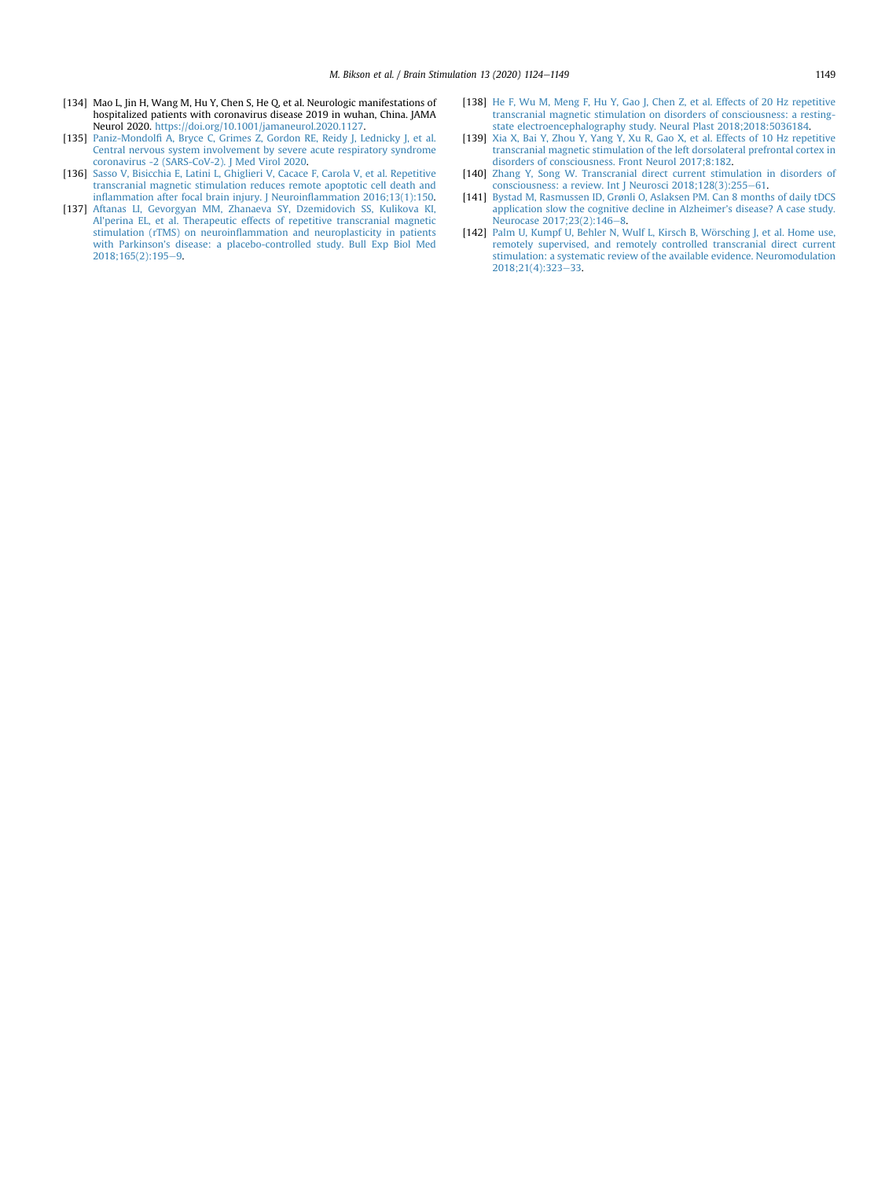[134] Mao L, Jin H, Wang M, Hu Y, Chen S, He Q, et al. Neurologic manifestations of hospitalized patients with coronavirus disease 2019 in wuhan, China. JAMA Neurol 2020. https://doi.org/10.1001/jamaneurol.2020.1127.

[135] Paniz-Mondolfi A, Bryce C, Grimes Z, Gordon RE, Reidy J, Lednicky J, et al. Central nervous system involvement by severe acute respiratory syndrome coronavirus -2 (SARS-CoV-2). J Med Virol 2020.

[136] Sasso V, Bisicchia E, Latini L, Ghiglieri V, Cacace F, Carola V, et al. Repetitive transcranial magnetic stimulation reduces remote apoptotic cell death and inflammation after focal brain injury. J Neuroinflammation 2016;13(1):150.

[137] Aftanas LI, Gevorgyan MM, Zhanaeva SY, Dzemidovich SS, Kulikova KI, Al'perina EL, et al. Therapeutic effects of repetitive transcranial magnetic stimulation (rTMS) on neuroinflammation and neuroplasticity in patients with Parkinson's disease: a placebo-controlled study. Bull Exp Biol Med 2018;165(2):195–9.

[138] He F, Wu M, Meng F, Hu Y, Gao J, Chen Z, et al. Effects of 20 Hz repetitive transcranial magnetic stimulation on disorders of consciousness: a resting-state electroencephalography study. Neural Plast 2018;2018:5036184.

[139] Xia X, Bai Y, Zhou Y, Yang Y, Xu R, Gao X, et al. Effects of 10 Hz repetitive transcranial magnetic stimulation of the left dorsolateral prefrontal cortex in disorders of consciousness. Front Neurol 2017;8:182.

[140] Zhang Y, Song W. Transcranial direct current stimulation in disorders of consciousness: a review. Int J Neurosci 2018;128(3):255–61.

[141] Bystad M, Rasmussen ID, Grønli O, Aslaksen PM. Can 8 months of daily tDCS application slow the cognitive decline in Alzheimer's disease? A case study. Neurocase 2017;23(2):146–8.

[142] Palm U, Kumpf U, Behler N, Wulf L, Kirsch B, Wörsching J, et al. Home use, remotely supervised, and remotely controlled transcranial direct current stimulation: a systematic review of the available evidence. Neuromodulation 2018;21(4):323–33.